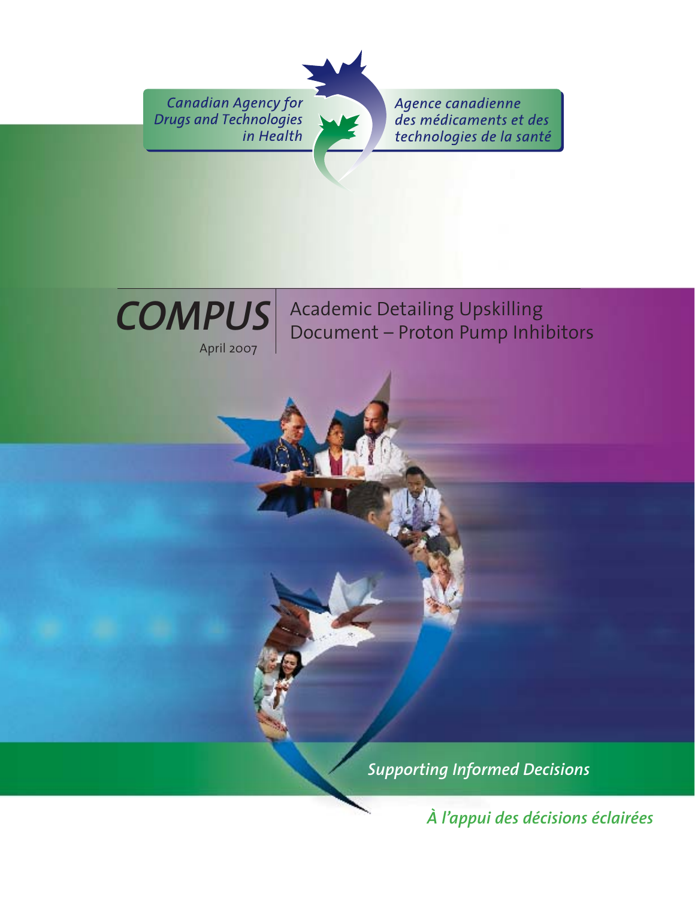Canadian Agency for Drugs and Technologies in Health

Agence canadienne des médicaments et des technologies de la santé

# COMPUS

April 2007

## Academic Detailing Upskilling Document – Proton Pump Inhibitors

*Supporting Informed Decisions*

*À l'appui des décisions éclairées*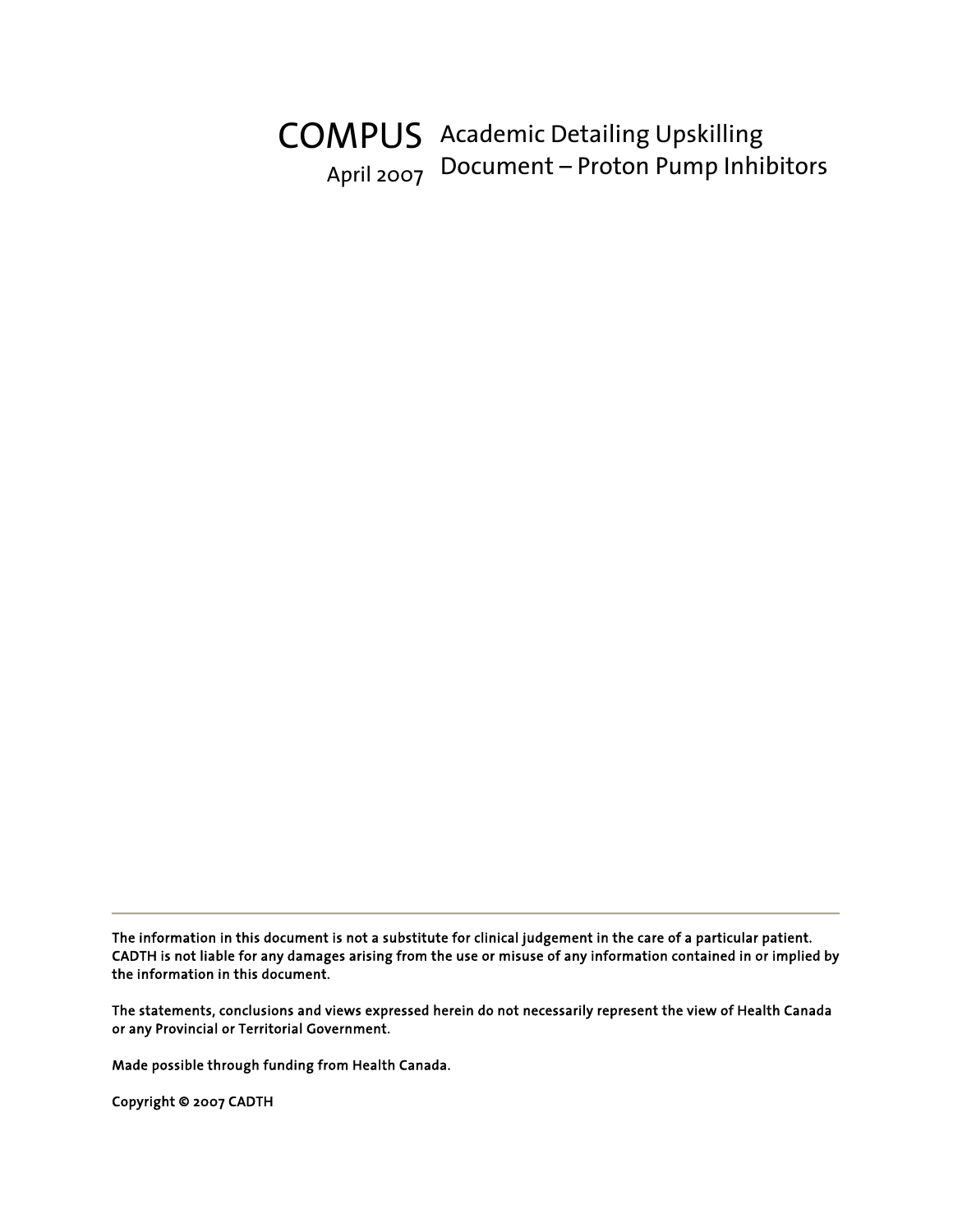# COMPUS Academic Detailing Upskilling Document – Proton Pump Inhibitors

April 2007

---

**The information in this document is not a substitute for clinical judgement in the care of a particular patient. CADTH is not liable for any damages arising from the use or misuse of any information contained in or implied by the information in this document.**

**The statements, conclusions and views expressed herein do not necessarily represent the view of Health Canada or any Provincial or Territorial Government.**

**Made possible through funding from Health Canada.**

**Copyright © 2007 CADTH**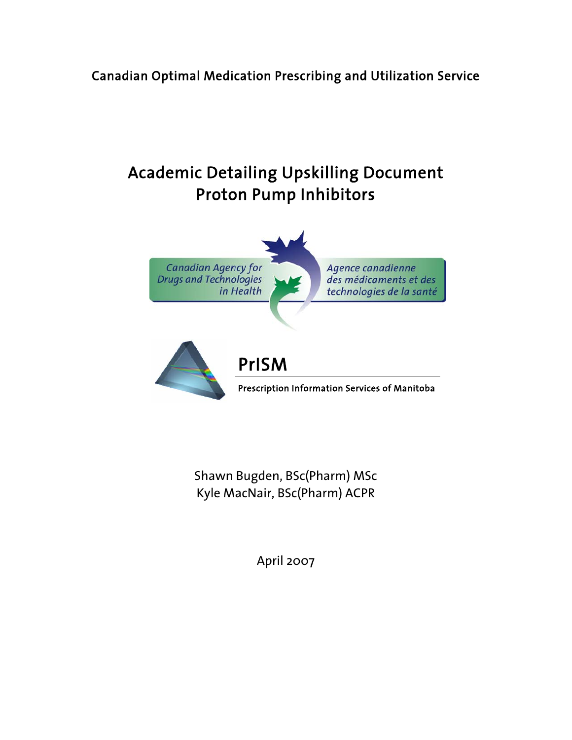Canadian Optimal Medication Prescribing and Utilization Service

# Academic Detailing Upskilling Document
# Proton Pump Inhibitors

Canadian Agency for Drugs and Technologies in Health

Agence canadienne des médicaments et des technologies de la santé

PrISM

Prescription Information Services of Manitoba

Shawn Bugden, BSc(Pharm) MSc
Kyle MacNair, BSc(Pharm) ACPR

April 2007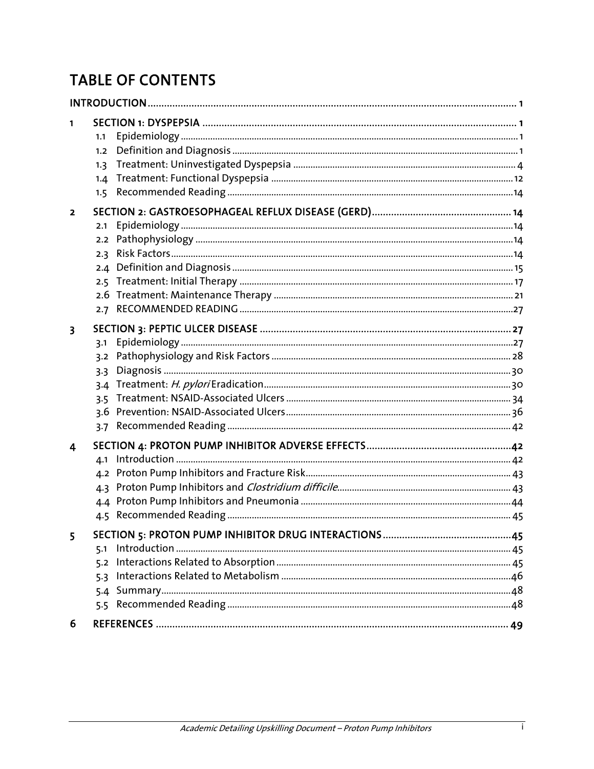# TABLE OF CONTENTS

INTRODUCTION ..... 1

1 SECTION 1: DYSPEPSIA ..... 1
- 1.1 Epidemiology ..... 1
- 1.2 Definition and Diagnosis ..... 1
- 1.3 Treatment: Uninvestigated Dyspepsia ..... 4
- 1.4 Treatment: Functional Dyspepsia ..... 12
- 1.5 Recommended Reading ..... 14

2 SECTION 2: GASTROESOPHAGEAL REFLUX DISEASE (GERD) ..... 14
- 2.1 Epidemiology ..... 14
- 2.2 Pathophysiology ..... 14
- 2.3 Risk Factors ..... 14
- 2.4 Definition and Diagnosis ..... 15
- 2.5 Treatment: Initial Therapy ..... 17
- 2.6 Treatment: Maintenance Therapy ..... 21
- 2.7 RECOMMENDED READING ..... 27

3 SECTION 3: PEPTIC ULCER DISEASE ..... 27
- 3.1 Epidemiology ..... 27
- 3.2 Pathophysiology and Risk Factors ..... 28
- 3.3 Diagnosis ..... 30
- 3.4 Treatment: *H. pylori* Eradication ..... 30
- 3.5 Treatment: NSAID-Associated Ulcers ..... 34
- 3.6 Prevention: NSAID-Associated Ulcers ..... 36
- 3.7 Recommended Reading ..... 42

4 SECTION 4: PROTON PUMP INHIBITOR ADVERSE EFFECTS ..... 42
- 4.1 Introduction ..... 42
- 4.2 Proton Pump Inhibitors and Fracture Risk ..... 43
- 4.3 Proton Pump Inhibitors and *Clostridium difficile* ..... 43
- 4.4 Proton Pump Inhibitors and Pneumonia ..... 44
- 4.5 Recommended Reading ..... 45

5 SECTION 5: PROTON PUMP INHIBITOR DRUG INTERACTIONS ..... 45
- 5.1 Introduction ..... 45
- 5.2 Interactions Related to Absorption ..... 45
- 5.3 Interactions Related to Metabolism ..... 46
- 5.4 Summary ..... 48
- 5.5 Recommended Reading ..... 48

6 REFERENCES ..... 49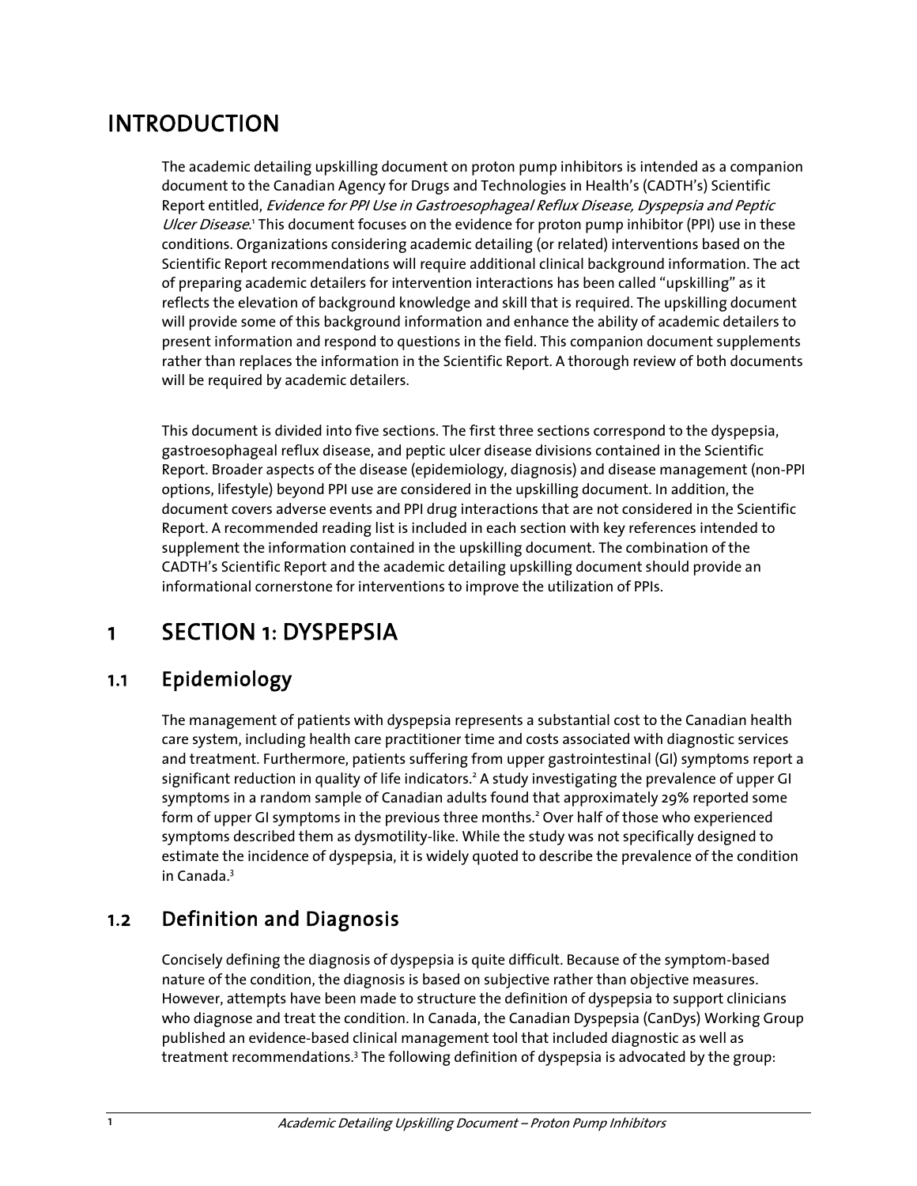# INTRODUCTION

The academic detailing upskilling document on proton pump inhibitors is intended as a companion document to the Canadian Agency for Drugs and Technologies in Health's (CADTH's) Scientific Report entitled, *Evidence for PPI Use in Gastroesophageal Reflux Disease, Dyspepsia and Peptic Ulcer Disease*.[1] This document focuses on the evidence for proton pump inhibitor (PPI) use in these conditions. Organizations considering academic detailing (or related) interventions based on the Scientific Report recommendations will require additional clinical background information. The act of preparing academic detailers for intervention interactions has been called "upskilling" as it reflects the elevation of background knowledge and skill that is required. The upskilling document will provide some of this background information and enhance the ability of academic detailers to present information and respond to questions in the field. This companion document supplements rather than replaces the information in the Scientific Report. A thorough review of both documents will be required by academic detailers.

This document is divided into five sections. The first three sections correspond to the dyspepsia, gastroesophageal reflux disease, and peptic ulcer disease divisions contained in the Scientific Report. Broader aspects of the disease (epidemiology, diagnosis) and disease management (non-PPI options, lifestyle) beyond PPI use are considered in the upskilling document. In addition, the document covers adverse events and PPI drug interactions that are not considered in the Scientific Report. A recommended reading list is included in each section with key references intended to supplement the information contained in the upskilling document. The combination of the CADTH's Scientific Report and the academic detailing upskilling document should provide an informational cornerstone for interventions to improve the utilization of PPIs.

# 1 SECTION 1: DYSPEPSIA

## 1.1 Epidemiology

The management of patients with dyspepsia represents a substantial cost to the Canadian health care system, including health care practitioner time and costs associated with diagnostic services and treatment. Furthermore, patients suffering from upper gastrointestinal (GI) symptoms report a significant reduction in quality of life indicators.[2] A study investigating the prevalence of upper GI symptoms in a random sample of Canadian adults found that approximately 29% reported some form of upper GI symptoms in the previous three months.[2] Over half of those who experienced symptoms described them as dysmotility-like. While the study was not specifically designed to estimate the incidence of dyspepsia, it is widely quoted to describe the prevalence of the condition in Canada.[3]

## 1.2 Definition and Diagnosis

Concisely defining the diagnosis of dyspepsia is quite difficult. Because of the symptom-based nature of the condition, the diagnosis is based on subjective rather than objective measures. However, attempts have been made to structure the definition of dyspepsia to support clinicians who diagnose and treat the condition. In Canada, the Canadian Dyspepsia (CanDys) Working Group published an evidence-based clinical management tool that included diagnostic as well as treatment recommendations.[3] The following definition of dyspepsia is advocated by the group: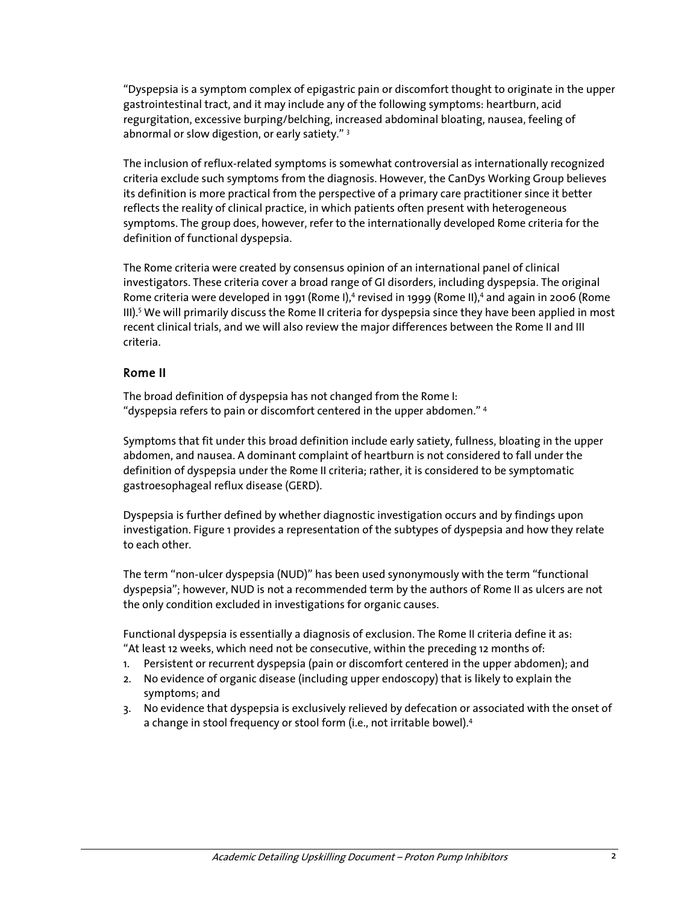"Dyspepsia is a symptom complex of epigastric pain or discomfort thought to originate in the upper gastrointestinal tract, and it may include any of the following symptoms: heartburn, acid regurgitation, excessive burping/belching, increased abdominal bloating, nausea, feeling of abnormal or slow digestion, or early satiety." [3]

The inclusion of reflux-related symptoms is somewhat controversial as internationally recognized criteria exclude such symptoms from the diagnosis. However, the CanDys Working Group believes its definition is more practical from the perspective of a primary care practitioner since it better reflects the reality of clinical practice, in which patients often present with heterogeneous symptoms. The group does, however, refer to the internationally developed Rome criteria for the definition of functional dyspepsia.

The Rome criteria were created by consensus opinion of an international panel of clinical investigators. These criteria cover a broad range of GI disorders, including dyspepsia. The original Rome criteria were developed in 1991 (Rome I),[4] revised in 1999 (Rome II),[4] and again in 2006 (Rome III).[5] We will primarily discuss the Rome II criteria for dyspepsia since they have been applied in most recent clinical trials, and we will also review the major differences between the Rome II and III criteria.

## Rome II

The broad definition of dyspepsia has not changed from the Rome I:
"dyspepsia refers to pain or discomfort centered in the upper abdomen." [4]

Symptoms that fit under this broad definition include early satiety, fullness, bloating in the upper abdomen, and nausea. A dominant complaint of heartburn is not considered to fall under the definition of dyspepsia under the Rome II criteria; rather, it is considered to be symptomatic gastroesophageal reflux disease (GERD).

Dyspepsia is further defined by whether diagnostic investigation occurs and by findings upon investigation. Figure 1 provides a representation of the subtypes of dyspepsia and how they relate to each other.

The term "non-ulcer dyspepsia (NUD)" has been used synonymously with the term "functional dyspepsia"; however, NUD is not a recommended term by the authors of Rome II as ulcers are not the only condition excluded in investigations for organic causes.

Functional dyspepsia is essentially a diagnosis of exclusion. The Rome II criteria define it as:
"At least 12 weeks, which need not be consecutive, within the preceding 12 months of:

1. Persistent or recurrent dyspepsia (pain or discomfort centered in the upper abdomen); and
2. No evidence of organic disease (including upper endoscopy) that is likely to explain the symptoms; and
3. No evidence that dyspepsia is exclusively relieved by defecation or associated with the onset of a change in stool frequency or stool form (i.e., not irritable bowel).[4]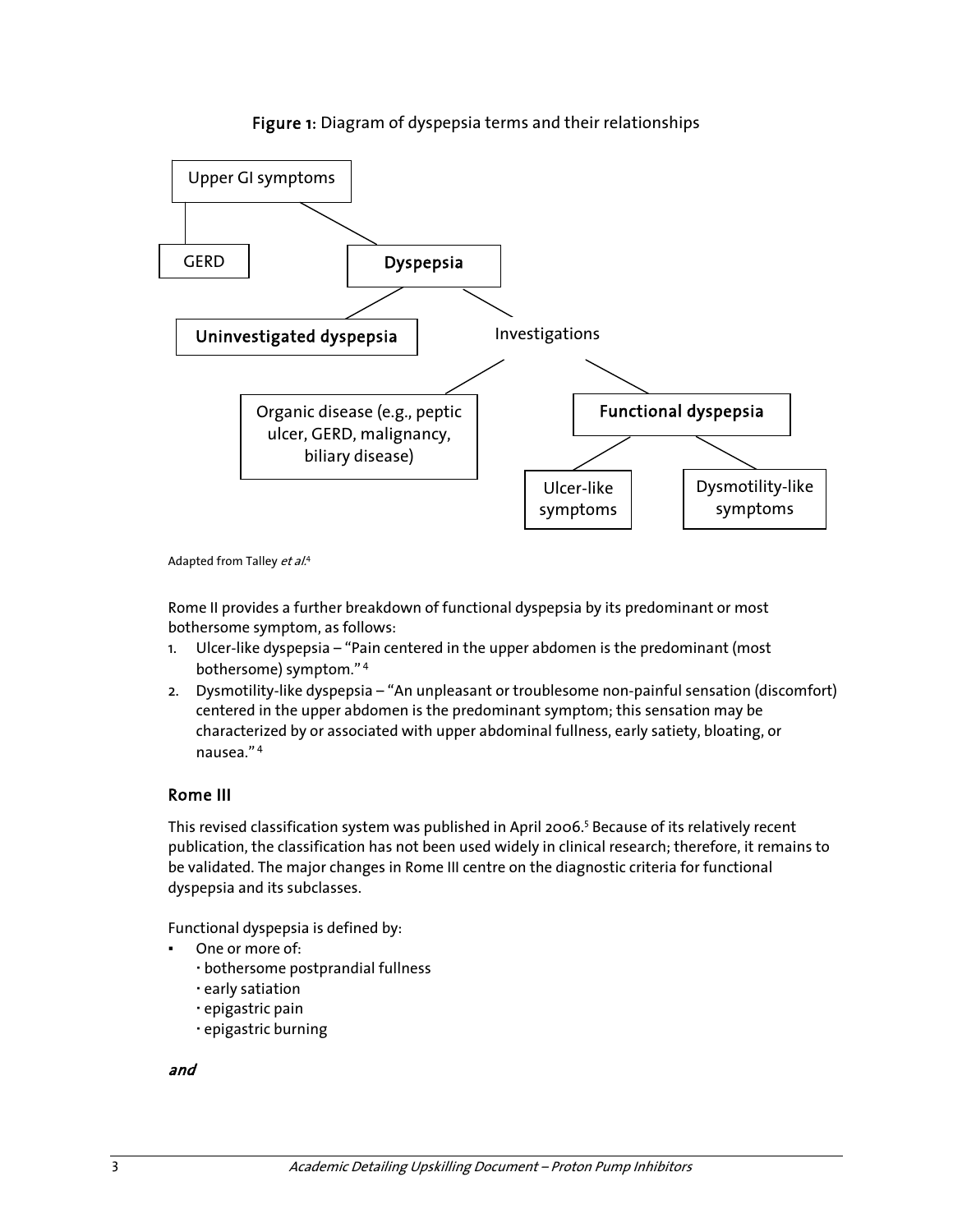**Figure 1:** Diagram of dyspepsia terms and their relationships

- Upper GI symptoms
  - GERD
  - **Dyspepsia**
    - **Uninvestigated dyspepsia**
    - Investigations
      - Organic disease (e.g., peptic ulcer, GERD, malignancy, biliary disease)
      - **Functional dyspepsia**
        - Ulcer-like symptoms
        - Dysmotility-like symptoms

Adapted from Talley *et al.*[4]

Rome II provides a further breakdown of functional dyspepsia by its predominant or most bothersome symptom, as follows:

1. Ulcer-like dyspepsia – "Pain centered in the upper abdomen is the predominant (most bothersome) symptom."[4]
2. Dysmotility-like dyspepsia – "An unpleasant or troublesome non-painful sensation (discomfort) centered in the upper abdomen is the predominant symptom; this sensation may be characterized by or associated with upper abdominal fullness, early satiety, bloating, or nausea."[4]

### Rome III

This revised classification system was published in April 2006.[5] Because of its relatively recent publication, the classification has not been used widely in clinical research; therefore, it remains to be validated. The major changes in Rome III centre on the diagnostic criteria for functional dyspepsia and its subclasses.

Functional dyspepsia is defined by:

- One or more of:
  - bothersome postprandial fullness
  - early satiation
  - epigastric pain
  - epigastric burning

***and***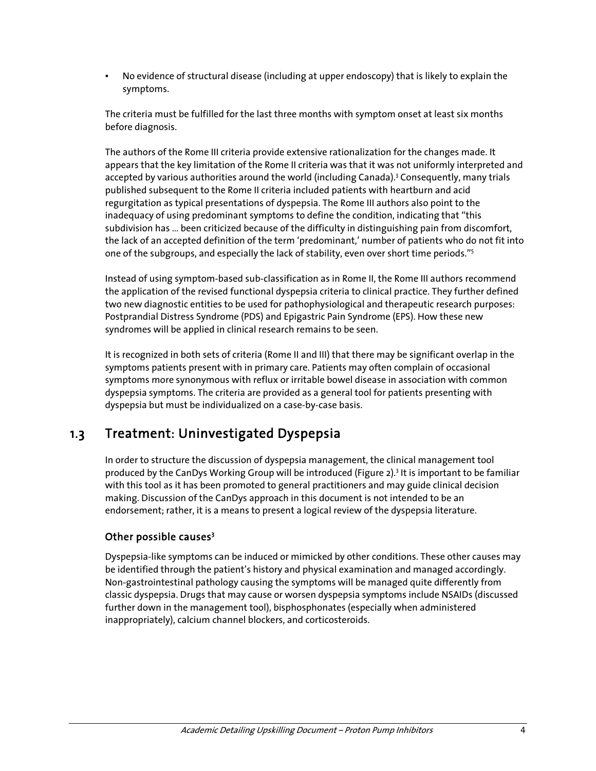- No evidence of structural disease (including at upper endoscopy) that is likely to explain the symptoms.

The criteria must be fulfilled for the last three months with symptom onset at least six months before diagnosis.

The authors of the Rome III criteria provide extensive rationalization for the changes made. It appears that the key limitation of the Rome II criteria was that it was not uniformly interpreted and accepted by various authorities around the world (including Canada).[3] Consequently, many trials published subsequent to the Rome II criteria included patients with heartburn and acid regurgitation as typical presentations of dyspepsia. The Rome III authors also point to the inadequacy of using predominant symptoms to define the condition, indicating that "this subdivision has ... been criticized because of the difficulty in distinguishing pain from discomfort, the lack of an accepted definition of the term 'predominant,' number of patients who do not fit into one of the subgroups, and especially the lack of stability, even over short time periods."[5]

Instead of using symptom-based sub-classification as in Rome II, the Rome III authors recommend the application of the revised functional dyspepsia criteria to clinical practice. They further defined two new diagnostic entities to be used for pathophysiological and therapeutic research purposes: Postprandial Distress Syndrome (PDS) and Epigastric Pain Syndrome (EPS). How these new syndromes will be applied in clinical research remains to be seen.

It is recognized in both sets of criteria (Rome II and III) that there may be significant overlap in the symptoms patients present with in primary care. Patients may often complain of occasional symptoms more synonymous with reflux or irritable bowel disease in association with common dyspepsia symptoms. The criteria are provided as a general tool for patients presenting with dyspepsia but must be individualized on a case-by-case basis.

## 1.3 Treatment: Uninvestigated Dyspepsia

In order to structure the discussion of dyspepsia management, the clinical management tool produced by the CanDys Working Group will be introduced (Figure 2).[3] It is important to be familiar with this tool as it has been promoted to general practitioners and may guide clinical decision making. Discussion of the CanDys approach in this document is not intended to be an endorsement; rather, it is a means to present a logical review of the dyspepsia literature.

### Other possible causes[3]

Dyspepsia-like symptoms can be induced or mimicked by other conditions. These other causes may be identified through the patient's history and physical examination and managed accordingly. Non-gastrointestinal pathology causing the symptoms will be managed quite differently from classic dyspepsia. Drugs that may cause or worsen dyspepsia symptoms include NSAIDs (discussed further down in the management tool), bisphosphonates (especially when administered inappropriately), calcium channel blockers, and corticosteroids.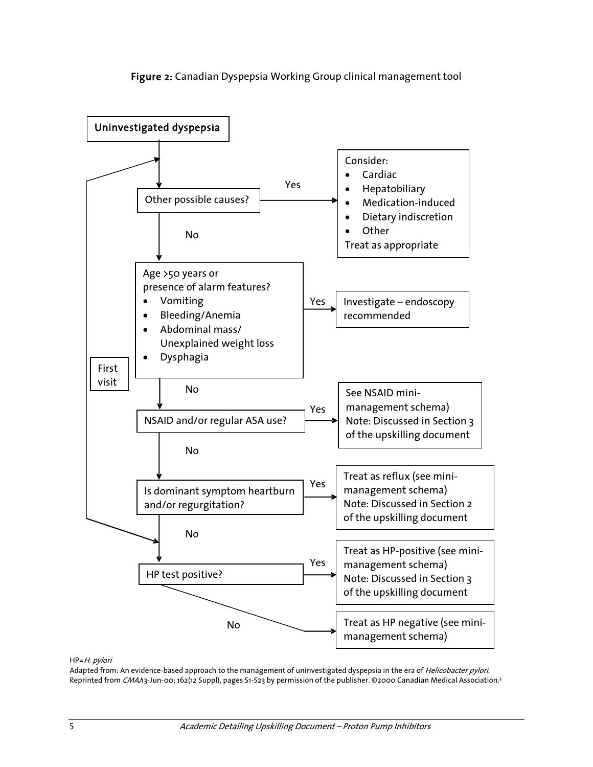**Figure 2:** Canadian Dyspepsia Working Group clinical management tool

**Uninvestigated dyspepsia**

- **Other possible causes?**
  - Yes → Consider:
    - Cardiac
    - Hepatobiliary
    - Medication-induced
    - Dietary indiscretion
    - Other

    Treat as appropriate
  - No ↓
- **Age >50 years or presence of alarm features?**
  - Vomiting
  - Bleeding/Anemia
  - Abdominal mass/ Unexplained weight loss
  - Dysphagia
  - Yes → Investigate – endoscopy recommended
  - No ↓
- **NSAID and/or regular ASA use?**
  - Yes → See NSAID mini-management schema) Note: Discussed in Section 3 of the upskilling document
  - No ↓
- **Is dominant symptom heartburn and/or regurgitation?**
  - Yes → Treat as reflux (see mini-management schema) Note: Discussed in Section 2 of the upskilling document
  - No ↓
- **HP test positive?**
  - Yes → Treat as HP-positive (see mini-management schema) Note: Discussed in Section 3 of the upskilling document
  - No → Treat as HP negative (see mini-management schema)

First visit

HP=*H. pylori*

Adapted from: An evidence-based approach to the management of uninvestigated dyspepsia in the era of *Helicobacter pylori*. Reprinted from *CMAJ* 13-Jun-00; 162(12 Suppl), pages S1-S23 by permission of the publisher. ©2000 Canadian Medical Association.[3]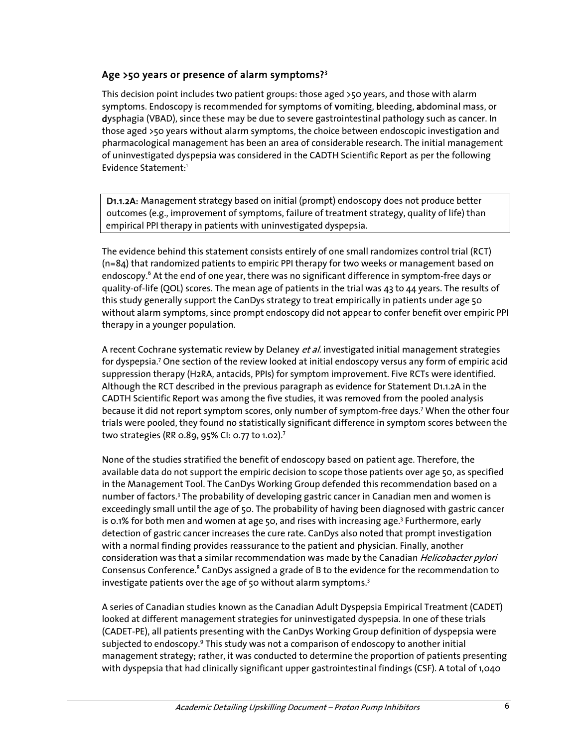## Age >50 years or presence of alarm symptoms?[3]

This decision point includes two patient groups: those aged >50 years, and those with alarm symptoms. Endoscopy is recommended for symptoms of **v**omiting, **b**leeding, **a**bdominal mass, or **d**ysphagia (VBAD), since these may be due to severe gastrointestinal pathology such as cancer. In those aged >50 years without alarm symptoms, the choice between endoscopic investigation and pharmacological management has been an area of considerable research. The initial management of uninvestigated dyspepsia was considered in the CADTH Scientific Report as per the following Evidence Statement:[1]

> **D1.1.2A:** Management strategy based on initial (prompt) endoscopy does not produce better outcomes (e.g., improvement of symptoms, failure of treatment strategy, quality of life) than empirical PPI therapy in patients with uninvestigated dyspepsia.

The evidence behind this statement consists entirely of one small randomizes control trial (RCT) (n=84) that randomized patients to empiric PPI therapy for two weeks or management based on endoscopy.[6] At the end of one year, there was no significant difference in symptom-free days or quality-of-life (QOL) scores. The mean age of patients in the trial was 43 to 44 years. The results of this study generally support the CanDys strategy to treat empirically in patients under age 50 without alarm symptoms, since prompt endoscopy did not appear to confer benefit over empiric PPI therapy in a younger population.

A recent Cochrane systematic review by Delaney *et al.* investigated initial management strategies for dyspepsia.[7] One section of the review looked at initial endoscopy versus any form of empiric acid suppression therapy (H2RA, antacids, PPIs) for symptom improvement. Five RCTs were identified. Although the RCT described in the previous paragraph as evidence for Statement D1.1.2A in the CADTH Scientific Report was among the five studies, it was removed from the pooled analysis because it did not report symptom scores, only number of symptom-free days.[7] When the other four trials were pooled, they found no statistically significant difference in symptom scores between the two strategies (RR 0.89, 95% CI: 0.77 to 1.02).[7]

None of the studies stratified the benefit of endoscopy based on patient age. Therefore, the available data do not support the empiric decision to scope those patients over age 50, as specified in the Management Tool. The CanDys Working Group defended this recommendation based on a number of factors.[3] The probability of developing gastric cancer in Canadian men and women is exceedingly small until the age of 50. The probability of having been diagnosed with gastric cancer is 0.1% for both men and women at age 50, and rises with increasing age.[3] Furthermore, early detection of gastric cancer increases the cure rate. CanDys also noted that prompt investigation with a normal finding provides reassurance to the patient and physician. Finally, another consideration was that a similar recommendation was made by the Canadian *Helicobacter pylori* Consensus Conference.[8] CanDys assigned a grade of B to the evidence for the recommendation to investigate patients over the age of 50 without alarm symptoms.[3]

A series of Canadian studies known as the Canadian Adult Dyspepsia Empirical Treatment (CADET) looked at different management strategies for uninvestigated dyspepsia. In one of these trials (CADET-PE), all patients presenting with the CanDys Working Group definition of dyspepsia were subjected to endoscopy.[9] This study was not a comparison of endoscopy to another initial management strategy; rather, it was conducted to determine the proportion of patients presenting with dyspepsia that had clinically significant upper gastrointestinal findings (CSF). A total of 1,040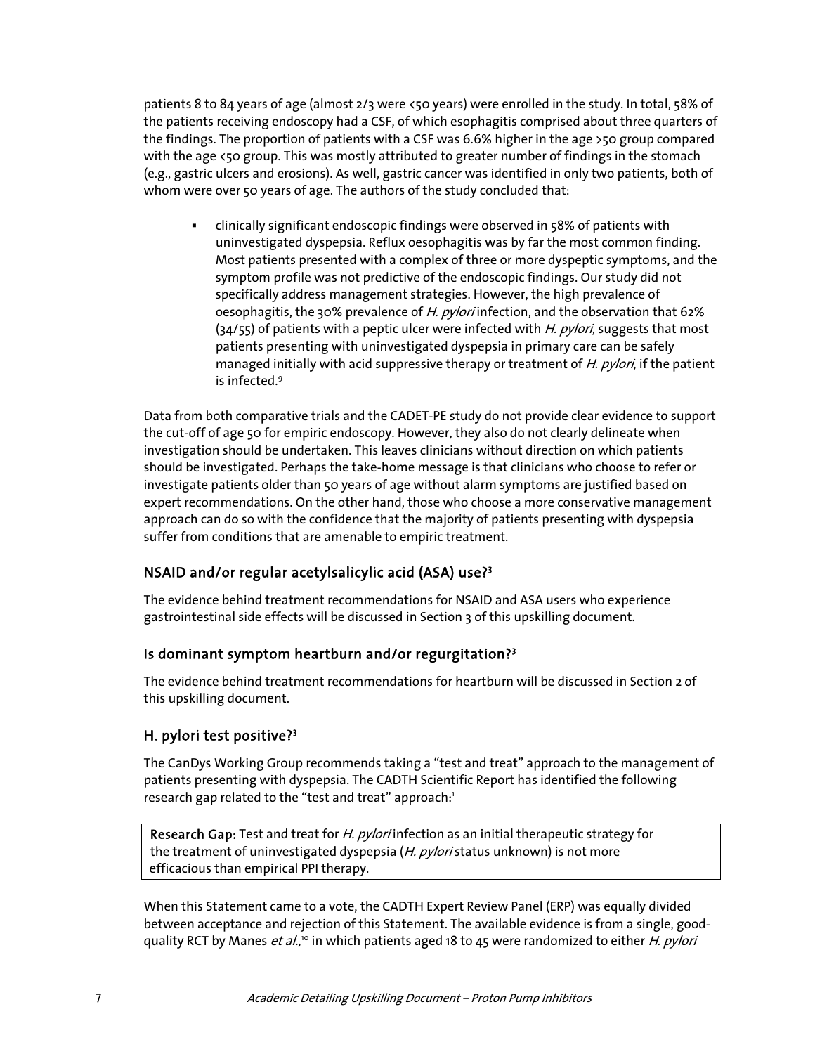patients 8 to 84 years of age (almost 2/3 were <50 years) were enrolled in the study. In total, 58% of the patients receiving endoscopy had a CSF, of which esophagitis comprised about three quarters of the findings. The proportion of patients with a CSF was 6.6% higher in the age >50 group compared with the age <50 group. This was mostly attributed to greater number of findings in the stomach (e.g., gastric ulcers and erosions). As well, gastric cancer was identified in only two patients, both of whom were over 50 years of age. The authors of the study concluded that:

- clinically significant endoscopic findings were observed in 58% of patients with uninvestigated dyspepsia. Reflux oesophagitis was by far the most common finding. Most patients presented with a complex of three or more dyspeptic symptoms, and the symptom profile was not predictive of the endoscopic findings. Our study did not specifically address management strategies. However, the high prevalence of oesophagitis, the 30% prevalence of *H. pylori* infection, and the observation that 62% (34/55) of patients with a peptic ulcer were infected with *H. pylori*, suggests that most patients presenting with uninvestigated dyspepsia in primary care can be safely managed initially with acid suppressive therapy or treatment of *H. pylori*, if the patient is infected.[9]

Data from both comparative trials and the CADET-PE study do not provide clear evidence to support the cut-off of age 50 for empiric endoscopy. However, they also do not clearly delineate when investigation should be undertaken. This leaves clinicians without direction on which patients should be investigated. Perhaps the take-home message is that clinicians who choose to refer or investigate patients older than 50 years of age without alarm symptoms are justified based on expert recommendations. On the other hand, those who choose a more conservative management approach can do so with the confidence that the majority of patients presenting with dyspepsia suffer from conditions that are amenable to empiric treatment.

### NSAID and/or regular acetylsalicylic acid (ASA) use?[3]

The evidence behind treatment recommendations for NSAID and ASA users who experience gastrointestinal side effects will be discussed in Section 3 of this upskilling document.

### Is dominant symptom heartburn and/or regurgitation?[3]

The evidence behind treatment recommendations for heartburn will be discussed in Section 2 of this upskilling document.

### H. pylori test positive?[3]

The CanDys Working Group recommends taking a "test and treat" approach to the management of patients presenting with dyspepsia. The CADTH Scientific Report has identified the following research gap related to the "test and treat" approach:[1]

| **Research Gap:** Test and treat for *H. pylori* infection as an initial therapeutic strategy for the treatment of uninvestigated dyspepsia (*H. pylori* status unknown) is not more efficacious than empirical PPI therapy. |
|---|

When this Statement came to a vote, the CADTH Expert Review Panel (ERP) was equally divided between acceptance and rejection of this Statement. The available evidence is from a single, good-quality RCT by Manes *et al.*,[10] in which patients aged 18 to 45 were randomized to either *H. pylori*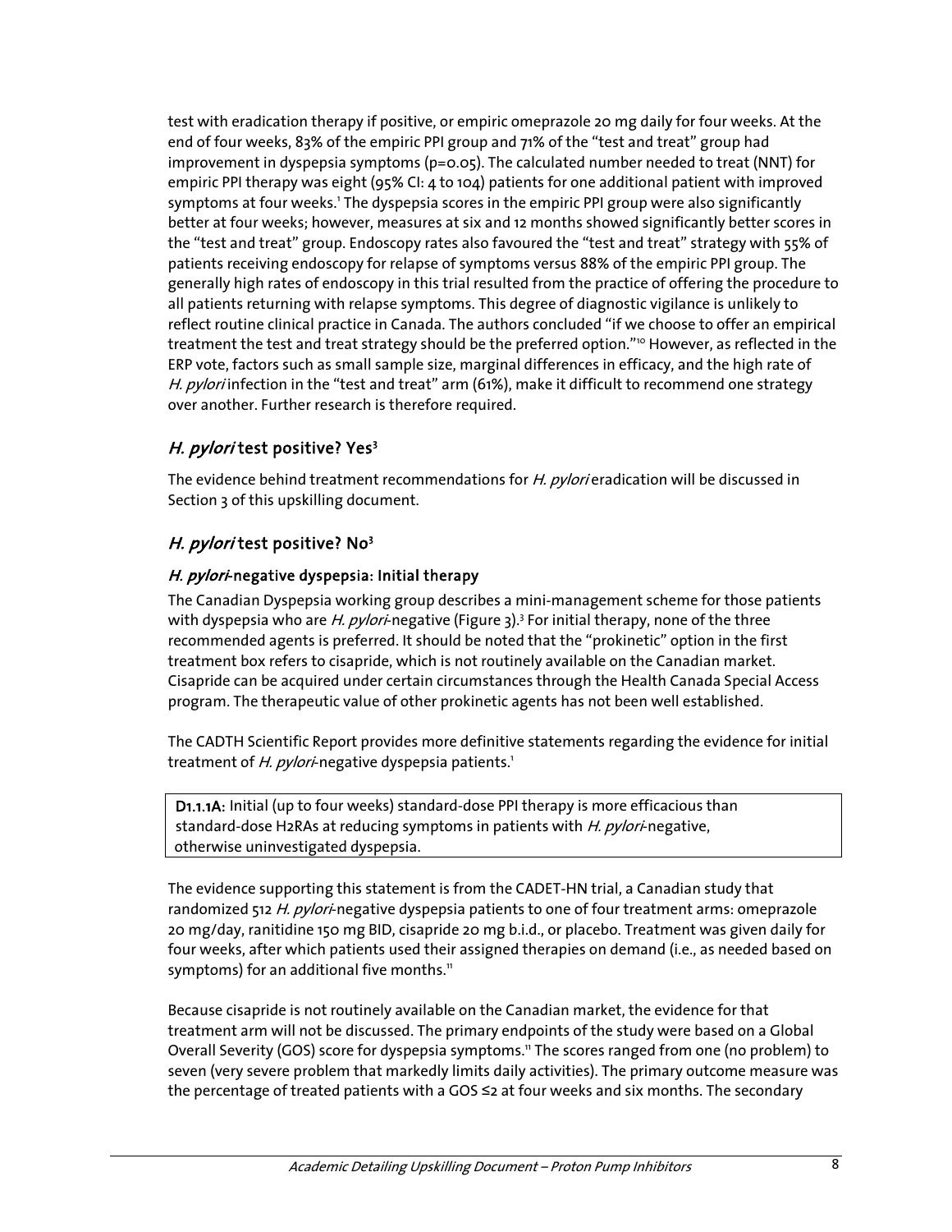test with eradication therapy if positive, or empiric omeprazole 20 mg daily for four weeks. At the end of four weeks, 83% of the empiric PPI group and 71% of the "test and treat" group had improvement in dyspepsia symptoms (p=0.05). The calculated number needed to treat (NNT) for empiric PPI therapy was eight (95% CI: 4 to 104) patients for one additional patient with improved symptoms at four weeks.[1] The dyspepsia scores in the empiric PPI group were also significantly better at four weeks; however, measures at six and 12 months showed significantly better scores in the "test and treat" group. Endoscopy rates also favoured the "test and treat" strategy with 55% of patients receiving endoscopy for relapse of symptoms versus 88% of the empiric PPI group. The generally high rates of endoscopy in this trial resulted from the practice of offering the procedure to all patients returning with relapse symptoms. This degree of diagnostic vigilance is unlikely to reflect routine clinical practice in Canada. The authors concluded "if we choose to offer an empirical treatment the test and treat strategy should be the preferred option."[10] However, as reflected in the ERP vote, factors such as small sample size, marginal differences in efficacy, and the high rate of *H. pylori* infection in the "test and treat" arm (61%), make it difficult to recommend one strategy over another. Further research is therefore required.

## *H. pylori* test positive? Yes[3]

The evidence behind treatment recommendations for *H. pylori* eradication will be discussed in Section 3 of this upskilling document.

## *H. pylori* test positive? No[3]

### *H. pylori*-negative dyspepsia: Initial therapy

The Canadian Dyspepsia working group describes a mini-management scheme for those patients with dyspepsia who are *H. pylori*-negative (Figure 3).[3] For initial therapy, none of the three recommended agents is preferred. It should be noted that the "prokinetic" option in the first treatment box refers to cisapride, which is not routinely available on the Canadian market. Cisapride can be acquired under certain circumstances through the Health Canada Special Access program. The therapeutic value of other prokinetic agents has not been well established.

The CADTH Scientific Report provides more definitive statements regarding the evidence for initial treatment of *H. pylori*-negative dyspepsia patients.[1]

> **D1.1.1A:** Initial (up to four weeks) standard-dose PPI therapy is more efficacious than standard-dose H2RAs at reducing symptoms in patients with *H. pylori*-negative, otherwise uninvestigated dyspepsia.

The evidence supporting this statement is from the CADET-HN trial, a Canadian study that randomized 512 *H. pylori*-negative dyspepsia patients to one of four treatment arms: omeprazole 20 mg/day, ranitidine 150 mg BID, cisapride 20 mg b.i.d., or placebo. Treatment was given daily for four weeks, after which patients used their assigned therapies on demand (i.e., as needed based on symptoms) for an additional five months.[11]

Because cisapride is not routinely available on the Canadian market, the evidence for that treatment arm will not be discussed. The primary endpoints of the study were based on a Global Overall Severity (GOS) score for dyspepsia symptoms.[11] The scores ranged from one (no problem) to seven (very severe problem that markedly limits daily activities). The primary outcome measure was the percentage of treated patients with a GOS ≤2 at four weeks and six months. The secondary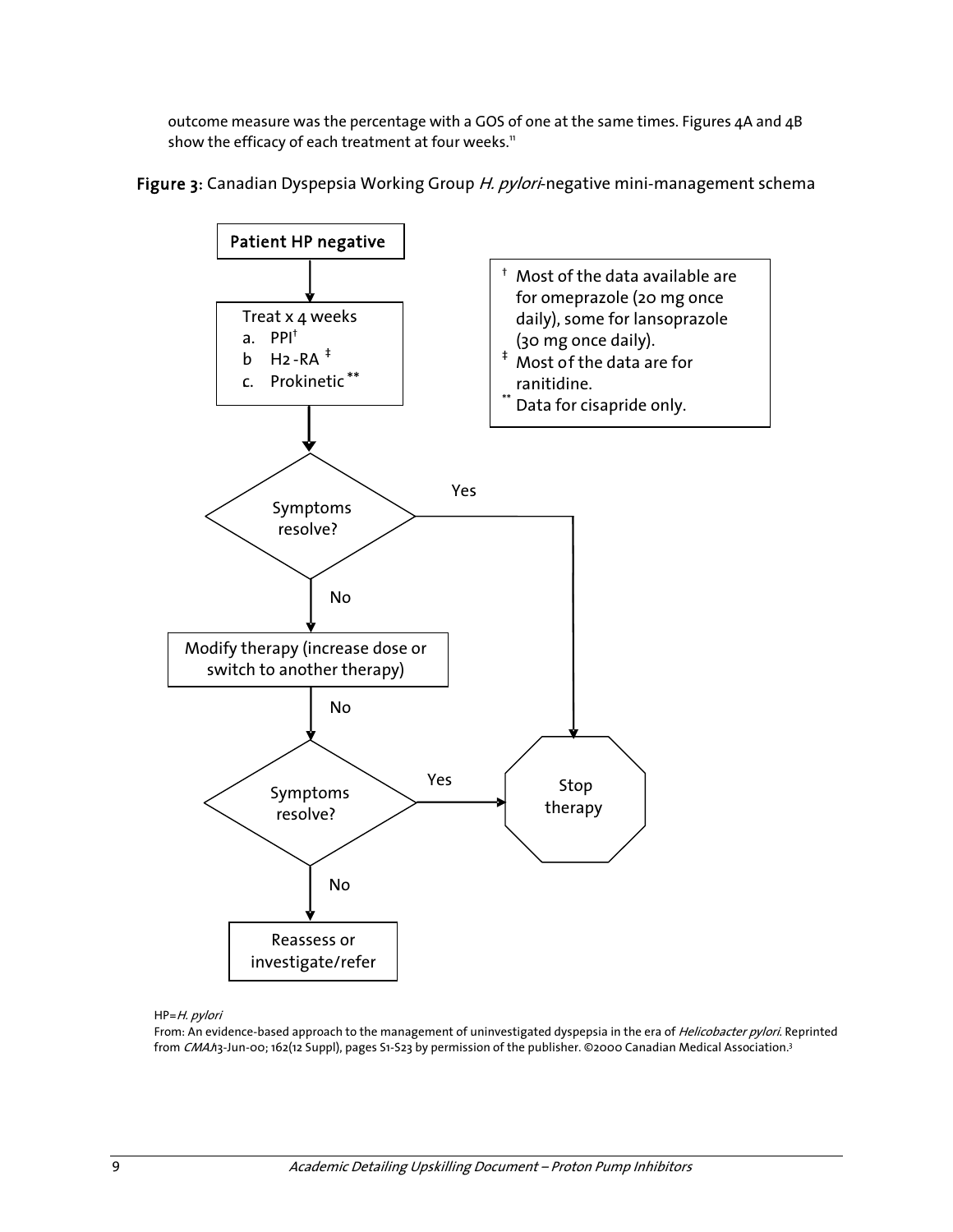outcome measure was the percentage with a GOS of one at the same times. Figures 4A and 4B show the efficacy of each treatment at four weeks.[11]

**Figure 3:** Canadian Dyspepsia Working Group *H. pylori*-negative mini-management schema

**Patient HP negative**

↓

Treat x 4 weeks
a. PPI†
b H2-RA ‡
c. Prokinetic **

↓

Symptoms resolve? — Yes → Stop therapy

No ↓

Modify therapy (increase dose or switch to another therapy)

No ↓

Symptoms resolve? — Yes → Stop therapy

No ↓

Reassess or investigate/refer

† Most of the data available are for omeprazole (20 mg once daily), some for lansoprazole (30 mg once daily).
‡ Most of the data are for ranitidine.
** Data for cisapride only.

HP=*H. pylori*

From: An evidence-based approach to the management of uninvestigated dyspepsia in the era of *Helicobacter pylori*. Reprinted from *CMAJ* 13-Jun-00; 162(12 Suppl), pages S1-S23 by permission of the publisher. ©2000 Canadian Medical Association.[3]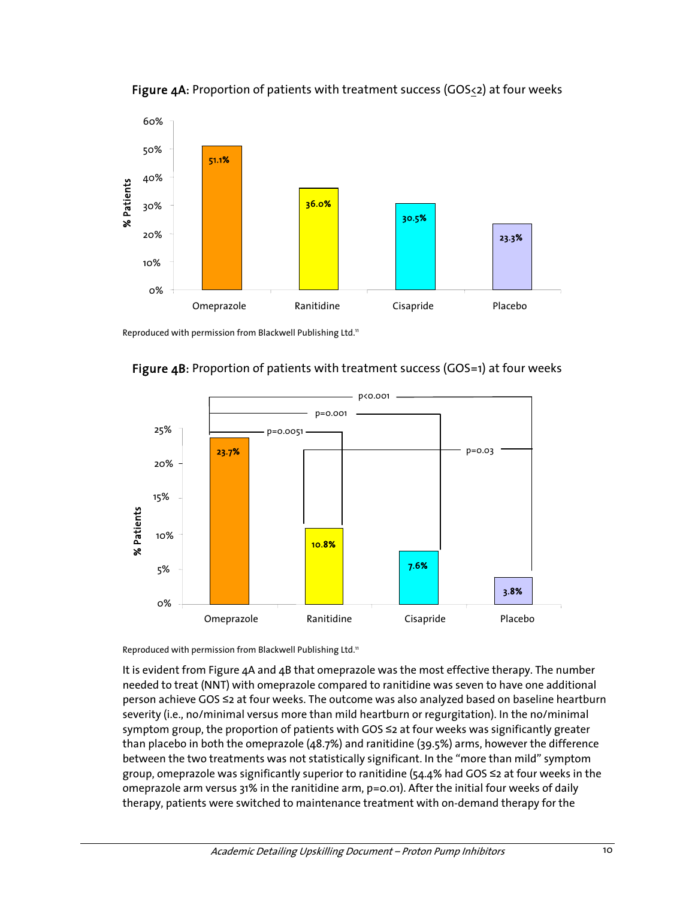**Figure 4A:** Proportion of patients with treatment success (GOS≤2) at four weeks

| | % Patients |
|---|---|
| Omeprazole | 51.1% |
| Ranitidine | 36.0% |
| Cisapride | 30.5% |
| Placebo | 23.3% |

Reproduced with permission from Blackwell Publishing Ltd.[11]

**Figure 4B:** Proportion of patients with treatment success (GOS=1) at four weeks

| | % Patients |
|---|---|
| Omeprazole | 23.7% |
| Ranitidine | 10.8% |
| Cisapride | 7.6% |
| Placebo | 3.8% |

Omeprazole vs Ranitidine: p=0.0051; Omeprazole vs Cisapride: p=0.001; Omeprazole vs Placebo: p<0.001; Ranitidine vs Placebo: p=0.03

Reproduced with permission from Blackwell Publishing Ltd.[11]

It is evident from Figure 4A and 4B that omeprazole was the most effective therapy. The number needed to treat (NNT) with omeprazole compared to ranitidine was seven to have one additional person achieve GOS ≤2 at four weeks. The outcome was also analyzed based on baseline heartburn severity (i.e., no/minimal versus more than mild heartburn or regurgitation). In the no/minimal symptom group, the proportion of patients with GOS ≤2 at four weeks was significantly greater than placebo in both the omeprazole (48.7%) and ranitidine (39.5%) arms, however the difference between the two treatments was not statistically significant. In the "more than mild" symptom group, omeprazole was significantly superior to ranitidine (54.4% had GOS ≤2 at four weeks in the omeprazole arm versus 31% in the ranitidine arm, p=0.01). After the initial four weeks of daily therapy, patients were switched to maintenance treatment with on-demand therapy for the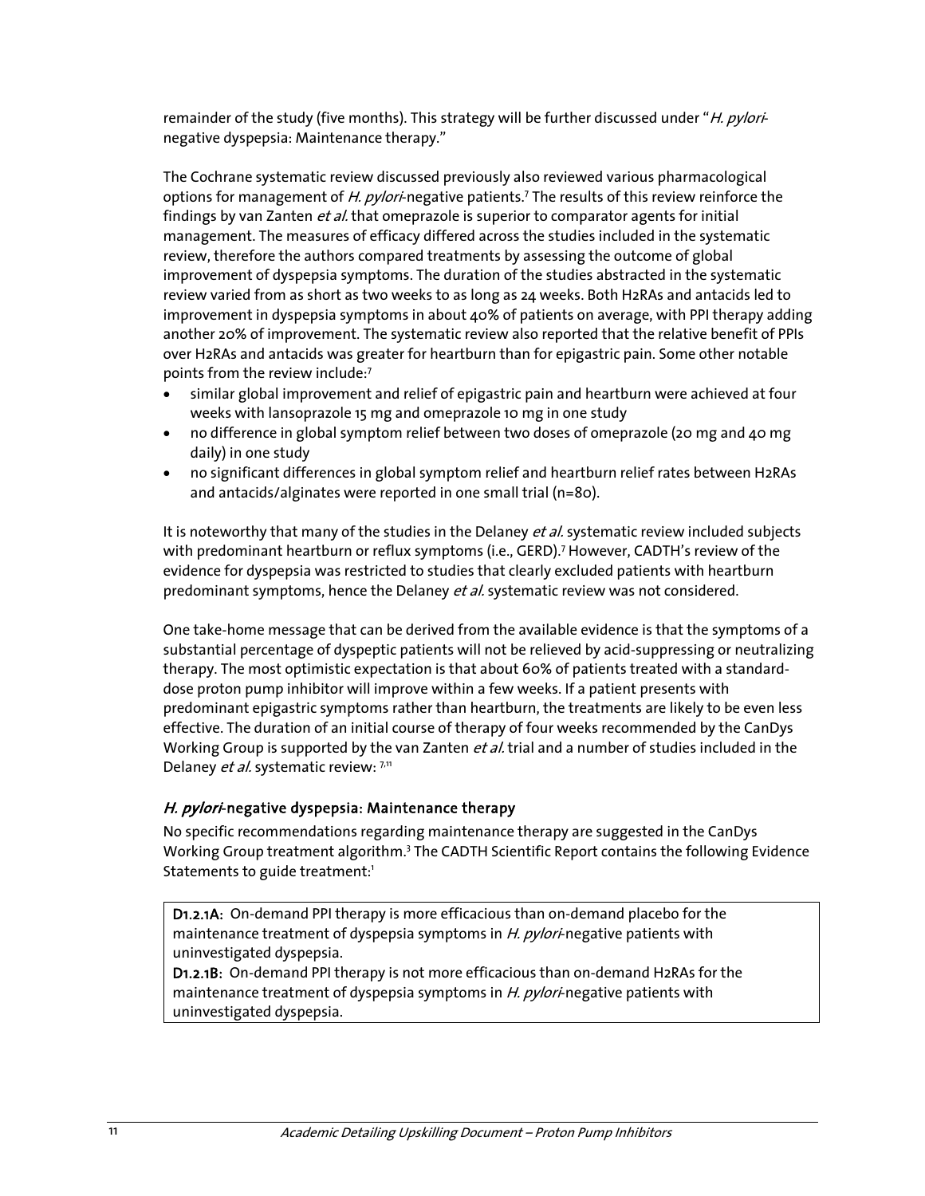remainder of the study (five months). This strategy will be further discussed under "*H. pylori*-negative dyspepsia: Maintenance therapy."

The Cochrane systematic review discussed previously also reviewed various pharmacological options for management of *H. pylori*-negative patients.[7] The results of this review reinforce the findings by van Zanten *et al.* that omeprazole is superior to comparator agents for initial management. The measures of efficacy differed across the studies included in the systematic review, therefore the authors compared treatments by assessing the outcome of global improvement of dyspepsia symptoms. The duration of the studies abstracted in the systematic review varied from as short as two weeks to as long as 24 weeks. Both H2RAs and antacids led to improvement in dyspepsia symptoms in about 40% of patients on average, with PPI therapy adding another 20% of improvement. The systematic review also reported that the relative benefit of PPIs over H2RAs and antacids was greater for heartburn than for epigastric pain. Some other notable points from the review include:[7]

- similar global improvement and relief of epigastric pain and heartburn were achieved at four weeks with lansoprazole 15 mg and omeprazole 10 mg in one study
- no difference in global symptom relief between two doses of omeprazole (20 mg and 40 mg daily) in one study
- no significant differences in global symptom relief and heartburn relief rates between H2RAs and antacids/alginates were reported in one small trial (n=80).

It is noteworthy that many of the studies in the Delaney *et al.* systematic review included subjects with predominant heartburn or reflux symptoms (i.e., GERD).[7] However, CADTH's review of the evidence for dyspepsia was restricted to studies that clearly excluded patients with heartburn predominant symptoms, hence the Delaney *et al.* systematic review was not considered.

One take-home message that can be derived from the available evidence is that the symptoms of a substantial percentage of dyspeptic patients will not be relieved by acid-suppressing or neutralizing therapy. The most optimistic expectation is that about 60% of patients treated with a standard-dose proton pump inhibitor will improve within a few weeks. If a patient presents with predominant epigastric symptoms rather than heartburn, the treatments are likely to be even less effective. The duration of an initial course of therapy of four weeks recommended by the CanDys Working Group is supported by the van Zanten *et al.* trial and a number of studies included in the Delaney *et al.* systematic review: [7,11]

### *H. pylori*-negative dyspepsia: Maintenance therapy

No specific recommendations regarding maintenance therapy are suggested in the CanDys Working Group treatment algorithm.[3] The CADTH Scientific Report contains the following Evidence Statements to guide treatment:[1]

**D1.2.1A:** On-demand PPI therapy is more efficacious than on-demand placebo for the maintenance treatment of dyspepsia symptoms in *H. pylori*-negative patients with uninvestigated dyspepsia.
**D1.2.1B:** On-demand PPI therapy is not more efficacious than on-demand H2RAs for the maintenance treatment of dyspepsia symptoms in *H. pylori*-negative patients with uninvestigated dyspepsia.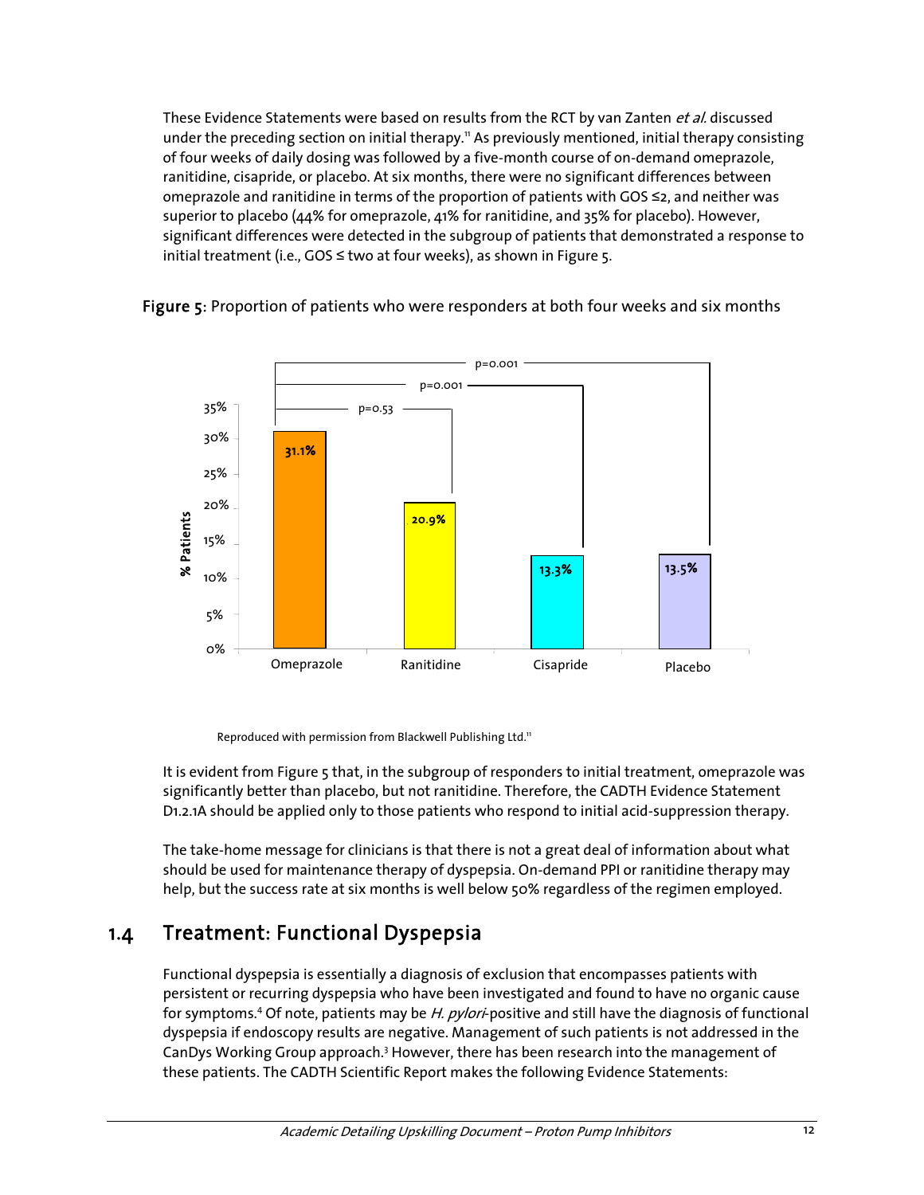These Evidence Statements were based on results from the RCT by van Zanten *et al.* discussed under the preceding section on initial therapy.[11] As previously mentioned, initial therapy consisting of four weeks of daily dosing was followed by a five-month course of on-demand omeprazole, ranitidine, cisapride, or placebo. At six months, there were no significant differences between omeprazole and ranitidine in terms of the proportion of patients with GOS ≤2, and neither was superior to placebo (44% for omeprazole, 41% for ranitidine, and 35% for placebo). However, significant differences were detected in the subgroup of patients that demonstrated a response to initial treatment (i.e., GOS ≤ two at four weeks), as shown in Figure 5.

**Figure 5**: Proportion of patients who were responders at both four weeks and six months

| | Omeprazole | Ranitidine | Cisapride | Placebo |
|---|---|---|---|---|
| % Patients | 31.1% | 20.9% | 13.3% | 13.5% |
| p (vs. omeprazole) | | p=0.53 | p=0.001 | p=0.001 |

Reproduced with permission from Blackwell Publishing Ltd.[11]

It is evident from Figure 5 that, in the subgroup of responders to initial treatment, omeprazole was significantly better than placebo, but not ranitidine. Therefore, the CADTH Evidence Statement D1.2.1A should be applied only to those patients who respond to initial acid-suppression therapy.

The take-home message for clinicians is that there is not a great deal of information about what should be used for maintenance therapy of dyspepsia. On-demand PPI or ranitidine therapy may help, but the success rate at six months is well below 50% regardless of the regimen employed.

## 1.4 Treatment: Functional Dyspepsia

Functional dyspepsia is essentially a diagnosis of exclusion that encompasses patients with persistent or recurring dyspepsia who have been investigated and found to have no organic cause for symptoms.[4] Of note, patients may be *H. pylori*-positive and still have the diagnosis of functional dyspepsia if endoscopy results are negative. Management of such patients is not addressed in the CanDys Working Group approach.[3] However, there has been research into the management of these patients. The CADTH Scientific Report makes the following Evidence Statements: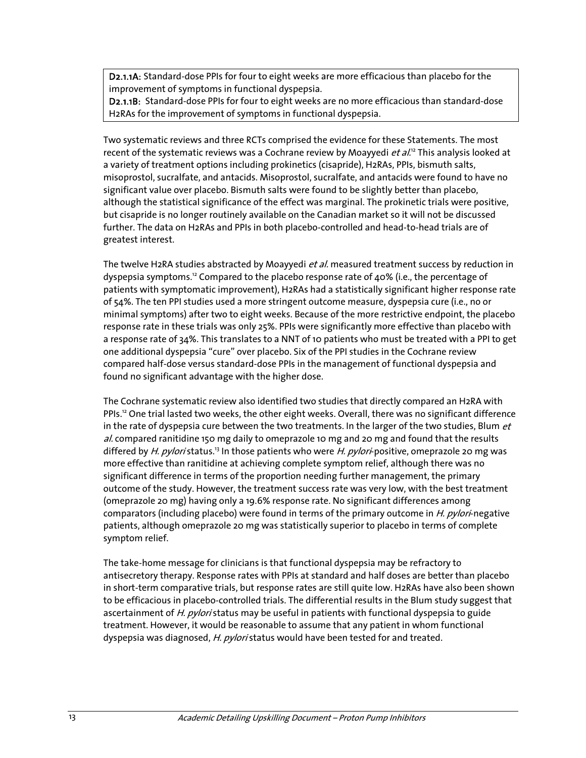**D2.1.1A:** Standard-dose PPIs for four to eight weeks are more efficacious than placebo for the improvement of symptoms in functional dyspepsia.
**D2.1.1B:** Standard-dose PPIs for four to eight weeks are no more efficacious than standard-dose H2RAs for the improvement of symptoms in functional dyspepsia.

Two systematic reviews and three RCTs comprised the evidence for these Statements. The most recent of the systematic reviews was a Cochrane review by Moayyedi *et al.*[12] This analysis looked at a variety of treatment options including prokinetics (cisapride), H2RAs, PPIs, bismuth salts, misoprostol, sucralfate, and antacids. Misoprostol, sucralfate, and antacids were found to have no significant value over placebo. Bismuth salts were found to be slightly better than placebo, although the statistical significance of the effect was marginal. The prokinetic trials were positive, but cisapride is no longer routinely available on the Canadian market so it will not be discussed further. The data on H2RAs and PPIs in both placebo-controlled and head-to-head trials are of greatest interest.

The twelve H2RA studies abstracted by Moayyedi *et al.* measured treatment success by reduction in dyspepsia symptoms.[12] Compared to the placebo response rate of 40% (i.e., the percentage of patients with symptomatic improvement), H2RAs had a statistically significant higher response rate of 54%. The ten PPI studies used a more stringent outcome measure, dyspepsia cure (i.e., no or minimal symptoms) after two to eight weeks. Because of the more restrictive endpoint, the placebo response rate in these trials was only 25%. PPIs were significantly more effective than placebo with a response rate of 34%. This translates to a NNT of 10 patients who must be treated with a PPI to get one additional dyspepsia "cure" over placebo. Six of the PPI studies in the Cochrane review compared half-dose versus standard-dose PPIs in the management of functional dyspepsia and found no significant advantage with the higher dose.

The Cochrane systematic review also identified two studies that directly compared an H2RA with PPIs.[12] One trial lasted two weeks, the other eight weeks. Overall, there was no significant difference in the rate of dyspepsia cure between the two treatments. In the larger of the two studies, Blum *et al.* compared ranitidine 150 mg daily to omeprazole 10 mg and 20 mg and found that the results differed by *H. pylori* status.[13] In those patients who were *H. pylori*-positive, omeprazole 20 mg was more effective than ranitidine at achieving complete symptom relief, although there was no significant difference in terms of the proportion needing further management, the primary outcome of the study. However, the treatment success rate was very low, with the best treatment (omeprazole 20 mg) having only a 19.6% response rate. No significant differences among comparators (including placebo) were found in terms of the primary outcome in *H. pylori*-negative patients, although omeprazole 20 mg was statistically superior to placebo in terms of complete symptom relief.

The take-home message for clinicians is that functional dyspepsia may be refractory to antisecretory therapy. Response rates with PPIs at standard and half doses are better than placebo in short-term comparative trials, but response rates are still quite low. H2RAs have also been shown to be efficacious in placebo-controlled trials. The differential results in the Blum study suggest that ascertainment of *H. pylori* status may be useful in patients with functional dyspepsia to guide treatment. However, it would be reasonable to assume that any patient in whom functional dyspepsia was diagnosed, *H. pylori* status would have been tested for and treated.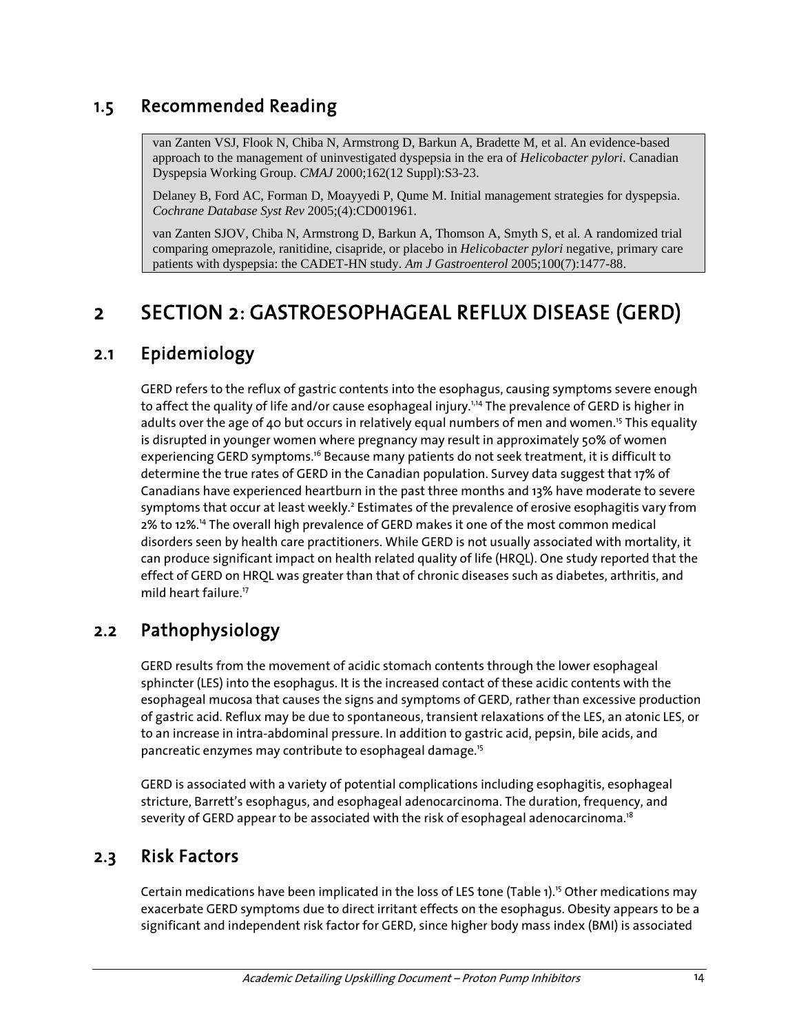## 1.5 Recommended Reading

van Zanten VSJ, Flook N, Chiba N, Armstrong D, Barkun A, Bradette M, et al. An evidence-based approach to the management of uninvestigated dyspepsia in the era of *Helicobacter pylori*. Canadian Dyspepsia Working Group. *CMAJ* 2000;162(12 Suppl):S3-23.

Delaney B, Ford AC, Forman D, Moayyedi P, Qume M. Initial management strategies for dyspepsia. *Cochrane Database Syst Rev* 2005;(4):CD001961.

van Zanten SJOV, Chiba N, Armstrong D, Barkun A, Thomson A, Smyth S, et al. A randomized trial comparing omeprazole, ranitidine, cisapride, or placebo in *Helicobacter pylori* negative, primary care patients with dyspepsia: the CADET-HN study. *Am J Gastroenterol* 2005;100(7):1477-88.

# 2 SECTION 2: GASTROESOPHAGEAL REFLUX DISEASE (GERD)

## 2.1 Epidemiology

GERD refers to the reflux of gastric contents into the esophagus, causing symptoms severe enough to affect the quality of life and/or cause esophageal injury.[1,14] The prevalence of GERD is higher in adults over the age of 40 but occurs in relatively equal numbers of men and women.[15] This equality is disrupted in younger women where pregnancy may result in approximately 50% of women experiencing GERD symptoms.[16] Because many patients do not seek treatment, it is difficult to determine the true rates of GERD in the Canadian population. Survey data suggest that 17% of Canadians have experienced heartburn in the past three months and 13% have moderate to severe symptoms that occur at least weekly.[2] Estimates of the prevalence of erosive esophagitis vary from 2% to 12%.[14] The overall high prevalence of GERD makes it one of the most common medical disorders seen by health care practitioners. While GERD is not usually associated with mortality, it can produce significant impact on health related quality of life (HRQL). One study reported that the effect of GERD on HRQL was greater than that of chronic diseases such as diabetes, arthritis, and mild heart failure.[17]

## 2.2 Pathophysiology

GERD results from the movement of acidic stomach contents through the lower esophageal sphincter (LES) into the esophagus. It is the increased contact of these acidic contents with the esophageal mucosa that causes the signs and symptoms of GERD, rather than excessive production of gastric acid. Reflux may be due to spontaneous, transient relaxations of the LES, an atonic LES, or to an increase in intra-abdominal pressure. In addition to gastric acid, pepsin, bile acids, and pancreatic enzymes may contribute to esophageal damage.[15]

GERD is associated with a variety of potential complications including esophagitis, esophageal stricture, Barrett's esophagus, and esophageal adenocarcinoma. The duration, frequency, and severity of GERD appear to be associated with the risk of esophageal adenocarcinoma.[18]

## 2.3 Risk Factors

Certain medications have been implicated in the loss of LES tone (Table 1).[15] Other medications may exacerbate GERD symptoms due to direct irritant effects on the esophagus. Obesity appears to be a significant and independent risk factor for GERD, since higher body mass index (BMI) is associated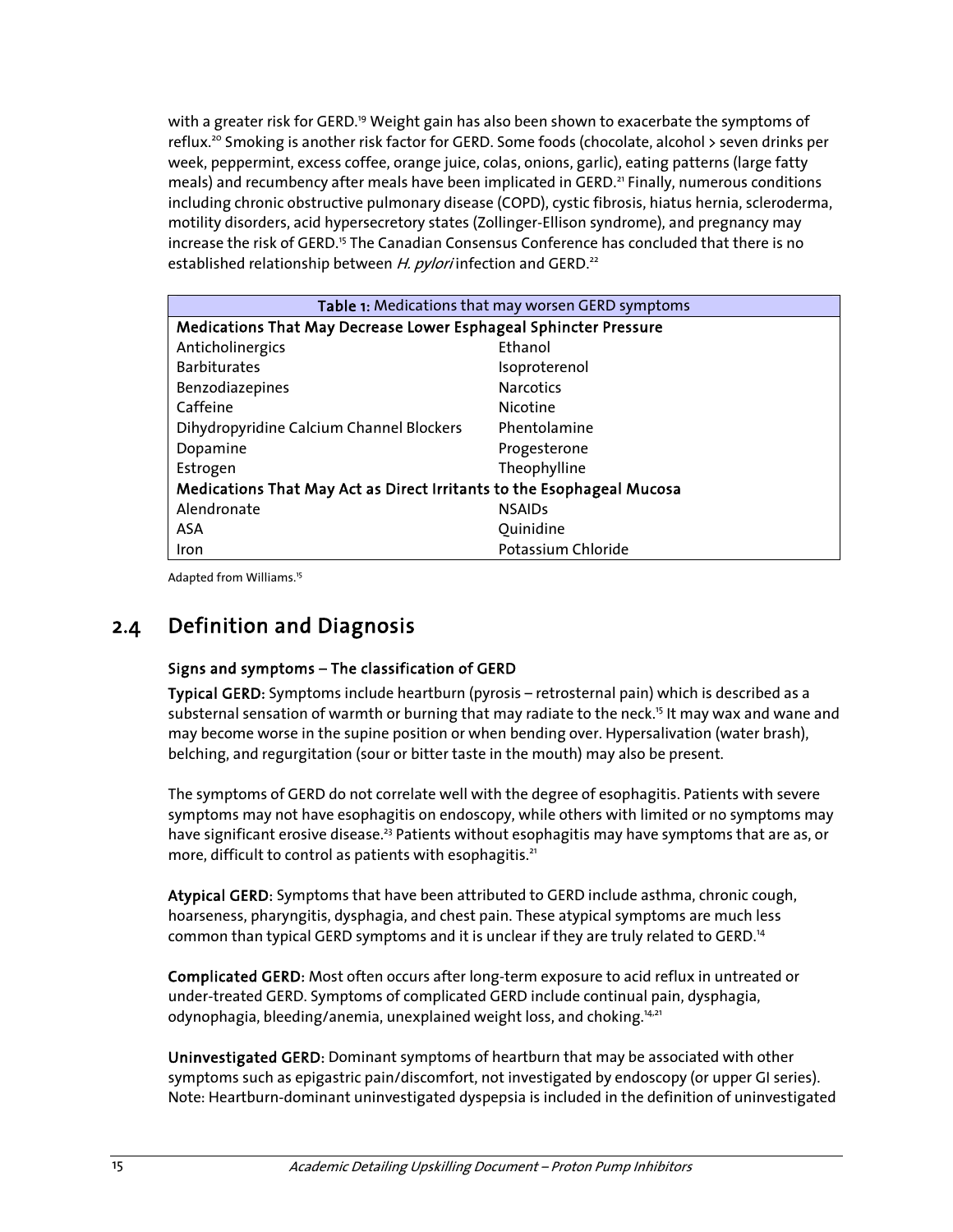with a greater risk for GERD.[19] Weight gain has also been shown to exacerbate the symptoms of reflux.[20] Smoking is another risk factor for GERD. Some foods (chocolate, alcohol > seven drinks per week, peppermint, excess coffee, orange juice, colas, onions, garlic), eating patterns (large fatty meals) and recumbency after meals have been implicated in GERD.[21] Finally, numerous conditions including chronic obstructive pulmonary disease (COPD), cystic fibrosis, hiatus hernia, scleroderma, motility disorders, acid hypersecretory states (Zollinger-Ellison syndrome), and pregnancy may increase the risk of GERD.[15] The Canadian Consensus Conference has concluded that there is no established relationship between *H. pylori* infection and GERD.[22]

| **Table 1:** Medications that may worsen GERD symptoms | |
|---|---|
| **Medications That May Decrease Lower Esophageal Sphincter Pressure** | |
| Anticholinergics | Ethanol |
| Barbiturates | Isoproterenol |
| Benzodiazepines | Narcotics |
| Caffeine | Nicotine |
| Dihydropyridine Calcium Channel Blockers | Phentolamine |
| Dopamine | Progesterone |
| Estrogen | Theophylline |
| **Medications That May Act as Direct Irritants to the Esophageal Mucosa** | |
| Alendronate | NSAIDs |
| ASA | Quinidine |
| Iron | Potassium Chloride |

Adapted from Williams.[15]

## 2.4 Definition and Diagnosis

### Signs and symptoms – The classification of GERD

**Typical GERD:** Symptoms include heartburn (pyrosis – retrosternal pain) which is described as a substernal sensation of warmth or burning that may radiate to the neck.[15] It may wax and wane and may become worse in the supine position or when bending over. Hypersalivation (water brash), belching, and regurgitation (sour or bitter taste in the mouth) may also be present.

The symptoms of GERD do not correlate well with the degree of esophagitis. Patients with severe symptoms may not have esophagitis on endoscopy, while others with limited or no symptoms may have significant erosive disease.[23] Patients without esophagitis may have symptoms that are as, or more, difficult to control as patients with esophagitis.[21]

**Atypical GERD:** Symptoms that have been attributed to GERD include asthma, chronic cough, hoarseness, pharyngitis, dysphagia, and chest pain. These atypical symptoms are much less common than typical GERD symptoms and it is unclear if they are truly related to GERD.[14]

**Complicated GERD:** Most often occurs after long-term exposure to acid reflux in untreated or under-treated GERD. Symptoms of complicated GERD include continual pain, dysphagia, odynophagia, bleeding/anemia, unexplained weight loss, and choking.[14,21]

**Uninvestigated GERD:** Dominant symptoms of heartburn that may be associated with other symptoms such as epigastric pain/discomfort, not investigated by endoscopy (or upper GI series). Note: Heartburn-dominant uninvestigated dyspepsia is included in the definition of uninvestigated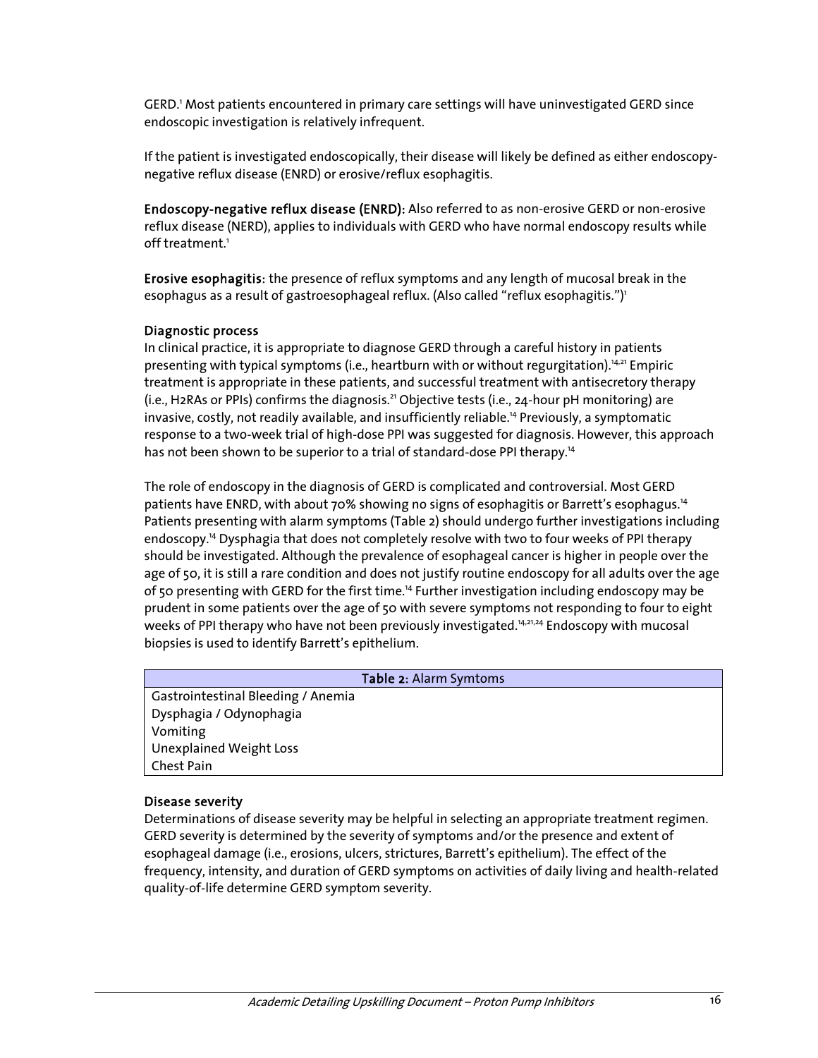GERD.[1] Most patients encountered in primary care settings will have uninvestigated GERD since endoscopic investigation is relatively infrequent.

If the patient is investigated endoscopically, their disease will likely be defined as either endoscopy-negative reflux disease (ENRD) or erosive/reflux esophagitis.

**Endoscopy-negative reflux disease (ENRD):** Also referred to as non-erosive GERD or non-erosive reflux disease (NERD), applies to individuals with GERD who have normal endoscopy results while off treatment.[1]

**Erosive esophagitis:** the presence of reflux symptoms and any length of mucosal break in the esophagus as a result of gastroesophageal reflux. (Also called "reflux esophagitis.")[1]

### Diagnostic process

In clinical practice, it is appropriate to diagnose GERD through a careful history in patients presenting with typical symptoms (i.e., heartburn with or without regurgitation).[14,21] Empiric treatment is appropriate in these patients, and successful treatment with antisecretory therapy (i.e., H2RAs or PPIs) confirms the diagnosis.[21] Objective tests (i.e., 24-hour pH monitoring) are invasive, costly, not readily available, and insufficiently reliable.[14] Previously, a symptomatic response to a two-week trial of high-dose PPI was suggested for diagnosis. However, this approach has not been shown to be superior to a trial of standard-dose PPI therapy.[14]

The role of endoscopy in the diagnosis of GERD is complicated and controversial. Most GERD patients have ENRD, with about 70% showing no signs of esophagitis or Barrett's esophagus.[14] Patients presenting with alarm symptoms (Table 2) should undergo further investigations including endoscopy.[14] Dysphagia that does not completely resolve with two to four weeks of PPI therapy should be investigated. Although the prevalence of esophageal cancer is higher in people over the age of 50, it is still a rare condition and does not justify routine endoscopy for all adults over the age of 50 presenting with GERD for the first time.[14] Further investigation including endoscopy may be prudent in some patients over the age of 50 with severe symptoms not responding to four to eight weeks of PPI therapy who have not been previously investigated.[14,21,24] Endoscopy with mucosal biopsies is used to identify Barrett's epithelium.

| **Table 2:** Alarm Symtoms |
| --- |
| Gastrointestinal Bleeding / Anemia |
| Dysphagia / Odynophagia |
| Vomiting |
| Unexplained Weight Loss |
| Chest Pain |

### Disease severity

Determinations of disease severity may be helpful in selecting an appropriate treatment regimen. GERD severity is determined by the severity of symptoms and/or the presence and extent of esophageal damage (i.e., erosions, ulcers, strictures, Barrett's epithelium). The effect of the frequency, intensity, and duration of GERD symptoms on activities of daily living and health-related quality-of-life determine GERD symptom severity.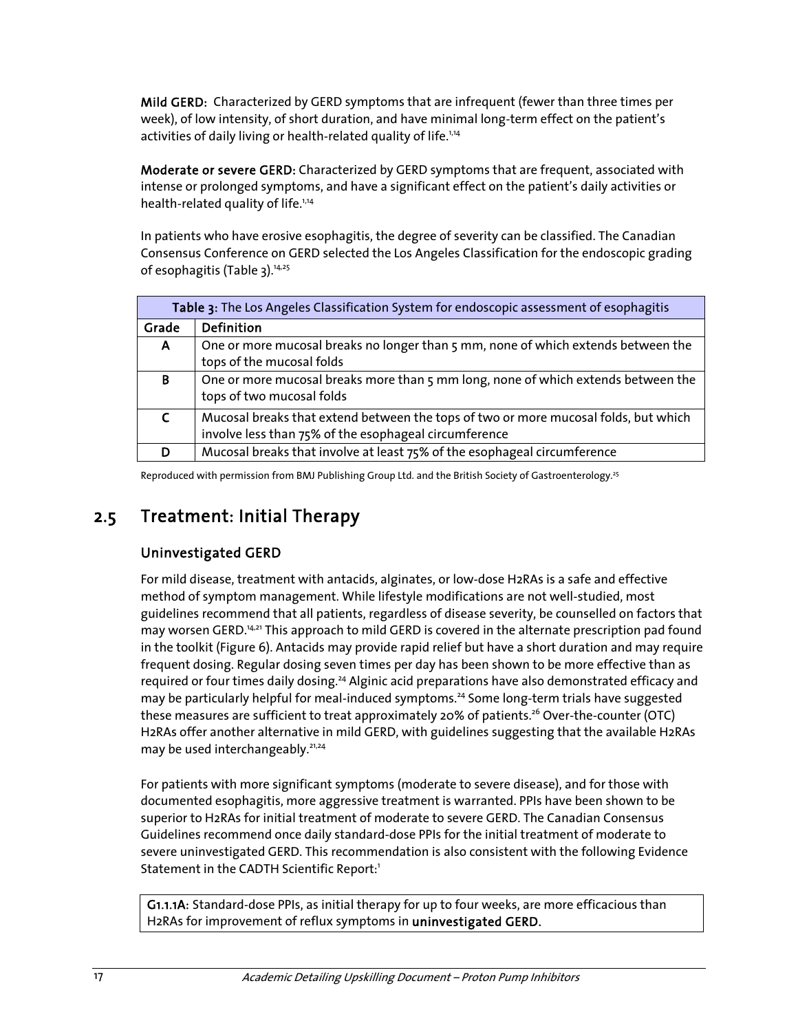**Mild GERD:** Characterized by GERD symptoms that are infrequent (fewer than three times per week), of low intensity, of short duration, and have minimal long-term effect on the patient's activities of daily living or health-related quality of life.[1,14]

**Moderate or severe GERD:** Characterized by GERD symptoms that are frequent, associated with intense or prolonged symptoms, and have a significant effect on the patient's daily activities or health-related quality of life.[1,14]

In patients who have erosive esophagitis, the degree of severity can be classified. The Canadian Consensus Conference on GERD selected the Los Angeles Classification for the endoscopic grading of esophagitis (Table 3).[14,25]

| **Table 3:** The Los Angeles Classification System for endoscopic assessment of esophagitis | |
|---|---|
| **Grade** | **Definition** |
| **A** | One or more mucosal breaks no longer than 5 mm, none of which extends between the tops of the mucosal folds |
| **B** | One or more mucosal breaks more than 5 mm long, none of which extends between the tops of two mucosal folds |
| **C** | Mucosal breaks that extend between the tops of two or more mucosal folds, but which involve less than 75% of the esophageal circumference |
| **D** | Mucosal breaks that involve at least 75% of the esophageal circumference |

Reproduced with permission from BMJ Publishing Group Ltd. and the British Society of Gastroenterology.[25]

## 2.5 Treatment: Initial Therapy

### Uninvestigated GERD

For mild disease, treatment with antacids, alginates, or low-dose H2RAs is a safe and effective method of symptom management. While lifestyle modifications are not well-studied, most guidelines recommend that all patients, regardless of disease severity, be counselled on factors that may worsen GERD.[14,21] This approach to mild GERD is covered in the alternate prescription pad found in the toolkit (Figure 6). Antacids may provide rapid relief but have a short duration and may require frequent dosing. Regular dosing seven times per day has been shown to be more effective than as required or four times daily dosing.[24] Alginic acid preparations have also demonstrated efficacy and may be particularly helpful for meal-induced symptoms.[24] Some long-term trials have suggested these measures are sufficient to treat approximately 20% of patients.[26] Over-the-counter (OTC) H2RAs offer another alternative in mild GERD, with guidelines suggesting that the available H2RAs may be used interchangeably.[21,24]

For patients with more significant symptoms (moderate to severe disease), and for those with documented esophagitis, more aggressive treatment is warranted. PPIs have been shown to be superior to H2RAs for initial treatment of moderate to severe GERD. The Canadian Consensus Guidelines recommend once daily standard-dose PPIs for the initial treatment of moderate to severe uninvestigated GERD. This recommendation is also consistent with the following Evidence Statement in the CADTH Scientific Report:[1]

> **G1.1.1A:** Standard-dose PPIs, as initial therapy for up to four weeks, are more efficacious than H2RAs for improvement of reflux symptoms in **uninvestigated GERD**.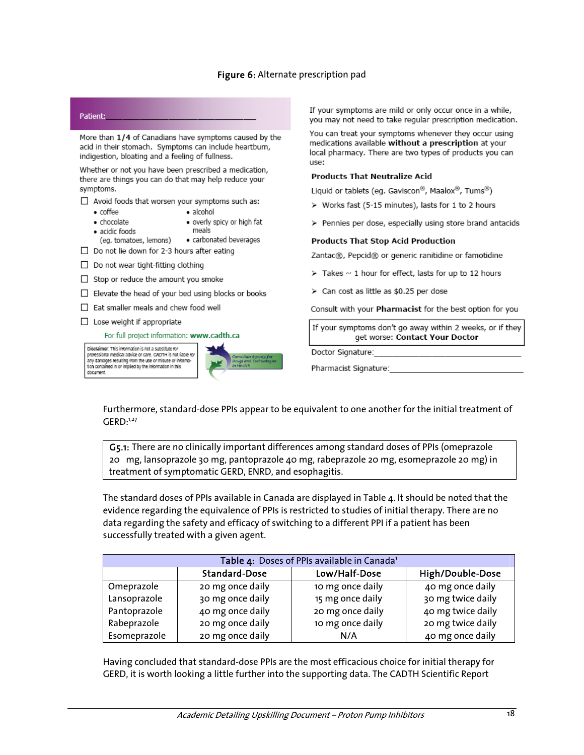**Figure 6:** Alternate prescription pad

Patient:_______________________________

More than **1/4** of Canadians have symptoms caused by the acid in their stomach. Symptoms can include heartburn, indigestion, bloating and a feeling of fullness.

Whether or not you have been prescribed a medication, there are things you can do that may help reduce your symptoms.

- ☐ Avoid foods that worsen your symptoms such as:
  - coffee
  - chocolate
  - acidic foods (eg. tomatoes, lemons)
  - alcohol
  - overly spicy or high fat meals
  - carbonated beverages
- ☐ Do not lie down for 2-3 hours after eating
- ☐ Do not wear tight-fitting clothing
- ☐ Stop or reduce the amount you smoke
- ☐ Elevate the head of your bed using blocks or books
- ☐ Eat smaller meals and chew food well
- ☐ Lose weight if appropriate

For full project information: **www.cadth.ca**

Disclaimer: This information is not a substitute for professional medical advice or care. CADTH is not liable for any damages resulting from the use or misuse of information contained in or implied by the information in this document.

Canadian Agency for Drugs and Technologies in Health

If your symptoms are mild or only occur once in a while, you may not need to take regular prescription medication.

You can treat your symptoms whenever they occur using medications available **without a prescription** at your local pharmacy. There are two types of products you can use:

**Products That Neutralize Acid**

Liquid or tablets (eg. Gaviscon®, Maalox®, Tums®)

- Works fast (5-15 minutes), lasts for 1 to 2 hours
- Pennies per dose, especially using store brand antacids

**Products That Stop Acid Production**

Zantac®, Pepcid® or generic ranitidine or famotidine

- Takes ~ 1 hour for effect, lasts for up to 12 hours
- Can cost as little as $0.25 per dose

Consult with your **Pharmacist** for the best option for you

If your symptoms don't go away within 2 weeks, or if they get worse: **Contact Your Doctor**

Doctor Signature:_______________________________

Pharmacist Signature:_______________________________

Furthermore, standard-dose PPIs appear to be equivalent to one another for the initial treatment of GERD:[1,27]

**G5.1:** There are no clinically important differences among standard doses of PPIs (omeprazole 20 mg, lansoprazole 30 mg, pantoprazole 40 mg, rabeprazole 20 mg, esomeprazole 20 mg) in treatment of symptomatic GERD, ENRD, and esophagitis.

The standard doses of PPIs available in Canada are displayed in Table 4. It should be noted that the evidence regarding the equivalence of PPIs is restricted to studies of initial therapy. There are no data regarding the safety and efficacy of switching to a different PPI if a patient has been successfully treated with a given agent.

**Table 4:** Doses of PPIs available in Canada[1]

| | Standard-Dose | Low/Half-Dose | High/Double-Dose |
|---|---|---|---|
| Omeprazole | 20 mg once daily | 10 mg once daily | 40 mg once daily |
| Lansoprazole | 30 mg once daily | 15 mg once daily | 30 mg twice daily |
| Pantoprazole | 40 mg once daily | 20 mg once daily | 40 mg twice daily |
| Rabeprazole | 20 mg once daily | 10 mg once daily | 20 mg twice daily |
| Esomeprazole | 20 mg once daily | N/A | 40 mg once daily |

Having concluded that standard-dose PPIs are the most efficacious choice for initial therapy for GERD, it is worth looking a little further into the supporting data. The CADTH Scientific Report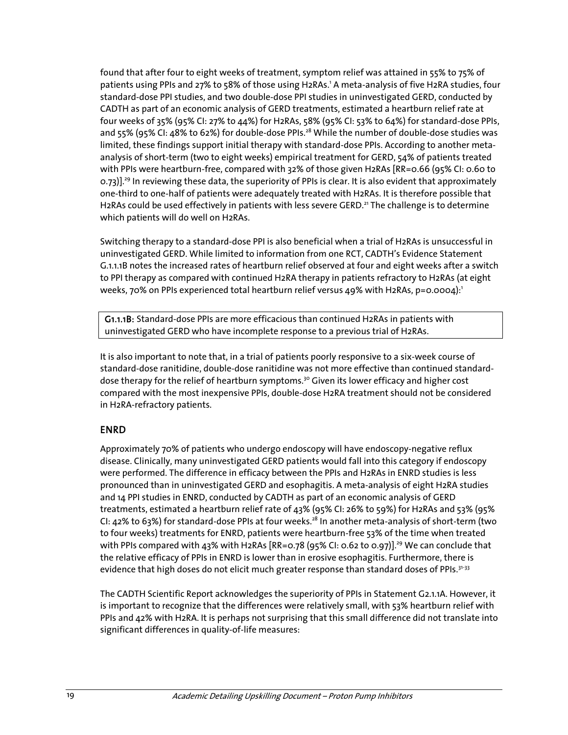found that after four to eight weeks of treatment, symptom relief was attained in 55% to 75% of patients using PPIs and 27% to 58% of those using H2RAs.[1] A meta-analysis of five H2RA studies, four standard-dose PPI studies, and two double-dose PPI studies in uninvestigated GERD, conducted by CADTH as part of an economic analysis of GERD treatments, estimated a heartburn relief rate at four weeks of 35% (95% CI: 27% to 44%) for H2RAs, 58% (95% CI: 53% to 64%) for standard-dose PPIs, and 55% (95% CI: 48% to 62%) for double-dose PPIs.[28] While the number of double-dose studies was limited, these findings support initial therapy with standard-dose PPIs. According to another meta-analysis of short-term (two to eight weeks) empirical treatment for GERD, 54% of patients treated with PPIs were heartburn-free, compared with 32% of those given H2RAs [RR=0.66 (95% CI: 0.60 to 0.73)].[29] In reviewing these data, the superiority of PPIs is clear. It is also evident that approximately one-third to one-half of patients were adequately treated with H2RAs. It is therefore possible that H2RAs could be used effectively in patients with less severe GERD.[21] The challenge is to determine which patients will do well on H2RAs.

Switching therapy to a standard-dose PPI is also beneficial when a trial of H2RAs is unsuccessful in uninvestigated GERD. While limited to information from one RCT, CADTH's Evidence Statement G.1.1.1B notes the increased rates of heartburn relief observed at four and eight weeks after a switch to PPI therapy as compared with continued H2RA therapy in patients refractory to H2RAs (at eight weeks, 70% on PPIs experienced total heartburn relief versus 49% with H2RAs, p=0.0004):[1]

> **G1.1.1B:** Standard-dose PPIs are more efficacious than continued H2RAs in patients with uninvestigated GERD who have incomplete response to a previous trial of H2RAs.

It is also important to note that, in a trial of patients poorly responsive to a six-week course of standard-dose ranitidine, double-dose ranitidine was not more effective than continued standard-dose therapy for the relief of heartburn symptoms.[30] Given its lower efficacy and higher cost compared with the most inexpensive PPIs, double-dose H2RA treatment should not be considered in H2RA-refractory patients.

## ENRD

Approximately 70% of patients who undergo endoscopy will have endoscopy-negative reflux disease. Clinically, many uninvestigated GERD patients would fall into this category if endoscopy were performed. The difference in efficacy between the PPIs and H2RAs in ENRD studies is less pronounced than in uninvestigated GERD and esophagitis. A meta-analysis of eight H2RA studies and 14 PPI studies in ENRD, conducted by CADTH as part of an economic analysis of GERD treatments, estimated a heartburn relief rate of 43% (95% CI: 26% to 59%) for H2RAs and 53% (95% CI: 42% to 63%) for standard-dose PPIs at four weeks.[28] In another meta-analysis of short-term (two to four weeks) treatments for ENRD, patients were heartburn-free 53% of the time when treated with PPIs compared with 43% with H2RAs [RR=0.78 (95% CI: 0.62 to 0.97)].[29] We can conclude that the relative efficacy of PPIs in ENRD is lower than in erosive esophagitis. Furthermore, there is evidence that high doses do not elicit much greater response than standard doses of PPIs.[31-33]

The CADTH Scientific Report acknowledges the superiority of PPIs in Statement G2.1.1A. However, it is important to recognize that the differences were relatively small, with 53% heartburn relief with PPIs and 42% with H2RA. It is perhaps not surprising that this small difference did not translate into significant differences in quality-of-life measures: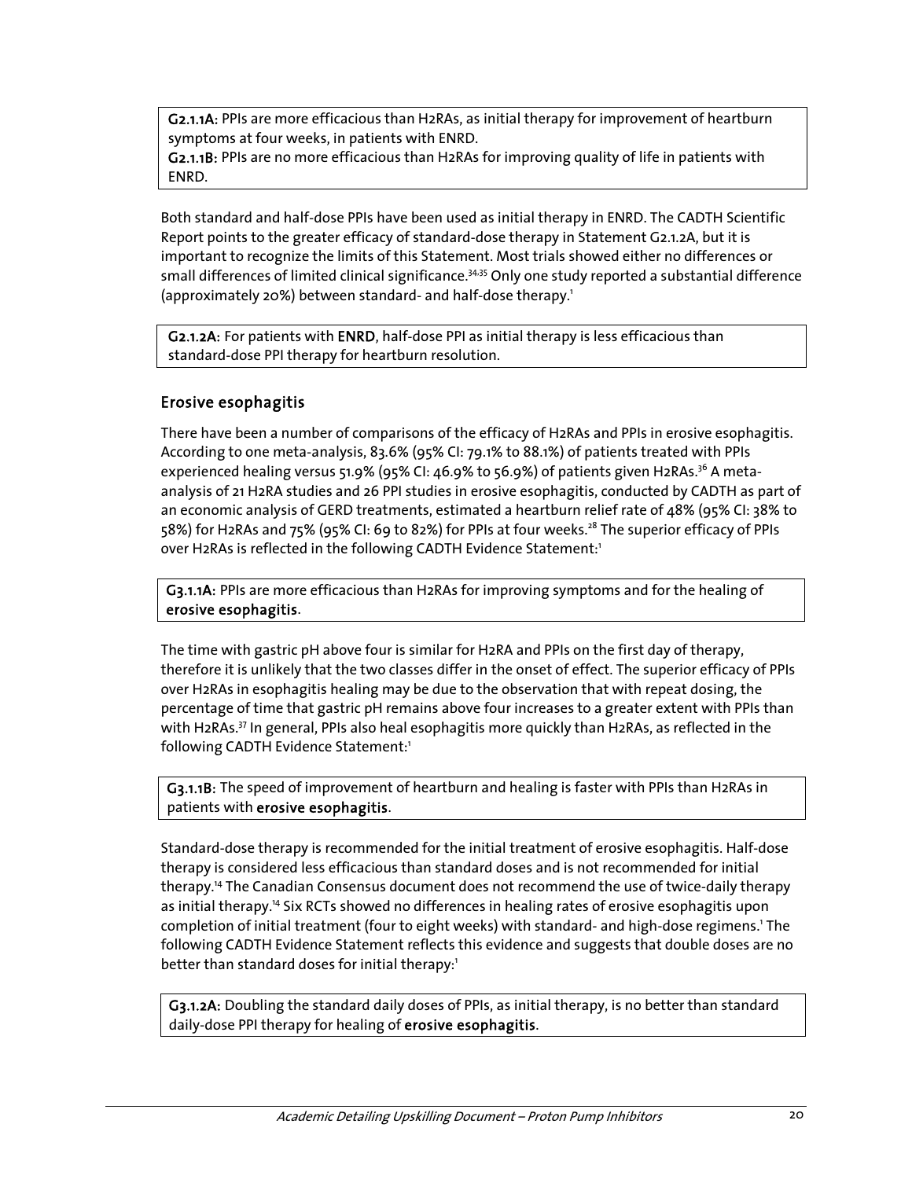**G2.1.1A:** PPIs are more efficacious than H2RAs, as initial therapy for improvement of heartburn symptoms at four weeks, in patients with ENRD.
**G2.1.1B:** PPIs are no more efficacious than H2RAs for improving quality of life in patients with ENRD.

Both standard and half-dose PPIs have been used as initial therapy in ENRD. The CADTH Scientific Report points to the greater efficacy of standard-dose therapy in Statement G2.1.2A, but it is important to recognize the limits of this Statement. Most trials showed either no differences or small differences of limited clinical significance.[34,35] Only one study reported a substantial difference (approximately 20%) between standard- and half-dose therapy.[1]

**G2.1.2A:** For patients with **ENRD**, half-dose PPI as initial therapy is less efficacious than standard-dose PPI therapy for heartburn resolution.

## Erosive esophagitis

There have been a number of comparisons of the efficacy of H2RAs and PPIs in erosive esophagitis. According to one meta-analysis, 83.6% (95% CI: 79.1% to 88.1%) of patients treated with PPIs experienced healing versus 51.9% (95% CI: 46.9% to 56.9%) of patients given H2RAs.[36] A meta-analysis of 21 H2RA studies and 26 PPI studies in erosive esophagitis, conducted by CADTH as part of an economic analysis of GERD treatments, estimated a heartburn relief rate of 48% (95% CI: 38% to 58%) for H2RAs and 75% (95% CI: 69 to 82%) for PPIs at four weeks.[28] The superior efficacy of PPIs over H2RAs is reflected in the following CADTH Evidence Statement:[1]

**G3.1.1A:** PPIs are more efficacious than H2RAs for improving symptoms and for the healing of **erosive esophagitis**.

The time with gastric pH above four is similar for H2RA and PPIs on the first day of therapy, therefore it is unlikely that the two classes differ in the onset of effect. The superior efficacy of PPIs over H2RAs in esophagitis healing may be due to the observation that with repeat dosing, the percentage of time that gastric pH remains above four increases to a greater extent with PPIs than with H2RAs.[37] In general, PPIs also heal esophagitis more quickly than H2RAs, as reflected in the following CADTH Evidence Statement:[1]

**G3.1.1B:** The speed of improvement of heartburn and healing is faster with PPIs than H2RAs in patients with **erosive esophagitis**.

Standard-dose therapy is recommended for the initial treatment of erosive esophagitis. Half-dose therapy is considered less efficacious than standard doses and is not recommended for initial therapy.[14] The Canadian Consensus document does not recommend the use of twice-daily therapy as initial therapy.[14] Six RCTs showed no differences in healing rates of erosive esophagitis upon completion of initial treatment (four to eight weeks) with standard- and high-dose regimens.[1] The following CADTH Evidence Statement reflects this evidence and suggests that double doses are no better than standard doses for initial therapy:[1]

**G3.1.2A:** Doubling the standard daily doses of PPIs, as initial therapy, is no better than standard daily-dose PPI therapy for healing of **erosive esophagitis**.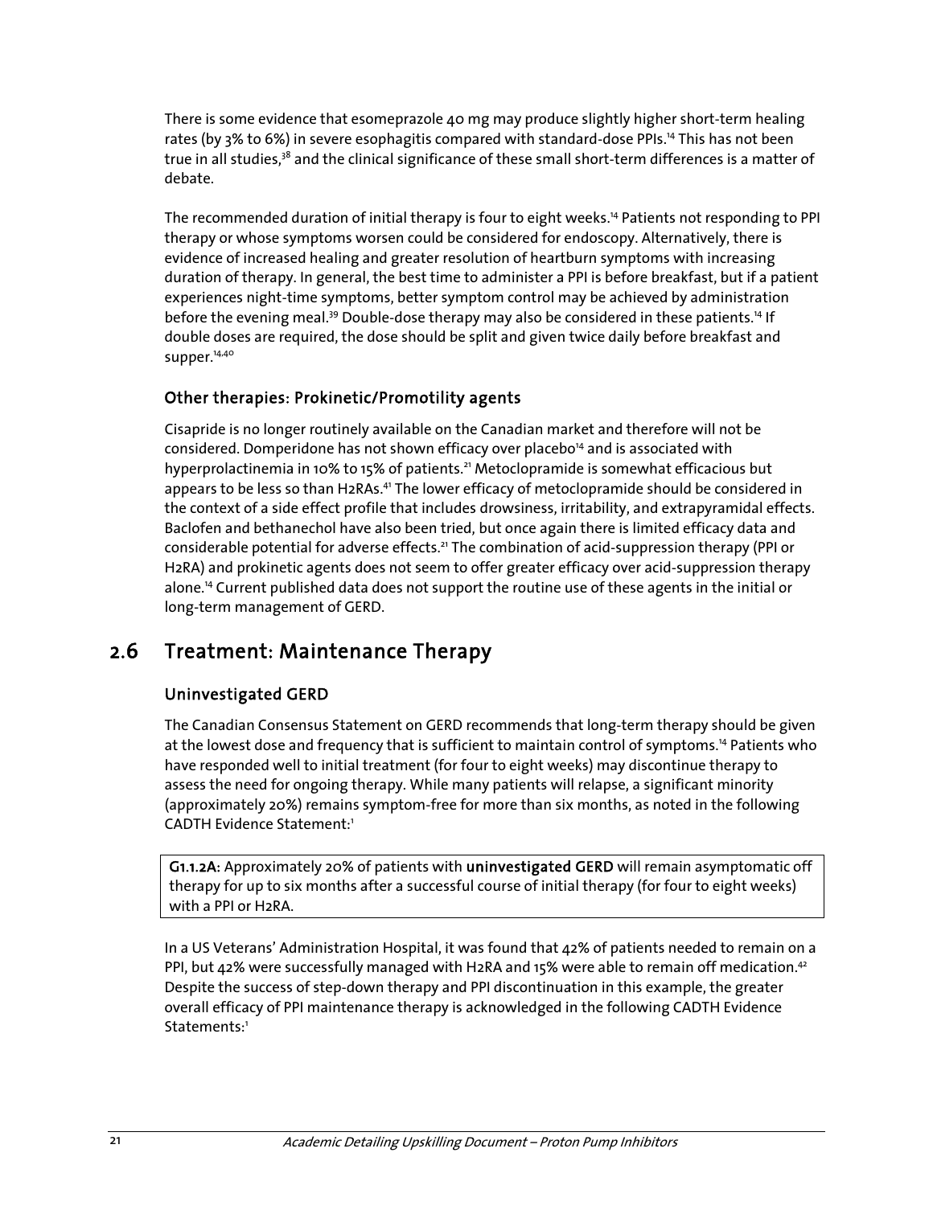There is some evidence that esomeprazole 40 mg may produce slightly higher short-term healing rates (by 3% to 6%) in severe esophagitis compared with standard-dose PPIs.[14] This has not been true in all studies,[38] and the clinical significance of these small short-term differences is a matter of debate.

The recommended duration of initial therapy is four to eight weeks.[14] Patients not responding to PPI therapy or whose symptoms worsen could be considered for endoscopy. Alternatively, there is evidence of increased healing and greater resolution of heartburn symptoms with increasing duration of therapy. In general, the best time to administer a PPI is before breakfast, but if a patient experiences night-time symptoms, better symptom control may be achieved by administration before the evening meal.[39] Double-dose therapy may also be considered in these patients.[14] If double doses are required, the dose should be split and given twice daily before breakfast and supper.[14,40]

### Other therapies: Prokinetic/Promotility agents

Cisapride is no longer routinely available on the Canadian market and therefore will not be considered. Domperidone has not shown efficacy over placebo[14] and is associated with hyperprolactinemia in 10% to 15% of patients.[21] Metoclopramide is somewhat efficacious but appears to be less so than H2RAs.[41] The lower efficacy of metoclopramide should be considered in the context of a side effect profile that includes drowsiness, irritability, and extrapyramidal effects. Baclofen and bethanechol have also been tried, but once again there is limited efficacy data and considerable potential for adverse effects.[21] The combination of acid-suppression therapy (PPI or H2RA) and prokinetic agents does not seem to offer greater efficacy over acid-suppression therapy alone.[14] Current published data does not support the routine use of these agents in the initial or long-term management of GERD.

## 2.6 Treatment: Maintenance Therapy

### Uninvestigated GERD

The Canadian Consensus Statement on GERD recommends that long-term therapy should be given at the lowest dose and frequency that is sufficient to maintain control of symptoms.[14] Patients who have responded well to initial treatment (for four to eight weeks) may discontinue therapy to assess the need for ongoing therapy. While many patients will relapse, a significant minority (approximately 20%) remains symptom-free for more than six months, as noted in the following CADTH Evidence Statement:[1]

**G1.1.2A:** Approximately 20% of patients with **uninvestigated GERD** will remain asymptomatic off therapy for up to six months after a successful course of initial therapy (for four to eight weeks) with a PPI or H2RA.

In a US Veterans' Administration Hospital, it was found that 42% of patients needed to remain on a PPI, but 42% were successfully managed with H2RA and 15% were able to remain off medication.[42] Despite the success of step-down therapy and PPI discontinuation in this example, the greater overall efficacy of PPI maintenance therapy is acknowledged in the following CADTH Evidence Statements:[1]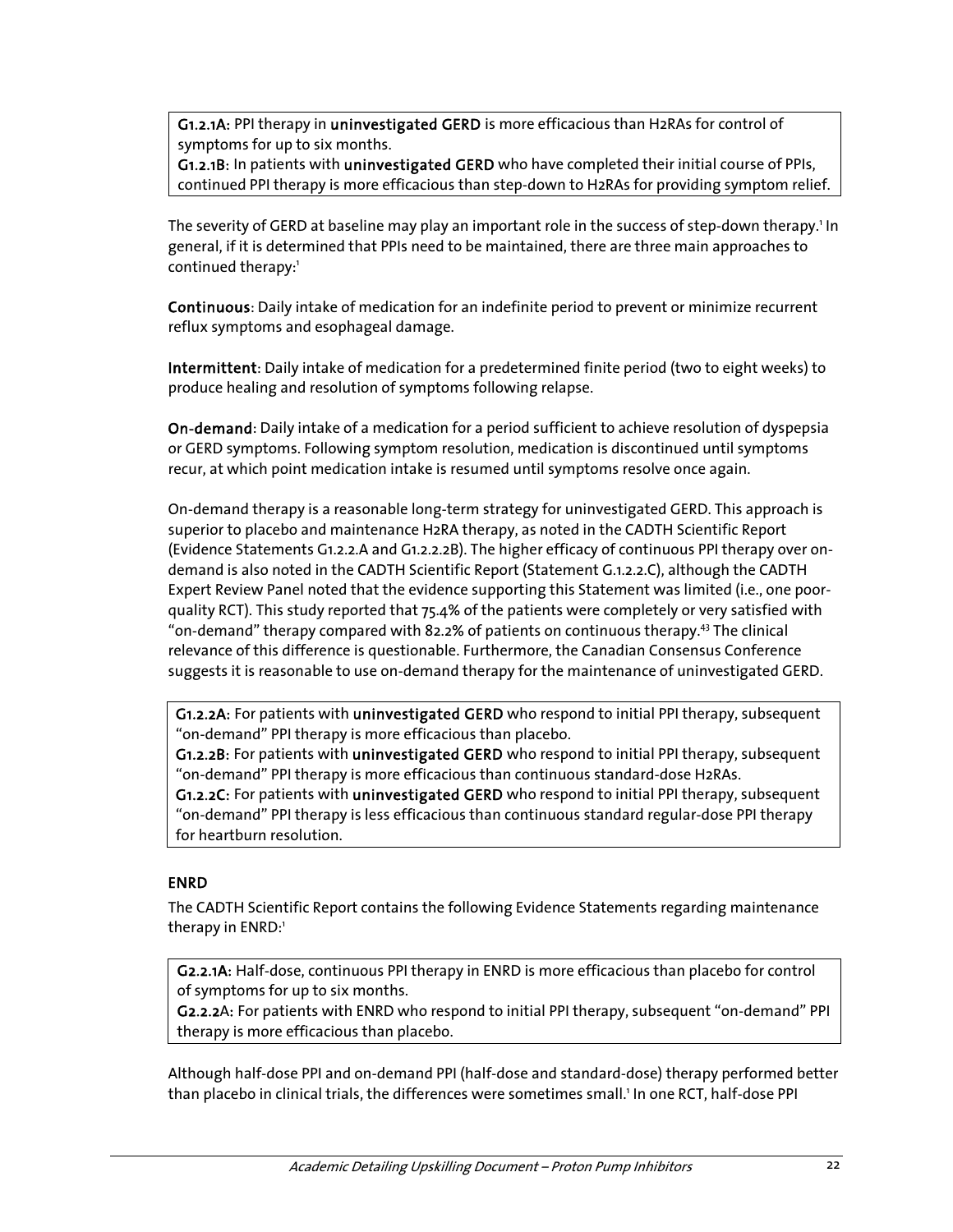**G1.2.1A:** PPI therapy in **uninvestigated GERD** is more efficacious than H2RAs for control of symptoms for up to six months.
**G1.2.1B:** In patients with **uninvestigated GERD** who have completed their initial course of PPIs, continued PPI therapy is more efficacious than step-down to H2RAs for providing symptom relief.

The severity of GERD at baseline may play an important role in the success of step-down therapy.[1] In general, if it is determined that PPIs need to be maintained, there are three main approaches to continued therapy:[1]

**Continuous**: Daily intake of medication for an indefinite period to prevent or minimize recurrent reflux symptoms and esophageal damage.

**Intermittent**: Daily intake of medication for a predetermined finite period (two to eight weeks) to produce healing and resolution of symptoms following relapse.

**On-demand**: Daily intake of a medication for a period sufficient to achieve resolution of dyspepsia or GERD symptoms. Following symptom resolution, medication is discontinued until symptoms recur, at which point medication intake is resumed until symptoms resolve once again.

On-demand therapy is a reasonable long-term strategy for uninvestigated GERD. This approach is superior to placebo and maintenance H2RA therapy, as noted in the CADTH Scientific Report (Evidence Statements G1.2.2.A and G1.2.2.2B). The higher efficacy of continuous PPI therapy over on-demand is also noted in the CADTH Scientific Report (Statement G.1.2.2.C), although the CADTH Expert Review Panel noted that the evidence supporting this Statement was limited (i.e., one poor-quality RCT). This study reported that 75.4% of the patients were completely or very satisfied with "on-demand" therapy compared with 82.2% of patients on continuous therapy.[43] The clinical relevance of this difference is questionable. Furthermore, the Canadian Consensus Conference suggests it is reasonable to use on-demand therapy for the maintenance of uninvestigated GERD.

**G1.2.2A:** For patients with **uninvestigated GERD** who respond to initial PPI therapy, subsequent "on-demand" PPI therapy is more efficacious than placebo.
**G1.2.2B**: For patients with **uninvestigated GERD** who respond to initial PPI therapy, subsequent "on-demand" PPI therapy is more efficacious than continuous standard-dose H2RAs.
**G1.2.2C**: For patients with **uninvestigated GERD** who respond to initial PPI therapy, subsequent "on-demand" PPI therapy is less efficacious than continuous standard regular-dose PPI therapy for heartburn resolution.

### ENRD

The CADTH Scientific Report contains the following Evidence Statements regarding maintenance therapy in ENRD:[1]

**G2.2.1A:** Half-dose, continuous PPI therapy in ENRD is more efficacious than placebo for control of symptoms for up to six months.
**G2.2.2**A: For patients with ENRD who respond to initial PPI therapy, subsequent "on-demand" PPI therapy is more efficacious than placebo.

Although half-dose PPI and on-demand PPI (half-dose and standard-dose) therapy performed better than placebo in clinical trials, the differences were sometimes small.[1] In one RCT, half-dose PPI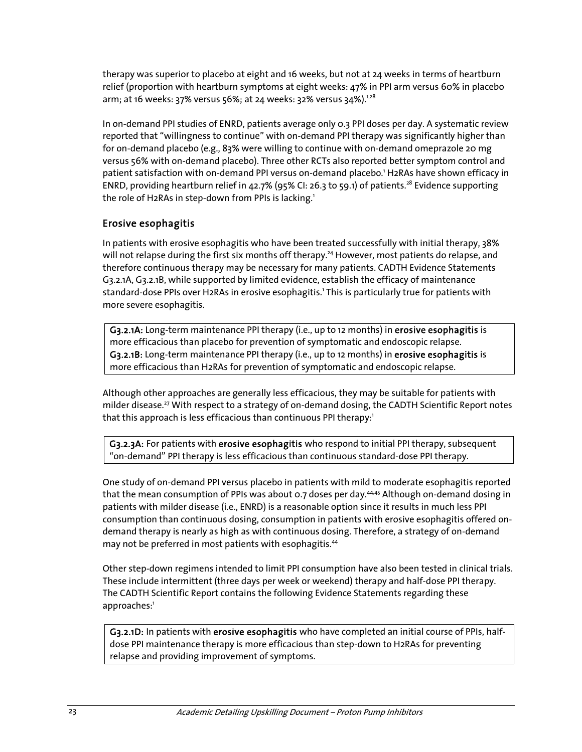therapy was superior to placebo at eight and 16 weeks, but not at 24 weeks in terms of heartburn relief (proportion with heartburn symptoms at eight weeks: 47% in PPI arm versus 60% in placebo arm; at 16 weeks: 37% versus 56%; at 24 weeks: 32% versus 34%).[1,28]

In on-demand PPI studies of ENRD, patients average only 0.3 PPI doses per day. A systematic review reported that "willingness to continue" with on-demand PPI therapy was significantly higher than for on-demand placebo (e.g., 83% were willing to continue with on-demand omeprazole 20 mg versus 56% with on-demand placebo). Three other RCTs also reported better symptom control and patient satisfaction with on-demand PPI versus on-demand placebo.[1] H2RAs have shown efficacy in ENRD, providing heartburn relief in 42.7% (95% CI: 26.3 to 59.1) of patients.[28] Evidence supporting the role of H2RAs in step-down from PPIs is lacking.[1]

## Erosive esophagitis

In patients with erosive esophagitis who have been treated successfully with initial therapy, 38% will not relapse during the first six months off therapy.[24] However, most patients do relapse, and therefore continuous therapy may be necessary for many patients. CADTH Evidence Statements G3.2.1A, G3.2.1B, while supported by limited evidence, establish the efficacy of maintenance standard-dose PPIs over H2RAs in erosive esophagitis.[1] This is particularly true for patients with more severe esophagitis.

> **G3.2.1A:** Long-term maintenance PPI therapy (i.e., up to 12 months) in **erosive esophagitis** is more efficacious than placebo for prevention of symptomatic and endoscopic relapse.
> **G3.2.1B:** Long-term maintenance PPI therapy (i.e., up to 12 months) in **erosive esophagitis** is more efficacious than H2RAs for prevention of symptomatic and endoscopic relapse.

Although other approaches are generally less efficacious, they may be suitable for patients with milder disease.[27] With respect to a strategy of on-demand dosing, the CADTH Scientific Report notes that this approach is less efficacious than continuous PPI therapy:[1]

> **G3.2.3A:** For patients with **erosive esophagitis** who respond to initial PPI therapy, subsequent "on-demand" PPI therapy is less efficacious than continuous standard-dose PPI therapy.

One study of on-demand PPI versus placebo in patients with mild to moderate esophagitis reported that the mean consumption of PPIs was about 0.7 doses per day.[44,45] Although on-demand dosing in patients with milder disease (i.e., ENRD) is a reasonable option since it results in much less PPI consumption than continuous dosing, consumption in patients with erosive esophagitis offered on-demand therapy is nearly as high as with continuous dosing. Therefore, a strategy of on-demand may not be preferred in most patients with esophagitis.[44]

Other step-down regimens intended to limit PPI consumption have also been tested in clinical trials. These include intermittent (three days per week or weekend) therapy and half-dose PPI therapy. The CADTH Scientific Report contains the following Evidence Statements regarding these approaches:[1]

> **G3.2.1D:** In patients with **erosive esophagitis** who have completed an initial course of PPIs, half-dose PPI maintenance therapy is more efficacious than step-down to H2RAs for preventing relapse and providing improvement of symptoms.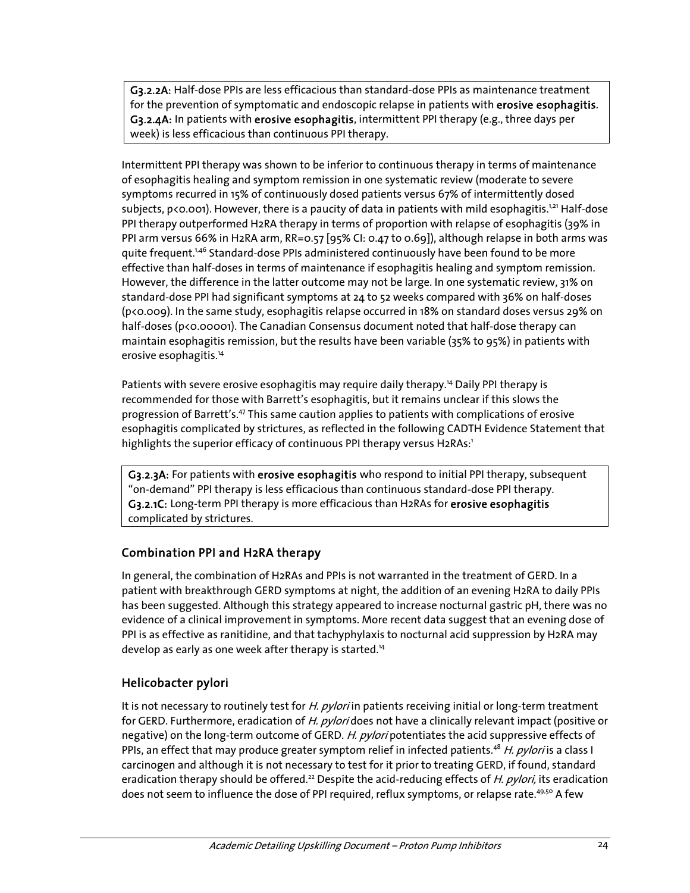**G3.2.2A:** Half-dose PPIs are less efficacious than standard-dose PPIs as maintenance treatment for the prevention of symptomatic and endoscopic relapse in patients with **erosive esophagitis**.
**G3.2.4A:** In patients with **erosive esophagitis**, intermittent PPI therapy (e.g., three days per week) is less efficacious than continuous PPI therapy.

Intermittent PPI therapy was shown to be inferior to continuous therapy in terms of maintenance of esophagitis healing and symptom remission in one systematic review (moderate to severe symptoms recurred in 15% of continuously dosed patients versus 67% of intermittently dosed subjects, p<0.001). However, there is a paucity of data in patients with mild esophagitis.[1,21] Half-dose PPI therapy outperformed H2RA therapy in terms of proportion with relapse of esophagitis (39% in PPI arm versus 66% in H2RA arm, RR=0.57 [95% CI: 0.47 to 0.69]), although relapse in both arms was quite frequent.[1,46] Standard-dose PPIs administered continuously have been found to be more effective than half-doses in terms of maintenance if esophagitis healing and symptom remission. However, the difference in the latter outcome may not be large. In one systematic review, 31% on standard-dose PPI had significant symptoms at 24 to 52 weeks compared with 36% on half-doses (p<0.009). In the same study, esophagitis relapse occurred in 18% on standard doses versus 29% on half-doses (p<0.00001). The Canadian Consensus document noted that half-dose therapy can maintain esophagitis remission, but the results have been variable (35% to 95%) in patients with erosive esophagitis.[14]

Patients with severe erosive esophagitis may require daily therapy.[14] Daily PPI therapy is recommended for those with Barrett's esophagitis, but it remains unclear if this slows the progression of Barrett's.[47] This same caution applies to patients with complications of erosive esophagitis complicated by strictures, as reflected in the following CADTH Evidence Statement that highlights the superior efficacy of continuous PPI therapy versus H2RAs:[1]

**G3.2.3A:** For patients with **erosive esophagitis** who respond to initial PPI therapy, subsequent "on-demand" PPI therapy is less efficacious than continuous standard-dose PPI therapy.
**G3.2.1C:** Long-term PPI therapy is more efficacious than H2RAs for **erosive esophagitis** complicated by strictures.

## Combination PPI and H2RA therapy

In general, the combination of H2RAs and PPIs is not warranted in the treatment of GERD. In a patient with breakthrough GERD symptoms at night, the addition of an evening H2RA to daily PPIs has been suggested. Although this strategy appeared to increase nocturnal gastric pH, there was no evidence of a clinical improvement in symptoms. More recent data suggest that an evening dose of PPI is as effective as ranitidine, and that tachyphylaxis to nocturnal acid suppression by H2RA may develop as early as one week after therapy is started.[14]

## Helicobacter pylori

It is not necessary to routinely test for *H. pylori* in patients receiving initial or long-term treatment for GERD. Furthermore, eradication of *H. pylori* does not have a clinically relevant impact (positive or negative) on the long-term outcome of GERD. *H. pylori* potentiates the acid suppressive effects of PPIs, an effect that may produce greater symptom relief in infected patients.[48] *H. pylori* is a class I carcinogen and although it is not necessary to test for it prior to treating GERD, if found, standard eradication therapy should be offered.[22] Despite the acid-reducing effects of *H. pylori,* its eradication does not seem to influence the dose of PPI required, reflux symptoms, or relapse rate.[49,50] A few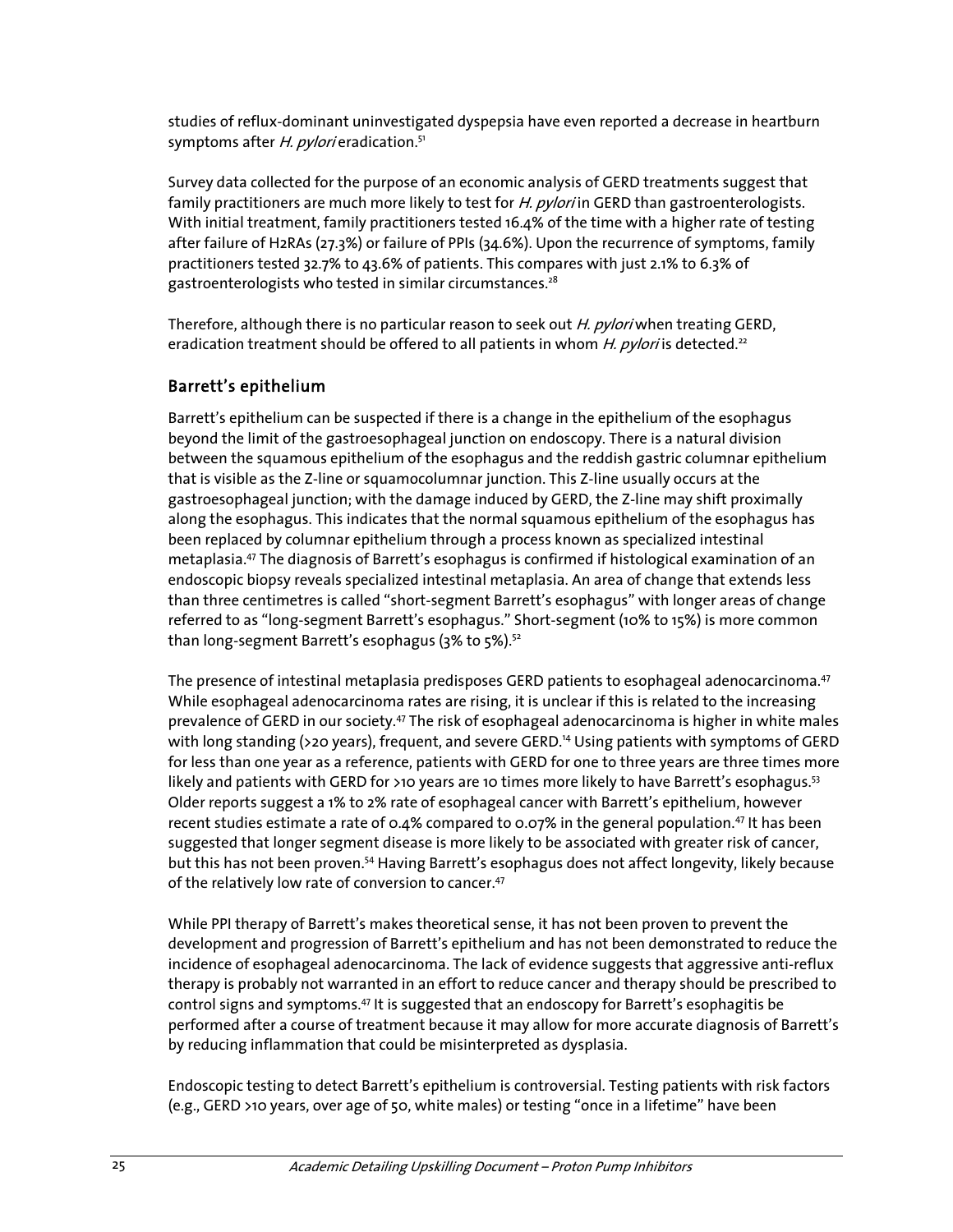studies of reflux-dominant uninvestigated dyspepsia have even reported a decrease in heartburn symptoms after *H. pylori* eradication.[51]

Survey data collected for the purpose of an economic analysis of GERD treatments suggest that family practitioners are much more likely to test for *H. pylori* in GERD than gastroenterologists. With initial treatment, family practitioners tested 16.4% of the time with a higher rate of testing after failure of H2RAs (27.3%) or failure of PPIs (34.6%). Upon the recurrence of symptoms, family practitioners tested 32.7% to 43.6% of patients. This compares with just 2.1% to 6.3% of gastroenterologists who tested in similar circumstances.[28]

Therefore, although there is no particular reason to seek out *H. pylori* when treating GERD, eradication treatment should be offered to all patients in whom *H. pylori* is detected.[22]

## Barrett's epithelium

Barrett's epithelium can be suspected if there is a change in the epithelium of the esophagus beyond the limit of the gastroesophageal junction on endoscopy. There is a natural division between the squamous epithelium of the esophagus and the reddish gastric columnar epithelium that is visible as the Z-line or squamocolumnar junction. This Z-line usually occurs at the gastroesophageal junction; with the damage induced by GERD, the Z-line may shift proximally along the esophagus. This indicates that the normal squamous epithelium of the esophagus has been replaced by columnar epithelium through a process known as specialized intestinal metaplasia.[47] The diagnosis of Barrett's esophagus is confirmed if histological examination of an endoscopic biopsy reveals specialized intestinal metaplasia. An area of change that extends less than three centimetres is called "short-segment Barrett's esophagus" with longer areas of change referred to as "long-segment Barrett's esophagus." Short-segment (10% to 15%) is more common than long-segment Barrett's esophagus (3% to 5%).[52]

The presence of intestinal metaplasia predisposes GERD patients to esophageal adenocarcinoma.[47] While esophageal adenocarcinoma rates are rising, it is unclear if this is related to the increasing prevalence of GERD in our society.[47] The risk of esophageal adenocarcinoma is higher in white males with long standing (>20 years), frequent, and severe GERD.[14] Using patients with symptoms of GERD for less than one year as a reference, patients with GERD for one to three years are three times more likely and patients with GERD for >10 years are 10 times more likely to have Barrett's esophagus.[53] Older reports suggest a 1% to 2% rate of esophageal cancer with Barrett's epithelium, however recent studies estimate a rate of 0.4% compared to 0.07% in the general population.[47] It has been suggested that longer segment disease is more likely to be associated with greater risk of cancer, but this has not been proven.[54] Having Barrett's esophagus does not affect longevity, likely because of the relatively low rate of conversion to cancer.[47]

While PPI therapy of Barrett's makes theoretical sense, it has not been proven to prevent the development and progression of Barrett's epithelium and has not been demonstrated to reduce the incidence of esophageal adenocarcinoma. The lack of evidence suggests that aggressive anti-reflux therapy is probably not warranted in an effort to reduce cancer and therapy should be prescribed to control signs and symptoms.[47] It is suggested that an endoscopy for Barrett's esophagitis be performed after a course of treatment because it may allow for more accurate diagnosis of Barrett's by reducing inflammation that could be misinterpreted as dysplasia.

Endoscopic testing to detect Barrett's epithelium is controversial. Testing patients with risk factors (e.g., GERD >10 years, over age of 50, white males) or testing "once in a lifetime" have been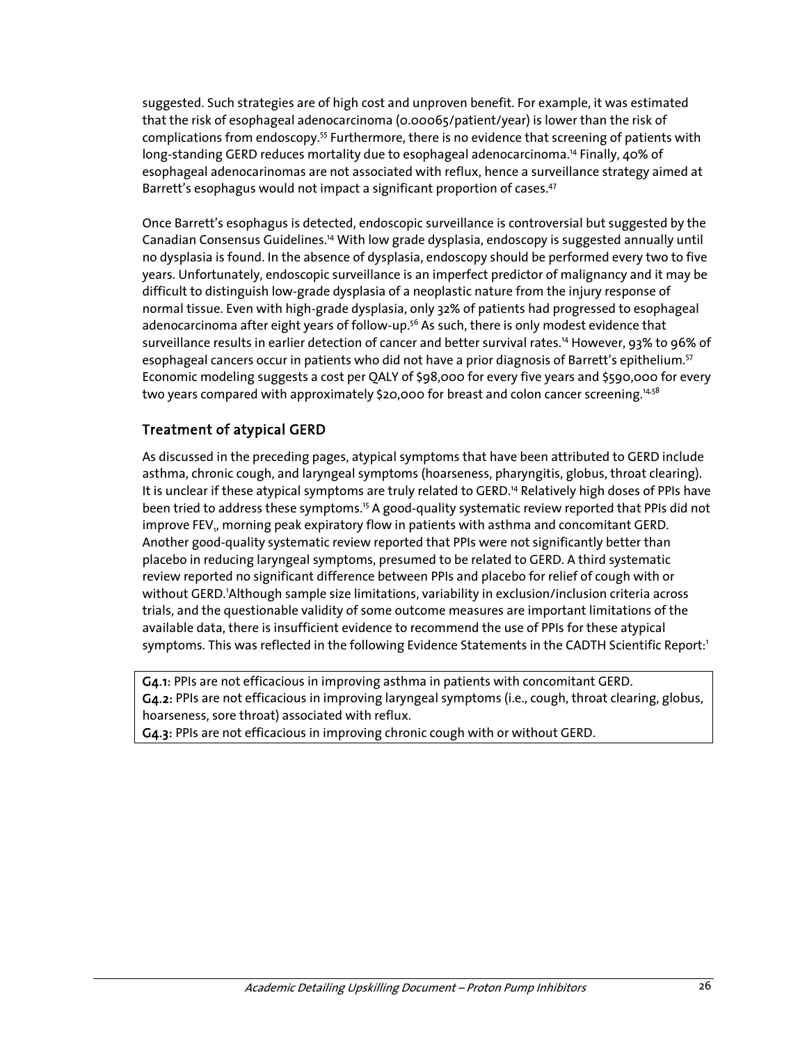suggested. Such strategies are of high cost and unproven benefit. For example, it was estimated that the risk of esophageal adenocarcinoma (0.00065/patient/year) is lower than the risk of complications from endoscopy.[55] Furthermore, there is no evidence that screening of patients with long-standing GERD reduces mortality due to esophageal adenocarcinoma.[14] Finally, 40% of esophageal adenocarinomas are not associated with reflux, hence a surveillance strategy aimed at Barrett's esophagus would not impact a significant proportion of cases.[47]

Once Barrett's esophagus is detected, endoscopic surveillance is controversial but suggested by the Canadian Consensus Guidelines.[14] With low grade dysplasia, endoscopy is suggested annually until no dysplasia is found. In the absence of dysplasia, endoscopy should be performed every two to five years. Unfortunately, endoscopic surveillance is an imperfect predictor of malignancy and it may be difficult to distinguish low-grade dysplasia of a neoplastic nature from the injury response of normal tissue. Even with high-grade dysplasia, only 32% of patients had progressed to esophageal adenocarcinoma after eight years of follow-up.[56] As such, there is only modest evidence that surveillance results in earlier detection of cancer and better survival rates.[14] However, 93% to 96% of esophageal cancers occur in patients who did not have a prior diagnosis of Barrett's epithelium.[57] Economic modeling suggests a cost per QALY of $98,000 for every five years and $590,000 for every two years compared with approximately $20,000 for breast and colon cancer screening.[14,58]

## Treatment of atypical GERD

As discussed in the preceding pages, atypical symptoms that have been attributed to GERD include asthma, chronic cough, and laryngeal symptoms (hoarseness, pharyngitis, globus, throat clearing). It is unclear if these atypical symptoms are truly related to GERD.[14] Relatively high doses of PPIs have been tried to address these symptoms.[15] A good-quality systematic review reported that PPIs did not improve $FEV_1$, morning peak expiratory flow in patients with asthma and concomitant GERD. Another good-quality systematic review reported that PPIs were not significantly better than placebo in reducing laryngeal symptoms, presumed to be related to GERD. A third systematic review reported no significant difference between PPIs and placebo for relief of cough with or without GERD.[1] Although sample size limitations, variability in exclusion/inclusion criteria across trials, and the questionable validity of some outcome measures are important limitations of the available data, there is insufficient evidence to recommend the use of PPIs for these atypical symptoms. This was reflected in the following Evidence Statements in the CADTH Scientific Report:[1]

**G4.1:** PPIs are not efficacious in improving asthma in patients with concomitant GERD.
**G4.2:** PPIs are not efficacious in improving laryngeal symptoms (i.e., cough, throat clearing, globus, hoarseness, sore throat) associated with reflux.
**G4.3:** PPIs are not efficacious in improving chronic cough with or without GERD.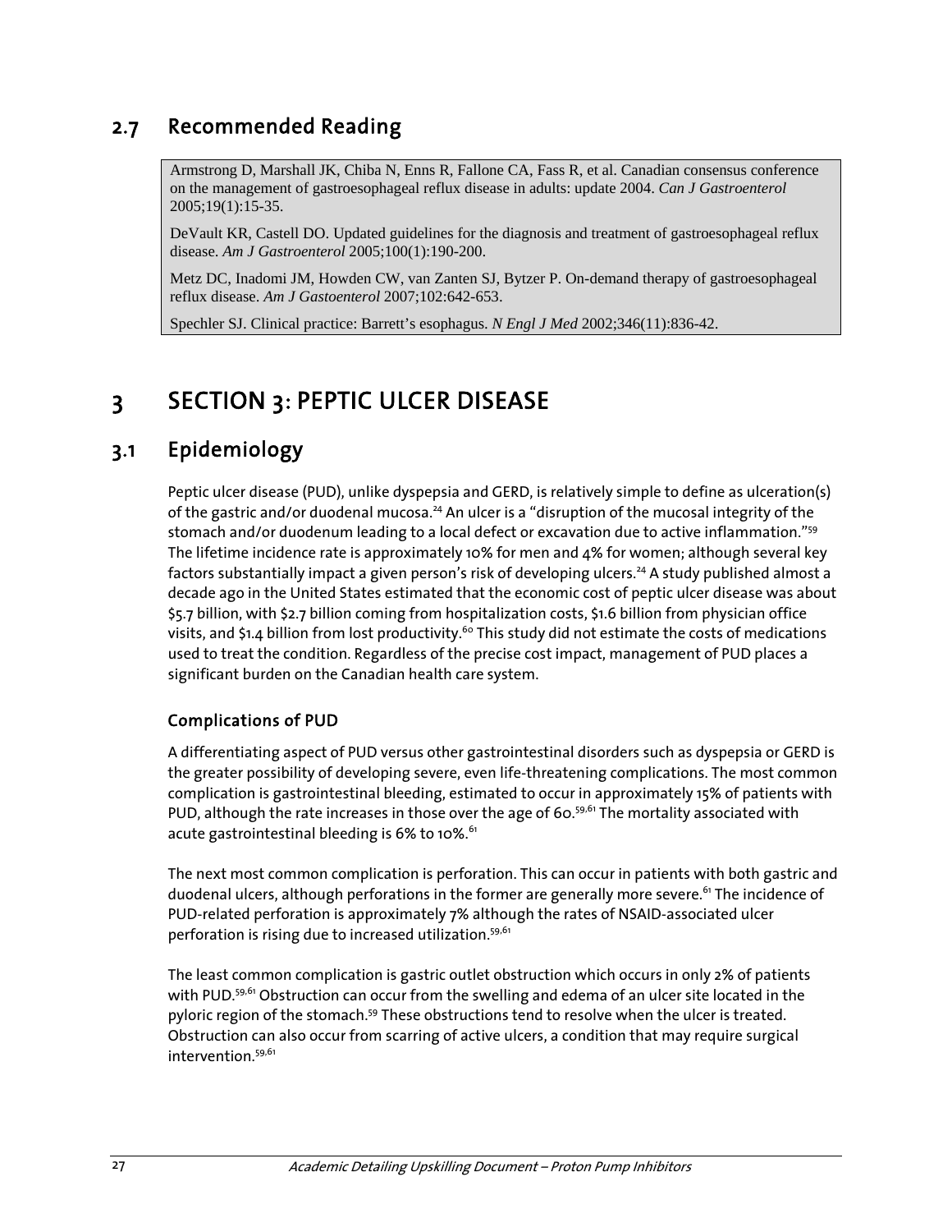## 2.7 Recommended Reading

Armstrong D, Marshall JK, Chiba N, Enns R, Fallone CA, Fass R, et al. Canadian consensus conference on the management of gastroesophageal reflux disease in adults: update 2004. *Can J Gastroenterol* 2005;19(1):15-35.

DeVault KR, Castell DO. Updated guidelines for the diagnosis and treatment of gastroesophageal reflux disease. *Am J Gastroenterol* 2005;100(1):190-200.

Metz DC, Inadomi JM, Howden CW, van Zanten SJ, Bytzer P. On-demand therapy of gastroesophageal reflux disease. *Am J Gastoenterol* 2007;102:642-653.

Spechler SJ. Clinical practice: Barrett's esophagus. *N Engl J Med* 2002;346(11):836-42.

# 3 SECTION 3: PEPTIC ULCER DISEASE

## 3.1 Epidemiology

Peptic ulcer disease (PUD), unlike dyspepsia and GERD, is relatively simple to define as ulceration(s) of the gastric and/or duodenal mucosa.[24] An ulcer is a "disruption of the mucosal integrity of the stomach and/or duodenum leading to a local defect or excavation due to active inflammation."[59] The lifetime incidence rate is approximately 10% for men and 4% for women; although several key factors substantially impact a given person's risk of developing ulcers.[24] A study published almost a decade ago in the United States estimated that the economic cost of peptic ulcer disease was about $5.7 billion, with $2.7 billion coming from hospitalization costs, $1.6 billion from physician office visits, and $1.4 billion from lost productivity.[60] This study did not estimate the costs of medications used to treat the condition. Regardless of the precise cost impact, management of PUD places a significant burden on the Canadian health care system.

### Complications of PUD

A differentiating aspect of PUD versus other gastrointestinal disorders such as dyspepsia or GERD is the greater possibility of developing severe, even life-threatening complications. The most common complication is gastrointestinal bleeding, estimated to occur in approximately 15% of patients with PUD, although the rate increases in those over the age of 60.[59,61] The mortality associated with acute gastrointestinal bleeding is 6% to 10%.[61]

The next most common complication is perforation. This can occur in patients with both gastric and duodenal ulcers, although perforations in the former are generally more severe.[61] The incidence of PUD-related perforation is approximately 7% although the rates of NSAID-associated ulcer perforation is rising due to increased utilization.[59,61]

The least common complication is gastric outlet obstruction which occurs in only 2% of patients with PUD.[59,61] Obstruction can occur from the swelling and edema of an ulcer site located in the pyloric region of the stomach.[59] These obstructions tend to resolve when the ulcer is treated. Obstruction can also occur from scarring of active ulcers, a condition that may require surgical intervention.[59,61]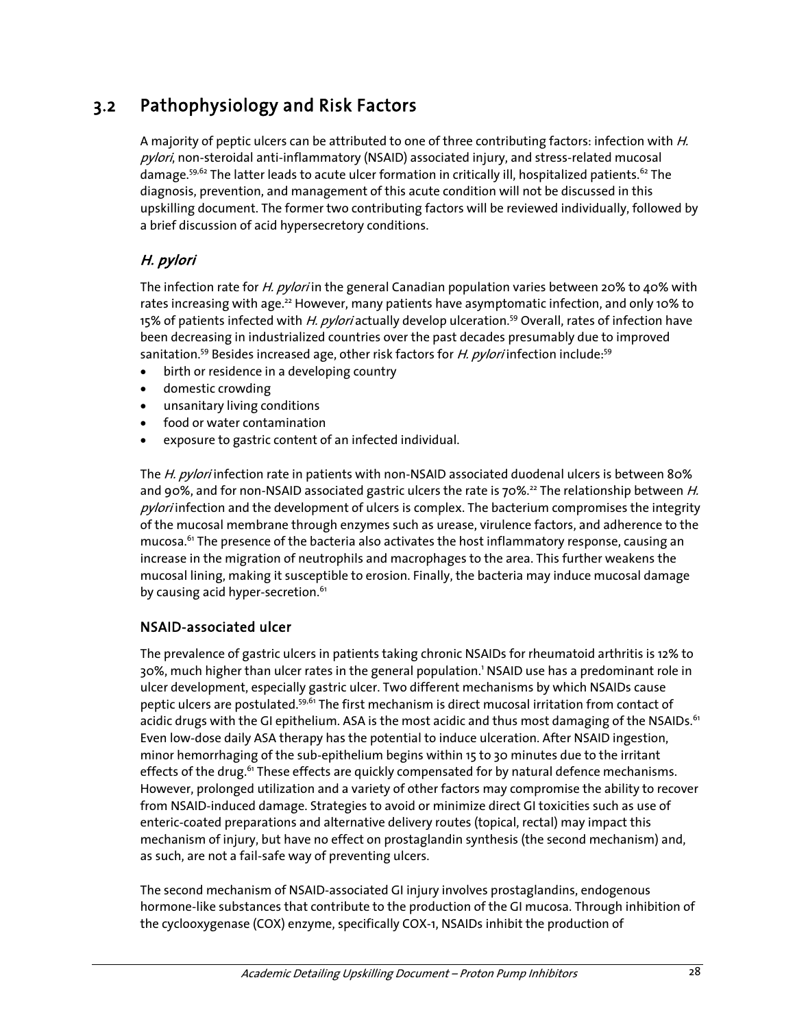## 3.2 Pathophysiology and Risk Factors

A majority of peptic ulcers can be attributed to one of three contributing factors: infection with *H. pylori*, non-steroidal anti-inflammatory (NSAID) associated injury, and stress-related mucosal damage.[59,62] The latter leads to acute ulcer formation in critically ill, hospitalized patients.[62] The diagnosis, prevention, and management of this acute condition will not be discussed in this upskilling document. The former two contributing factors will be reviewed individually, followed by a brief discussion of acid hypersecretory conditions.

### *H. pylori*

The infection rate for *H. pylori* in the general Canadian population varies between 20% to 40% with rates increasing with age.[22] However, many patients have asymptomatic infection, and only 10% to 15% of patients infected with *H. pylori* actually develop ulceration.[59] Overall, rates of infection have been decreasing in industrialized countries over the past decades presumably due to improved sanitation.[59] Besides increased age, other risk factors for *H. pylori* infection include:[59]

- birth or residence in a developing country
- domestic crowding
- unsanitary living conditions
- food or water contamination
- exposure to gastric content of an infected individual.

The *H. pylori* infection rate in patients with non-NSAID associated duodenal ulcers is between 80% and 90%, and for non-NSAID associated gastric ulcers the rate is 70%.[22] The relationship between *H. pylori* infection and the development of ulcers is complex. The bacterium compromises the integrity of the mucosal membrane through enzymes such as urease, virulence factors, and adherence to the mucosa.[61] The presence of the bacteria also activates the host inflammatory response, causing an increase in the migration of neutrophils and macrophages to the area. This further weakens the mucosal lining, making it susceptible to erosion. Finally, the bacteria may induce mucosal damage by causing acid hyper-secretion.[61]

### NSAID-associated ulcer

The prevalence of gastric ulcers in patients taking chronic NSAIDs for rheumatoid arthritis is 12% to 30%, much higher than ulcer rates in the general population.[1] NSAID use has a predominant role in ulcer development, especially gastric ulcer. Two different mechanisms by which NSAIDs cause peptic ulcers are postulated.[59,61] The first mechanism is direct mucosal irritation from contact of acidic drugs with the GI epithelium. ASA is the most acidic and thus most damaging of the NSAIDs.[61] Even low-dose daily ASA therapy has the potential to induce ulceration. After NSAID ingestion, minor hemorrhaging of the sub-epithelium begins within 15 to 30 minutes due to the irritant effects of the drug.[61] These effects are quickly compensated for by natural defence mechanisms. However, prolonged utilization and a variety of other factors may compromise the ability to recover from NSAID-induced damage. Strategies to avoid or minimize direct GI toxicities such as use of enteric-coated preparations and alternative delivery routes (topical, rectal) may impact this mechanism of injury, but have no effect on prostaglandin synthesis (the second mechanism) and, as such, are not a fail-safe way of preventing ulcers.

The second mechanism of NSAID-associated GI injury involves prostaglandins, endogenous hormone-like substances that contribute to the production of the GI mucosa. Through inhibition of the cyclooxygenase (COX) enzyme, specifically COX-1, NSAIDs inhibit the production of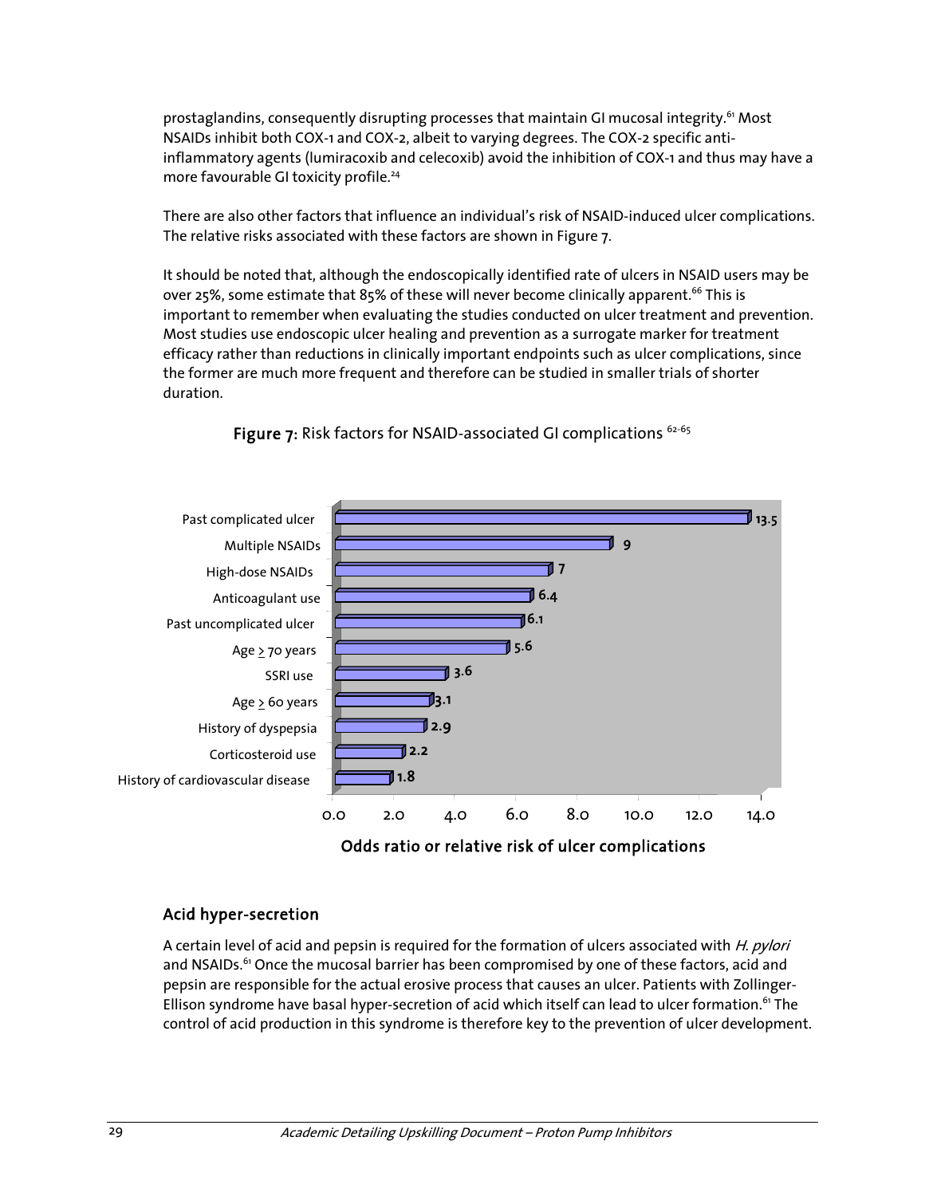prostaglandins, consequently disrupting processes that maintain GI mucosal integrity.[61] Most NSAIDs inhibit both COX-1 and COX-2, albeit to varying degrees. The COX-2 specific anti-inflammatory agents (lumiracoxib and celecoxib) avoid the inhibition of COX-1 and thus may have a more favourable GI toxicity profile.[24]

There are also other factors that influence an individual's risk of NSAID-induced ulcer complications. The relative risks associated with these factors are shown in Figure 7.

It should be noted that, although the endoscopically identified rate of ulcers in NSAID users may be over 25%, some estimate that 85% of these will never become clinically apparent.[66] This is important to remember when evaluating the studies conducted on ulcer treatment and prevention. Most studies use endoscopic ulcer healing and prevention as a surrogate marker for treatment efficacy rather than reductions in clinically important endpoints such as ulcer complications, since the former are much more frequent and therefore can be studied in smaller trials of shorter duration.

**Figure 7:** Risk factors for NSAID-associated GI complications [62-65]

| Risk factor | Odds ratio or relative risk of ulcer complications |
| --- | --- |
| Past complicated ulcer | 13.5 |
| Multiple NSAIDs | 9 |
| High-dose NSAIDs | 7 |
| Anticoagulant use | 6.4 |
| Past uncomplicated ulcer | 6.1 |
| Age ≥ 70 years | 5.6 |
| SSRI use | 3.6 |
| Age ≥ 60 years | 3.1 |
| History of dyspepsia | 2.9 |
| Corticosteroid use | 2.2 |
| History of cardiovascular disease | 1.8 |

## Acid hyper-secretion

A certain level of acid and pepsin is required for the formation of ulcers associated with *H. pylori* and NSAIDs.[61] Once the mucosal barrier has been compromised by one of these factors, acid and pepsin are responsible for the actual erosive process that causes an ulcer. Patients with Zollinger-Ellison syndrome have basal hyper-secretion of acid which itself can lead to ulcer formation.[61] The control of acid production in this syndrome is therefore key to the prevention of ulcer development.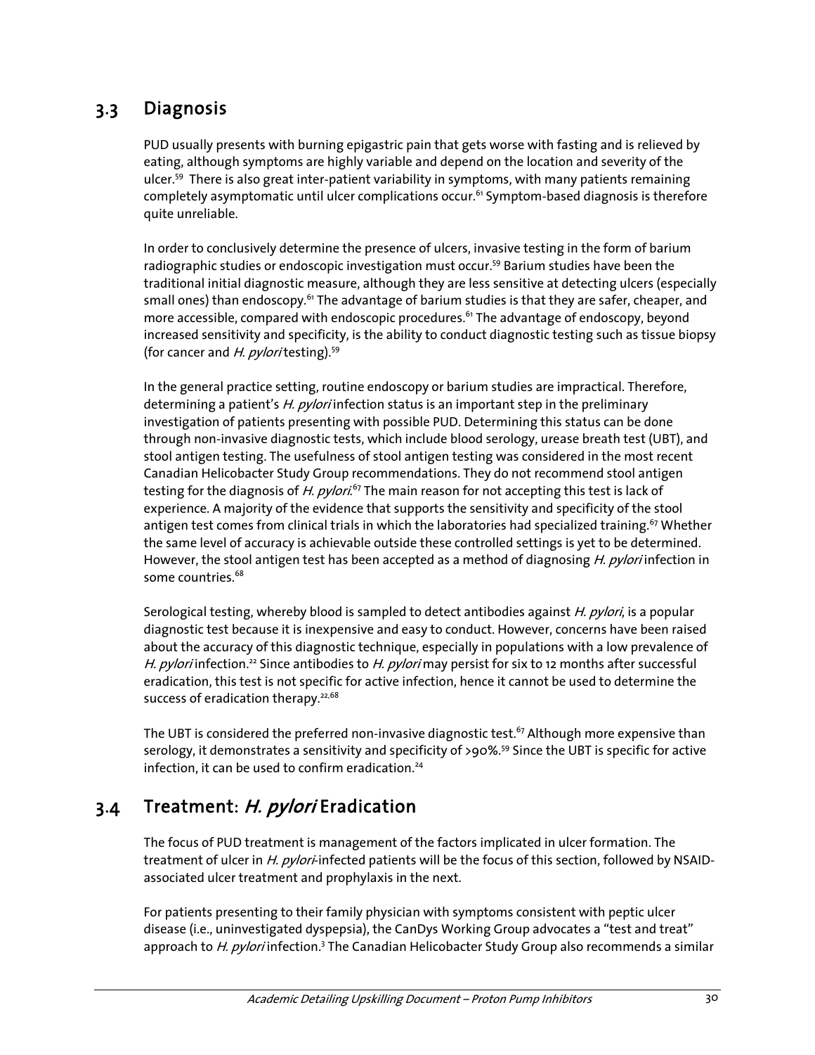## 3.3 Diagnosis

PUD usually presents with burning epigastric pain that gets worse with fasting and is relieved by eating, although symptoms are highly variable and depend on the location and severity of the ulcer.[59] There is also great inter-patient variability in symptoms, with many patients remaining completely asymptomatic until ulcer complications occur.[61] Symptom-based diagnosis is therefore quite unreliable.

In order to conclusively determine the presence of ulcers, invasive testing in the form of barium radiographic studies or endoscopic investigation must occur.[59] Barium studies have been the traditional initial diagnostic measure, although they are less sensitive at detecting ulcers (especially small ones) than endoscopy.[61] The advantage of barium studies is that they are safer, cheaper, and more accessible, compared with endoscopic procedures.[61] The advantage of endoscopy, beyond increased sensitivity and specificity, is the ability to conduct diagnostic testing such as tissue biopsy (for cancer and *H. pylori* testing).[59]

In the general practice setting, routine endoscopy or barium studies are impractical. Therefore, determining a patient's *H. pylori* infection status is an important step in the preliminary investigation of patients presenting with possible PUD. Determining this status can be done through non-invasive diagnostic tests, which include blood serology, urease breath test (UBT), and stool antigen testing. The usefulness of stool antigen testing was considered in the most recent Canadian Helicobacter Study Group recommendations. They do not recommend stool antigen testing for the diagnosis of *H. pylori*.[67] The main reason for not accepting this test is lack of experience. A majority of the evidence that supports the sensitivity and specificity of the stool antigen test comes from clinical trials in which the laboratories had specialized training.[67] Whether the same level of accuracy is achievable outside these controlled settings is yet to be determined. However, the stool antigen test has been accepted as a method of diagnosing *H. pylori* infection in some countries.[68]

Serological testing, whereby blood is sampled to detect antibodies against *H. pylori*, is a popular diagnostic test because it is inexpensive and easy to conduct. However, concerns have been raised about the accuracy of this diagnostic technique, especially in populations with a low prevalence of *H. pylori* infection.[22] Since antibodies to *H. pylori* may persist for six to 12 months after successful eradication, this test is not specific for active infection, hence it cannot be used to determine the success of eradication therapy.[22,68]

The UBT is considered the preferred non-invasive diagnostic test.[67] Although more expensive than serology, it demonstrates a sensitivity and specificity of >90%.[59] Since the UBT is specific for active infection, it can be used to confirm eradication.[24]

## 3.4 Treatment: *H. pylori* Eradication

The focus of PUD treatment is management of the factors implicated in ulcer formation. The treatment of ulcer in *H. pylori*-infected patients will be the focus of this section, followed by NSAID-associated ulcer treatment and prophylaxis in the next.

For patients presenting to their family physician with symptoms consistent with peptic ulcer disease (i.e., uninvestigated dyspepsia), the CanDys Working Group advocates a "test and treat" approach to *H. pylori* infection.[3] The Canadian Helicobacter Study Group also recommends a similar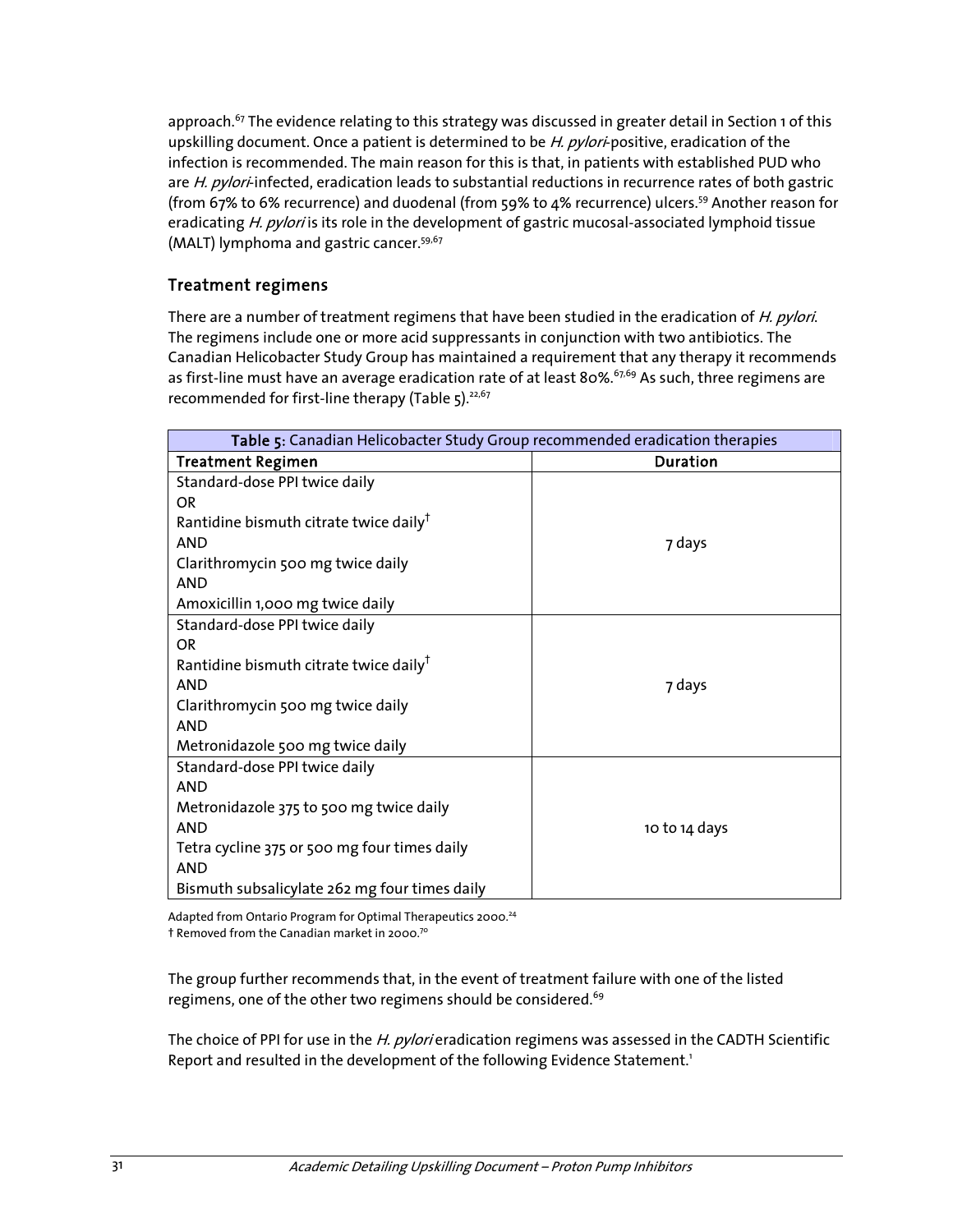approach.[67] The evidence relating to this strategy was discussed in greater detail in Section 1 of this upskilling document. Once a patient is determined to be *H. pylori*-positive, eradication of the infection is recommended. The main reason for this is that, in patients with established PUD who are *H. pylori*-infected, eradication leads to substantial reductions in recurrence rates of both gastric (from 67% to 6% recurrence) and duodenal (from 59% to 4% recurrence) ulcers.[59] Another reason for eradicating *H. pylori* is its role in the development of gastric mucosal-associated lymphoid tissue (MALT) lymphoma and gastric cancer.[59,67]

## Treatment regimens

There are a number of treatment regimens that have been studied in the eradication of *H. pylori*. The regimens include one or more acid suppressants in conjunction with two antibiotics. The Canadian Helicobacter Study Group has maintained a requirement that any therapy it recommends as first-line must have an average eradication rate of at least 80%.[67,69] As such, three regimens are recommended for first-line therapy (Table 5).[22,67]

**Table 5:** Canadian Helicobacter Study Group recommended eradication therapies

| Treatment Regimen | Duration |
|---|---|
| Standard-dose PPI twice daily<br>OR<br>Rantidine bismuth citrate twice daily[†]<br>AND<br>Clarithromycin 500 mg twice daily<br>AND<br>Amoxicillin 1,000 mg twice daily | 7 days |
| Standard-dose PPI twice daily<br>OR<br>Rantidine bismuth citrate twice daily[†]<br>AND<br>Clarithromycin 500 mg twice daily<br>AND<br>Metronidazole 500 mg twice daily | 7 days |
| Standard-dose PPI twice daily<br>AND<br>Metronidazole 375 to 500 mg twice daily<br>AND<br>Tetra cycline 375 or 500 mg four times daily<br>AND<br>Bismuth subsalicylate 262 mg four times daily | 10 to 14 days |

Adapted from Ontario Program for Optimal Therapeutics 2000.[24]
† Removed from the Canadian market in 2000.[70]

The group further recommends that, in the event of treatment failure with one of the listed regimens, one of the other two regimens should be considered.[69]

The choice of PPI for use in the *H. pylori* eradication regimens was assessed in the CADTH Scientific Report and resulted in the development of the following Evidence Statement.[1]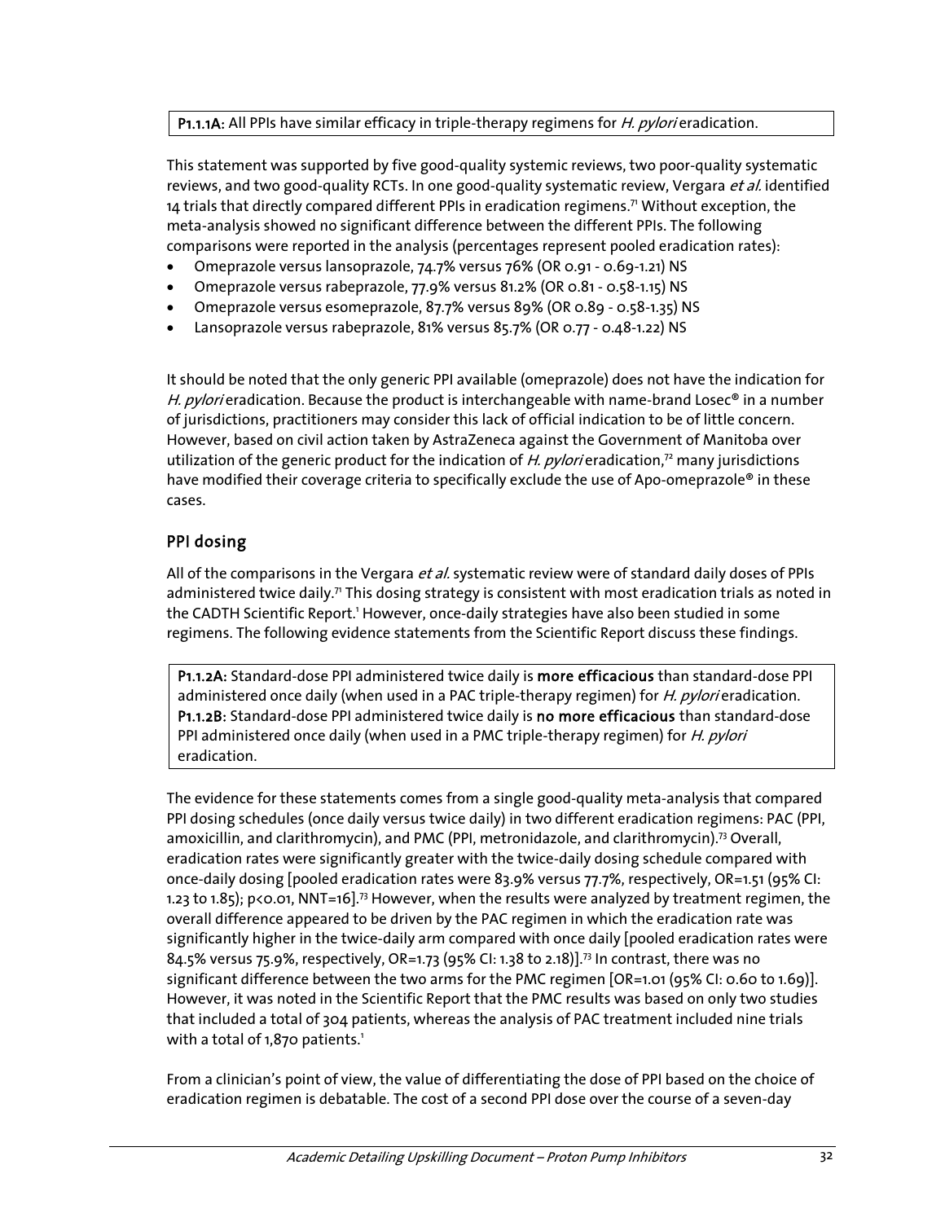**P1.1.1A:** All PPIs have similar efficacy in triple-therapy regimens for *H. pylori* eradication.

This statement was supported by five good-quality systemic reviews, two poor-quality systematic reviews, and two good-quality RCTs. In one good-quality systematic review, Vergara *et al.* identified 14 trials that directly compared different PPIs in eradication regimens.[71] Without exception, the meta-analysis showed no significant difference between the different PPIs. The following comparisons were reported in the analysis (percentages represent pooled eradication rates):

- Omeprazole versus lansoprazole, 74.7% versus 76% (OR 0.91 - 0.69-1.21) NS
- Omeprazole versus rabeprazole, 77.9% versus 81.2% (OR 0.81 - 0.58-1.15) NS
- Omeprazole versus esomeprazole, 87.7% versus 89% (OR 0.89 - 0.58-1.35) NS
- Lansoprazole versus rabeprazole, 81% versus 85.7% (OR 0.77 - 0.48-1.22) NS

It should be noted that the only generic PPI available (omeprazole) does not have the indication for *H. pylori* eradication. Because the product is interchangeable with name-brand Losec® in a number of jurisdictions, practitioners may consider this lack of official indication to be of little concern. However, based on civil action taken by AstraZeneca against the Government of Manitoba over utilization of the generic product for the indication of *H. pylori* eradication,[72] many jurisdictions have modified their coverage criteria to specifically exclude the use of Apo-omeprazole® in these cases.

## PPI dosing

All of the comparisons in the Vergara *et al.* systematic review were of standard daily doses of PPIs administered twice daily.[71] This dosing strategy is consistent with most eradication trials as noted in the CADTH Scientific Report.[1] However, once-daily strategies have also been studied in some regimens. The following evidence statements from the Scientific Report discuss these findings.

**P1.1.2A:** Standard-dose PPI administered twice daily is **more efficacious** than standard-dose PPI administered once daily (when used in a PAC triple-therapy regimen) for *H. pylori* eradication.
**P1.1.2B:** Standard-dose PPI administered twice daily is **no more efficacious** than standard-dose PPI administered once daily (when used in a PMC triple-therapy regimen) for *H. pylori* eradication.

The evidence for these statements comes from a single good-quality meta-analysis that compared PPI dosing schedules (once daily versus twice daily) in two different eradication regimens: PAC (PPI, amoxicillin, and clarithromycin), and PMC (PPI, metronidazole, and clarithromycin).[73] Overall, eradication rates were significantly greater with the twice-daily dosing schedule compared with once-daily dosing [pooled eradication rates were 83.9% versus 77.7%, respectively, OR=1.51 (95% CI: 1.23 to 1.85); $p<0.01$, NNT=16].[73] However, when the results were analyzed by treatment regimen, the overall difference appeared to be driven by the PAC regimen in which the eradication rate was significantly higher in the twice-daily arm compared with once daily [pooled eradication rates were 84.5% versus 75.9%, respectively, OR=1.73 (95% CI: 1.38 to 2.18)].[73] In contrast, there was no significant difference between the two arms for the PMC regimen [OR=1.01 (95% CI: 0.60 to 1.69)]. However, it was noted in the Scientific Report that the PMC results was based on only two studies that included a total of 304 patients, whereas the analysis of PAC treatment included nine trials with a total of 1,870 patients.[1]

From a clinician's point of view, the value of differentiating the dose of PPI based on the choice of eradication regimen is debatable. The cost of a second PPI dose over the course of a seven-day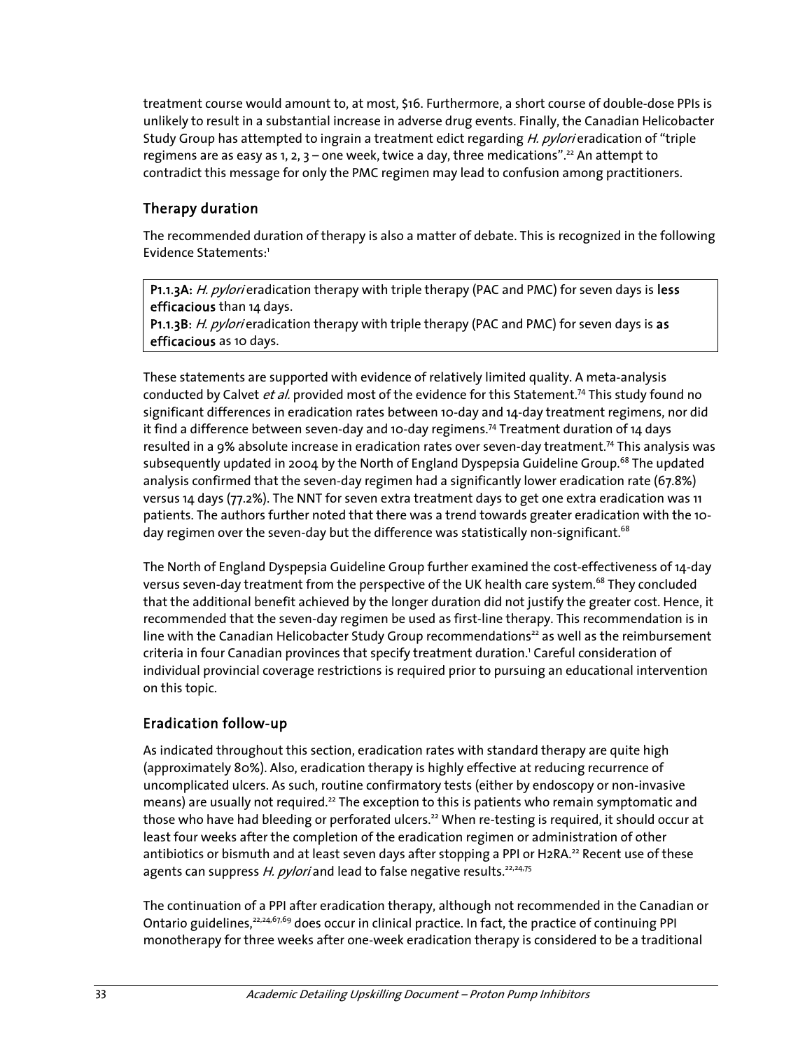treatment course would amount to, at most, $16. Furthermore, a short course of double-dose PPIs is unlikely to result in a substantial increase in adverse drug events. Finally, the Canadian Helicobacter Study Group has attempted to ingrain a treatment edict regarding *H. pylori* eradication of "triple regimens are as easy as 1, 2, 3 – one week, twice a day, three medications".[22] An attempt to contradict this message for only the PMC regimen may lead to confusion among practitioners.

## Therapy duration

The recommended duration of therapy is also a matter of debate. This is recognized in the following Evidence Statements:[1]

> **P1.1.3A:** *H. pylori* eradication therapy with triple therapy (PAC and PMC) for seven days is **less efficacious** than 14 days.
> **P1.1.3B:** *H. pylori* eradication therapy with triple therapy (PAC and PMC) for seven days is **as efficacious** as 10 days.

These statements are supported with evidence of relatively limited quality. A meta-analysis conducted by Calvet *et al.* provided most of the evidence for this Statement.[74] This study found no significant differences in eradication rates between 10-day and 14-day treatment regimens, nor did it find a difference between seven-day and 10-day regimens.[74] Treatment duration of 14 days resulted in a 9% absolute increase in eradication rates over seven-day treatment.[74] This analysis was subsequently updated in 2004 by the North of England Dyspepsia Guideline Group.[68] The updated analysis confirmed that the seven-day regimen had a significantly lower eradication rate (67.8%) versus 14 days (77.2%). The NNT for seven extra treatment days to get one extra eradication was 11 patients. The authors further noted that there was a trend towards greater eradication with the 10-day regimen over the seven-day but the difference was statistically non-significant.[68]

The North of England Dyspepsia Guideline Group further examined the cost-effectiveness of 14-day versus seven-day treatment from the perspective of the UK health care system.[68] They concluded that the additional benefit achieved by the longer duration did not justify the greater cost. Hence, it recommended that the seven-day regimen be used as first-line therapy. This recommendation is in line with the Canadian Helicobacter Study Group recommendations[22] as well as the reimbursement criteria in four Canadian provinces that specify treatment duration.[1] Careful consideration of individual provincial coverage restrictions is required prior to pursuing an educational intervention on this topic.

## Eradication follow-up

As indicated throughout this section, eradication rates with standard therapy are quite high (approximately 80%). Also, eradication therapy is highly effective at reducing recurrence of uncomplicated ulcers. As such, routine confirmatory tests (either by endoscopy or non-invasive means) are usually not required.[22] The exception to this is patients who remain symptomatic and those who have had bleeding or perforated ulcers.[22] When re-testing is required, it should occur at least four weeks after the completion of the eradication regimen or administration of other antibiotics or bismuth and at least seven days after stopping a PPI or H2RA.[22] Recent use of these agents can suppress *H. pylori* and lead to false negative results.[22,24,75]

The continuation of a PPI after eradication therapy, although not recommended in the Canadian or Ontario guidelines,[22,24,67,69] does occur in clinical practice. In fact, the practice of continuing PPI monotherapy for three weeks after one-week eradication therapy is considered to be a traditional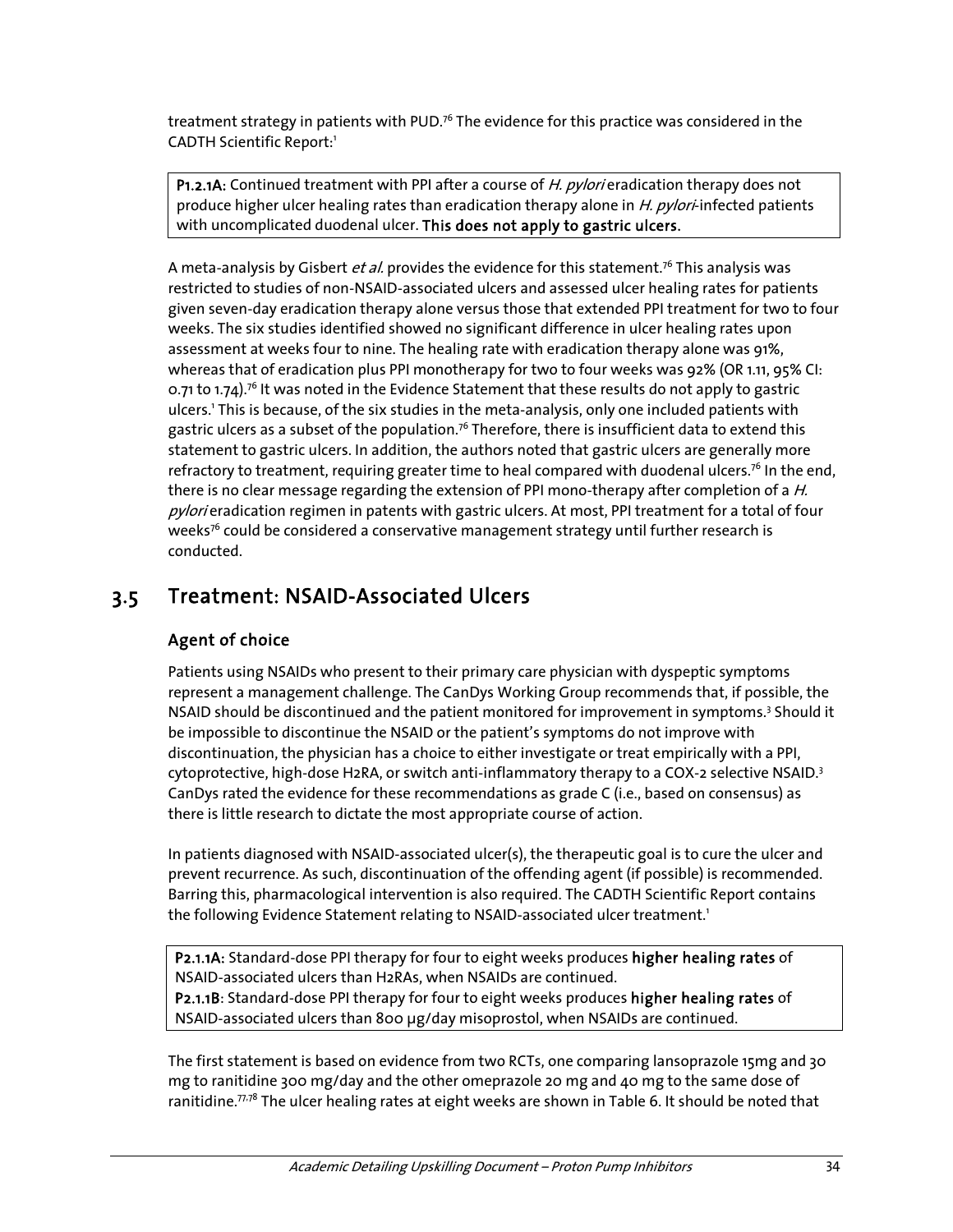treatment strategy in patients with PUD.[76] The evidence for this practice was considered in the CADTH Scientific Report:[1]

> **P1.2.1A:** Continued treatment with PPI after a course of *H. pylori* eradication therapy does not produce higher ulcer healing rates than eradication therapy alone in *H. pylori*-infected patients with uncomplicated duodenal ulcer. **This does not apply to gastric ulcers.**

A meta-analysis by Gisbert *et al.* provides the evidence for this statement.[76] This analysis was restricted to studies of non-NSAID-associated ulcers and assessed ulcer healing rates for patients given seven-day eradication therapy alone versus those that extended PPI treatment for two to four weeks. The six studies identified showed no significant difference in ulcer healing rates upon assessment at weeks four to nine. The healing rate with eradication therapy alone was 91%, whereas that of eradication plus PPI monotherapy for two to four weeks was 92% (OR 1.11, 95% CI: 0.71 to 1.74).[76] It was noted in the Evidence Statement that these results do not apply to gastric ulcers.[1] This is because, of the six studies in the meta-analysis, only one included patients with gastric ulcers as a subset of the population.[76] Therefore, there is insufficient data to extend this statement to gastric ulcers. In addition, the authors noted that gastric ulcers are generally more refractory to treatment, requiring greater time to heal compared with duodenal ulcers.[76] In the end, there is no clear message regarding the extension of PPI mono-therapy after completion of a *H. pylori* eradication regimen in patents with gastric ulcers. At most, PPI treatment for a total of four weeks[76] could be considered a conservative management strategy until further research is conducted.

## 3.5 Treatment: NSAID-Associated Ulcers

### Agent of choice

Patients using NSAIDs who present to their primary care physician with dyspeptic symptoms represent a management challenge. The CanDys Working Group recommends that, if possible, the NSAID should be discontinued and the patient monitored for improvement in symptoms.[3] Should it be impossible to discontinue the NSAID or the patient's symptoms do not improve with discontinuation, the physician has a choice to either investigate or treat empirically with a PPI, cytoprotective, high-dose H2RA, or switch anti-inflammatory therapy to a COX-2 selective NSAID.[3] CanDys rated the evidence for these recommendations as grade C (i.e., based on consensus) as there is little research to dictate the most appropriate course of action.

In patients diagnosed with NSAID-associated ulcer(s), the therapeutic goal is to cure the ulcer and prevent recurrence. As such, discontinuation of the offending agent (if possible) is recommended. Barring this, pharmacological intervention is also required. The CADTH Scientific Report contains the following Evidence Statement relating to NSAID-associated ulcer treatment.[1]

> **P2.1.1A:** Standard-dose PPI therapy for four to eight weeks produces **higher healing rates** of NSAID-associated ulcers than H2RAs, when NSAIDs are continued.
> **P2.1.1B**: Standard-dose PPI therapy for four to eight weeks produces **higher healing rates** of NSAID-associated ulcers than 800 µg/day misoprostol, when NSAIDs are continued.

The first statement is based on evidence from two RCTs, one comparing lansoprazole 15mg and 30 mg to ranitidine 300 mg/day and the other omeprazole 20 mg and 40 mg to the same dose of ranitidine.[77,78] The ulcer healing rates at eight weeks are shown in Table 6. It should be noted that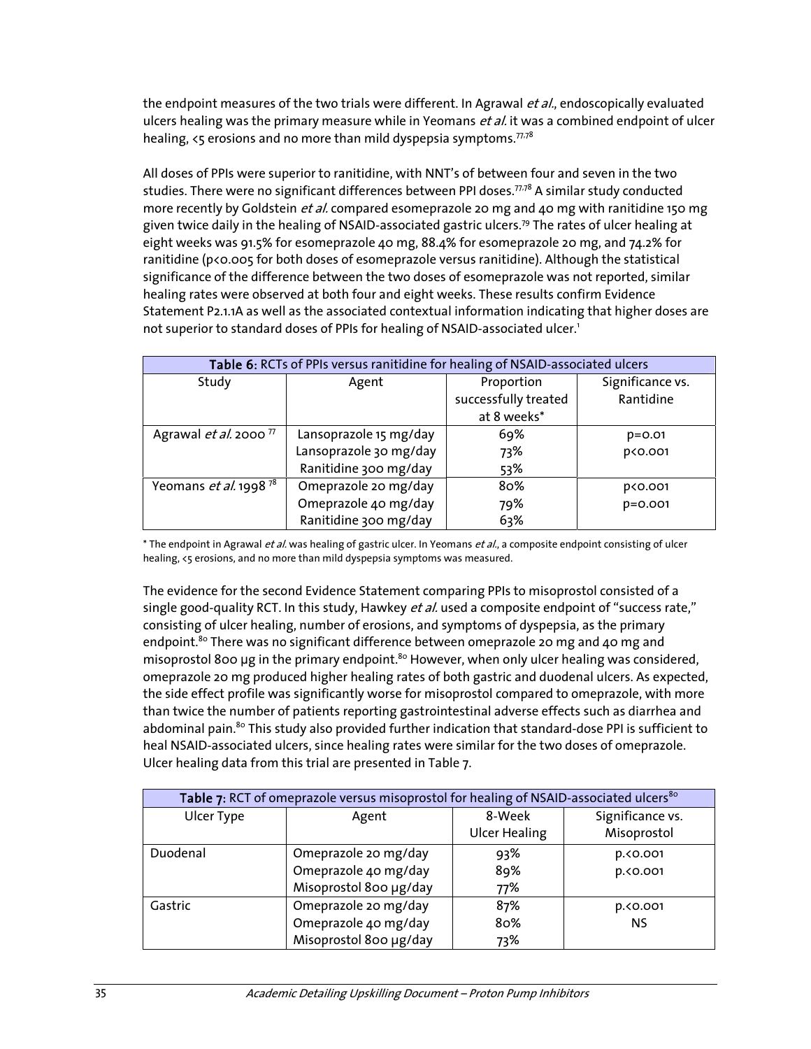the endpoint measures of the two trials were different. In Agrawal *et al.*, endoscopically evaluated ulcers healing was the primary measure while in Yeomans *et al.* it was a combined endpoint of ulcer healing, <5 erosions and no more than mild dyspepsia symptoms.[77,78]

All doses of PPIs were superior to ranitidine, with NNT's of between four and seven in the two studies. There were no significant differences between PPI doses.[77,78] A similar study conducted more recently by Goldstein *et al.* compared esomeprazole 20 mg and 40 mg with ranitidine 150 mg given twice daily in the healing of NSAID-associated gastric ulcers.[79] The rates of ulcer healing at eight weeks was 91.5% for esomeprazole 40 mg, 88.4% for esomeprazole 20 mg, and 74.2% for ranitidine ($p<0.005$ for both doses of esomeprazole versus ranitidine). Although the statistical significance of the difference between the two doses of esomeprazole was not reported, similar healing rates were observed at both four and eight weeks. These results confirm Evidence Statement P2.1.1A as well as the associated contextual information indicating that higher doses are not superior to standard doses of PPIs for healing of NSAID-associated ulcer.[1]

**Table 6:** RCTs of PPIs versus ranitidine for healing of NSAID-associated ulcers

| Study | Agent | Proportion successfully treated at 8 weeks* | Significance vs. Rantidine |
|---|---|---|---|
| Agrawal *et al.* 2000 [77] | Lansoprazole 15 mg/day | 69% | $p=0.01$ |
| | Lansoprazole 30 mg/day | 73% | $p<0.001$ |
| | Ranitidine 300 mg/day | 53% | |
| Yeomans *et al.* 1998 [78] | Omeprazole 20 mg/day | 80% | $p<0.001$ |
| | Omeprazole 40 mg/day | 79% | $p=0.001$ |
| | Ranitidine 300 mg/day | 63% | |

* The endpoint in Agrawal *et al.* was healing of gastric ulcer. In Yeomans *et al.*, a composite endpoint consisting of ulcer healing, <5 erosions, and no more than mild dyspepsia symptoms was measured.

The evidence for the second Evidence Statement comparing PPIs to misoprostol consisted of a single good-quality RCT. In this study, Hawkey *et al.* used a composite endpoint of "success rate," consisting of ulcer healing, number of erosions, and symptoms of dyspepsia, as the primary endpoint.[80] There was no significant difference between omeprazole 20 mg and 40 mg and misoprostol 800 µg in the primary endpoint.[80] However, when only ulcer healing was considered, omeprazole 20 mg produced higher healing rates of both gastric and duodenal ulcers. As expected, the side effect profile was significantly worse for misoprostol compared to omeprazole, with more than twice the number of patients reporting gastrointestinal adverse effects such as diarrhea and abdominal pain.[80] This study also provided further indication that standard-dose PPI is sufficient to heal NSAID-associated ulcers, since healing rates were similar for the two doses of omeprazole. Ulcer healing data from this trial are presented in Table 7.

**Table 7:** RCT of omeprazole versus misoprostol for healing of NSAID-associated ulcers[80]

| Ulcer Type | Agent | 8-Week Ulcer Healing | Significance vs. Misoprostol |
|---|---|---|---|
| Duodenal | Omeprazole 20 mg/day | 93% | p.<0.001 |
| | Omeprazole 40 mg/day | 89% | p.<0.001 |
| | Misoprostol 800 µg/day | 77% | |
| Gastric | Omeprazole 20 mg/day | 87% | p.<0.001 |
| | Omeprazole 40 mg/day | 80% | NS |
| | Misoprostol 800 µg/day | 73% | |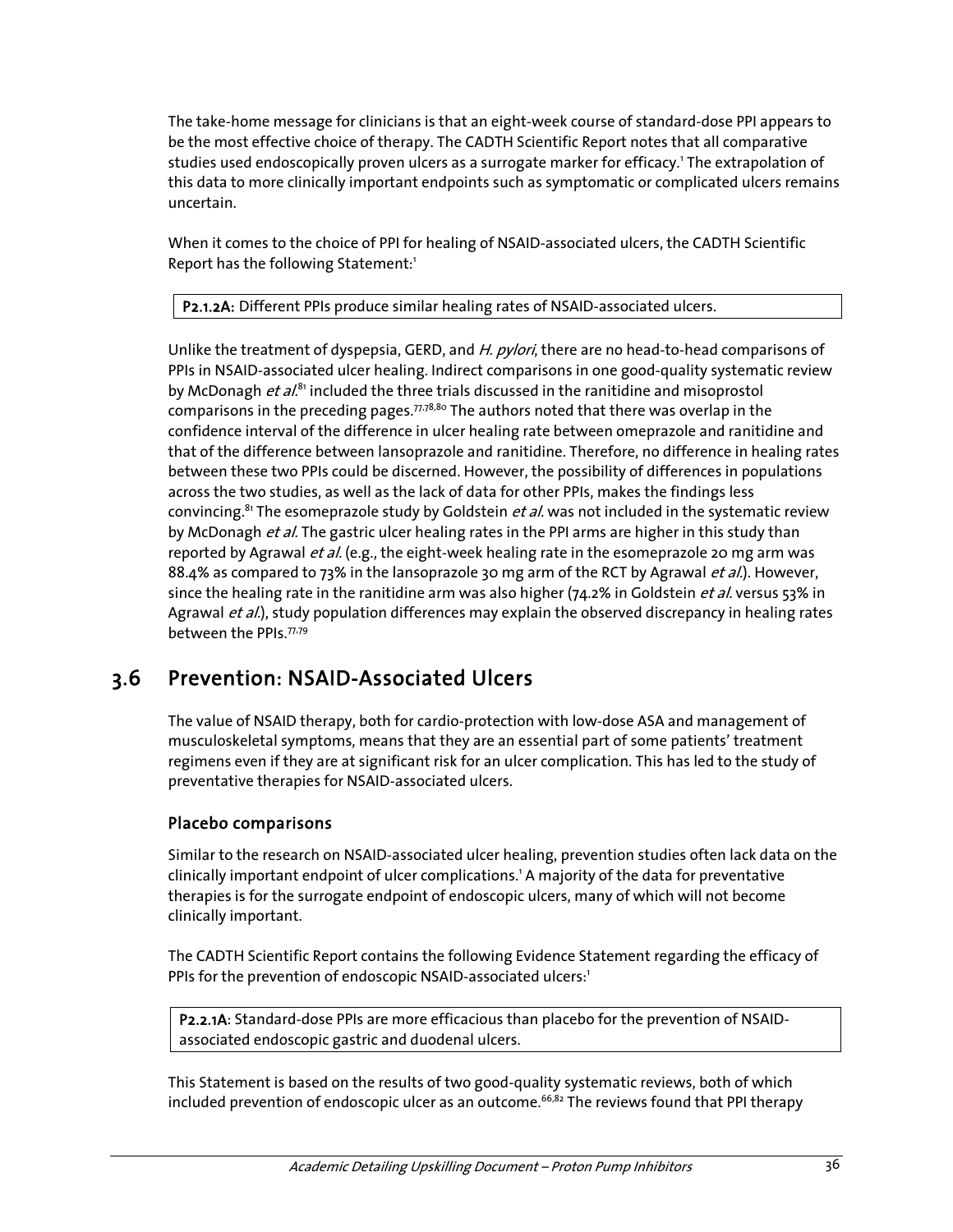The take-home message for clinicians is that an eight-week course of standard-dose PPI appears to be the most effective choice of therapy. The CADTH Scientific Report notes that all comparative studies used endoscopically proven ulcers as a surrogate marker for efficacy.[1] The extrapolation of this data to more clinically important endpoints such as symptomatic or complicated ulcers remains uncertain.

When it comes to the choice of PPI for healing of NSAID-associated ulcers, the CADTH Scientific Report has the following Statement:[1]

> **P2.1.2A:** Different PPIs produce similar healing rates of NSAID-associated ulcers.

Unlike the treatment of dyspepsia, GERD, and *H. pylori*, there are no head-to-head comparisons of PPIs in NSAID-associated ulcer healing. Indirect comparisons in one good-quality systematic review by McDonagh *et al.*[81] included the three trials discussed in the ranitidine and misoprostol comparisons in the preceding pages.[77,78,80] The authors noted that there was overlap in the confidence interval of the difference in ulcer healing rate between omeprazole and ranitidine and that of the difference between lansoprazole and ranitidine. Therefore, no difference in healing rates between these two PPIs could be discerned. However, the possibility of differences in populations across the two studies, as well as the lack of data for other PPIs, makes the findings less convincing.[81] The esomeprazole study by Goldstein *et al.* was not included in the systematic review by McDonagh *et al.* The gastric ulcer healing rates in the PPI arms are higher in this study than reported by Agrawal *et al.* (e.g., the eight-week healing rate in the esomeprazole 20 mg arm was 88.4% as compared to 73% in the lansoprazole 30 mg arm of the RCT by Agrawal *et al.*). However, since the healing rate in the ranitidine arm was also higher (74.2% in Goldstein *et al.* versus 53% in Agrawal *et al.*), study population differences may explain the observed discrepancy in healing rates between the PPIs.[77,79]

## 3.6 Prevention: NSAID-Associated Ulcers

The value of NSAID therapy, both for cardio-protection with low-dose ASA and management of musculoskeletal symptoms, means that they are an essential part of some patients' treatment regimens even if they are at significant risk for an ulcer complication. This has led to the study of preventative therapies for NSAID-associated ulcers.

### Placebo comparisons

Similar to the research on NSAID-associated ulcer healing, prevention studies often lack data on the clinically important endpoint of ulcer complications.[1] A majority of the data for preventative therapies is for the surrogate endpoint of endoscopic ulcers, many of which will not become clinically important.

The CADTH Scientific Report contains the following Evidence Statement regarding the efficacy of PPIs for the prevention of endoscopic NSAID-associated ulcers:[1]

> **P2.2.1A**: Standard-dose PPIs are more efficacious than placebo for the prevention of NSAID-associated endoscopic gastric and duodenal ulcers.

This Statement is based on the results of two good-quality systematic reviews, both of which included prevention of endoscopic ulcer as an outcome.[66,82] The reviews found that PPI therapy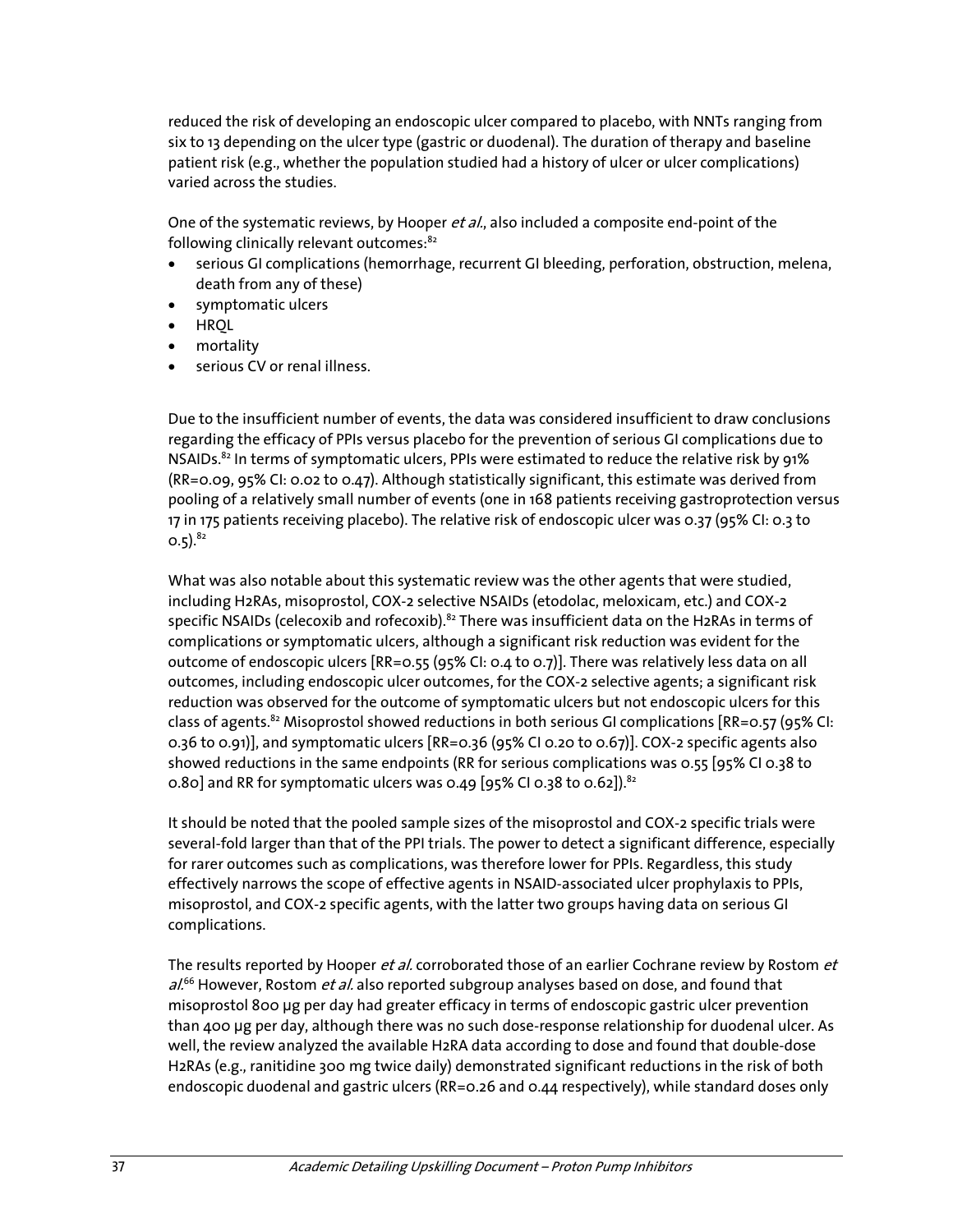reduced the risk of developing an endoscopic ulcer compared to placebo, with NNTs ranging from six to 13 depending on the ulcer type (gastric or duodenal). The duration of therapy and baseline patient risk (e.g., whether the population studied had a history of ulcer or ulcer complications) varied across the studies.

One of the systematic reviews, by Hooper *et al.*, also included a composite end-point of the following clinically relevant outcomes:[82]

- serious GI complications (hemorrhage, recurrent GI bleeding, perforation, obstruction, melena, death from any of these)
- symptomatic ulcers
- HRQL
- mortality
- serious CV or renal illness.

Due to the insufficient number of events, the data was considered insufficient to draw conclusions regarding the efficacy of PPIs versus placebo for the prevention of serious GI complications due to NSAIDs.[82] In terms of symptomatic ulcers, PPIs were estimated to reduce the relative risk by 91% (RR=0.09, 95% CI: 0.02 to 0.47). Although statistically significant, this estimate was derived from pooling of a relatively small number of events (one in 168 patients receiving gastroprotection versus 17 in 175 patients receiving placebo). The relative risk of endoscopic ulcer was 0.37 (95% CI: 0.3 to 0.5).[82]

What was also notable about this systematic review was the other agents that were studied, including H2RAs, misoprostol, COX-2 selective NSAIDs (etodolac, meloxicam, etc.) and COX-2 specific NSAIDs (celecoxib and rofecoxib).[82] There was insufficient data on the H2RAs in terms of complications or symptomatic ulcers, although a significant risk reduction was evident for the outcome of endoscopic ulcers [RR=0.55 (95% CI: 0.4 to 0.7)]. There was relatively less data on all outcomes, including endoscopic ulcer outcomes, for the COX-2 selective agents; a significant risk reduction was observed for the outcome of symptomatic ulcers but not endoscopic ulcers for this class of agents.[82] Misoprostol showed reductions in both serious GI complications [RR=0.57 (95% CI: 0.36 to 0.91)], and symptomatic ulcers [RR=0.36 (95% CI 0.20 to 0.67)]. COX-2 specific agents also showed reductions in the same endpoints (RR for serious complications was 0.55 [95% CI 0.38 to 0.80] and RR for symptomatic ulcers was 0.49 [95% CI 0.38 to 0.62]).[82]

It should be noted that the pooled sample sizes of the misoprostol and COX-2 specific trials were several-fold larger than that of the PPI trials. The power to detect a significant difference, especially for rarer outcomes such as complications, was therefore lower for PPIs. Regardless, this study effectively narrows the scope of effective agents in NSAID-associated ulcer prophylaxis to PPIs, misoprostol, and COX-2 specific agents, with the latter two groups having data on serious GI complications.

The results reported by Hooper *et al.* corroborated those of an earlier Cochrane review by Rostom *et al.*[66] However, Rostom *et al.* also reported subgroup analyses based on dose, and found that misoprostol 800 µg per day had greater efficacy in terms of endoscopic gastric ulcer prevention than 400 µg per day, although there was no such dose-response relationship for duodenal ulcer. As well, the review analyzed the available H2RA data according to dose and found that double-dose H2RAs (e.g., ranitidine 300 mg twice daily) demonstrated significant reductions in the risk of both endoscopic duodenal and gastric ulcers (RR=0.26 and 0.44 respectively), while standard doses only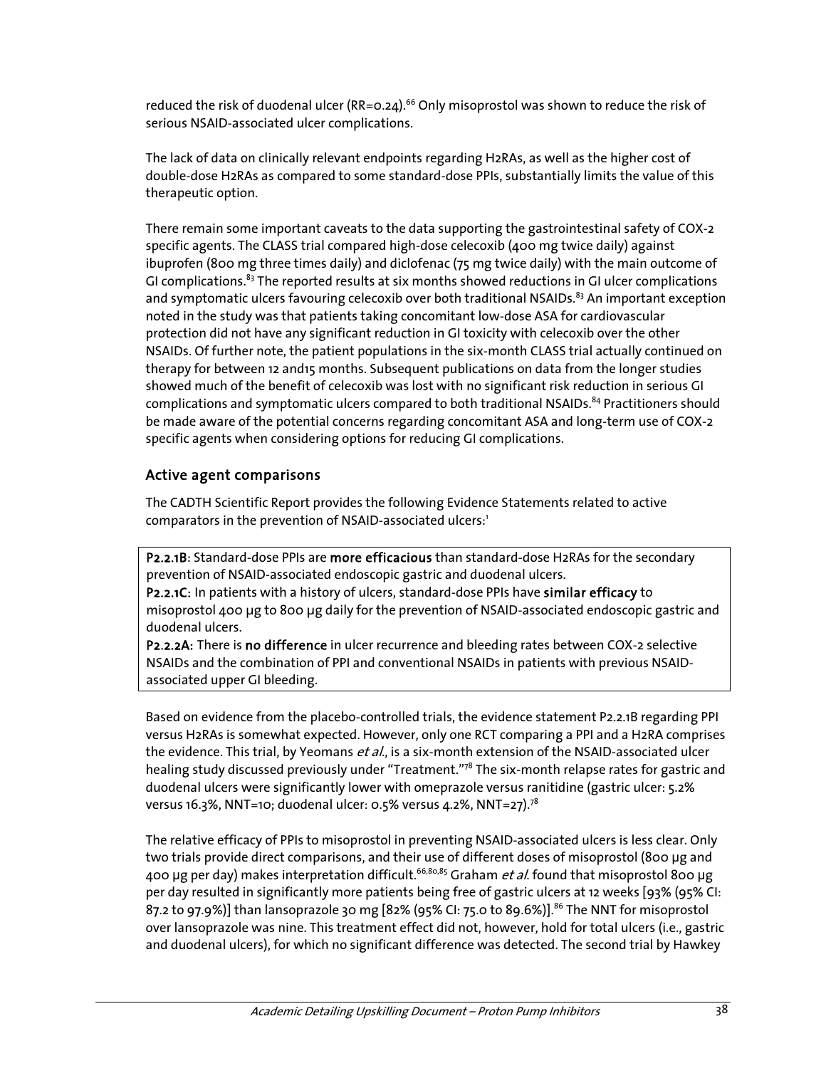reduced the risk of duodenal ulcer (RR=0.24).[66] Only misoprostol was shown to reduce the risk of serious NSAID-associated ulcer complications.

The lack of data on clinically relevant endpoints regarding H2RAs, as well as the higher cost of double-dose H2RAs as compared to some standard-dose PPIs, substantially limits the value of this therapeutic option.

There remain some important caveats to the data supporting the gastrointestinal safety of COX-2 specific agents. The CLASS trial compared high-dose celecoxib (400 mg twice daily) against ibuprofen (800 mg three times daily) and diclofenac (75 mg twice daily) with the main outcome of GI complications.[83] The reported results at six months showed reductions in GI ulcer complications and symptomatic ulcers favouring celecoxib over both traditional NSAIDs.[83] An important exception noted in the study was that patients taking concomitant low-dose ASA for cardiovascular protection did not have any significant reduction in GI toxicity with celecoxib over the other NSAIDs. Of further note, the patient populations in the six-month CLASS trial actually continued on therapy for between 12 and15 months. Subsequent publications on data from the longer studies showed much of the benefit of celecoxib was lost with no significant risk reduction in serious GI complications and symptomatic ulcers compared to both traditional NSAIDs.[84] Practitioners should be made aware of the potential concerns regarding concomitant ASA and long-term use of COX-2 specific agents when considering options for reducing GI complications.

## Active agent comparisons

The CADTH Scientific Report provides the following Evidence Statements related to active comparators in the prevention of NSAID-associated ulcers:[1]

> **P2.2.1B**: Standard-dose PPIs are **more efficacious** than standard-dose H2RAs for the secondary prevention of NSAID-associated endoscopic gastric and duodenal ulcers.
> **P2.2.1C:** In patients with a history of ulcers, standard-dose PPIs have **similar efficacy** to misoprostol 400 µg to 800 µg daily for the prevention of NSAID-associated endoscopic gastric and duodenal ulcers.
> **P2.2.2A:** There is **no difference** in ulcer recurrence and bleeding rates between COX-2 selective NSAIDs and the combination of PPI and conventional NSAIDs in patients with previous NSAID-associated upper GI bleeding.

Based on evidence from the placebo-controlled trials, the evidence statement P2.2.1B regarding PPI versus H2RAs is somewhat expected. However, only one RCT comparing a PPI and a H2RA comprises the evidence. This trial, by Yeomans *et al.*, is a six-month extension of the NSAID-associated ulcer healing study discussed previously under "Treatment."[78] The six-month relapse rates for gastric and duodenal ulcers were significantly lower with omeprazole versus ranitidine (gastric ulcer: 5.2% versus 16.3%, NNT=10; duodenal ulcer: 0.5% versus 4.2%, NNT=27).[78]

The relative efficacy of PPIs to misoprostol in preventing NSAID-associated ulcers is less clear. Only two trials provide direct comparisons, and their use of different doses of misoprostol (800 µg and 400 µg per day) makes interpretation difficult.[66,80,85] Graham *et al.* found that misoprostol 800 µg per day resulted in significantly more patients being free of gastric ulcers at 12 weeks [93% (95% CI: 87.2 to 97.9%)] than lansoprazole 30 mg [82% (95% CI: 75.0 to 89.6%)].[86] The NNT for misoprostol over lansoprazole was nine. This treatment effect did not, however, hold for total ulcers (i.e., gastric and duodenal ulcers), for which no significant difference was detected. The second trial by Hawkey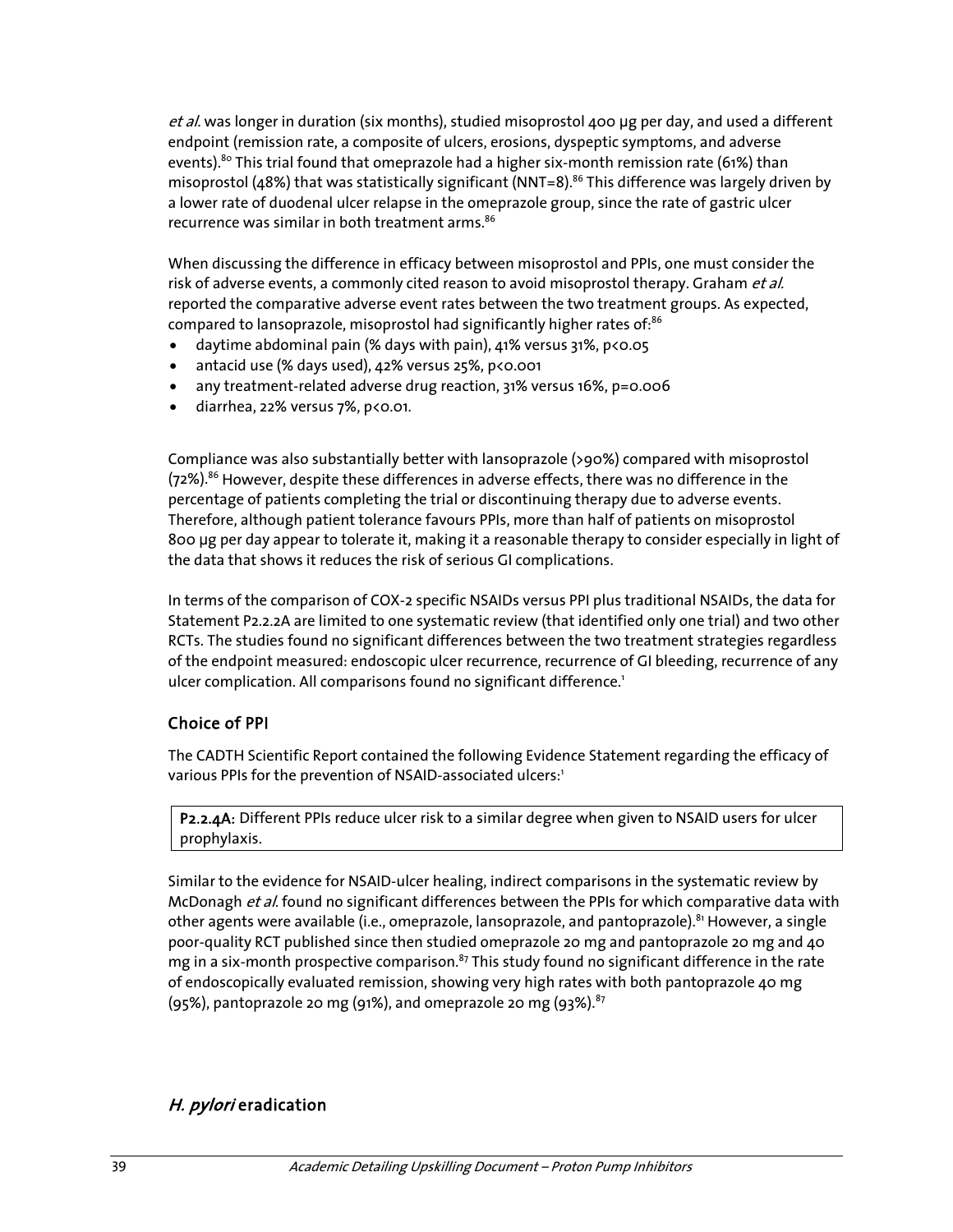*et al.* was longer in duration (six months), studied misoprostol 400 µg per day, and used a different endpoint (remission rate, a composite of ulcers, erosions, dyspeptic symptoms, and adverse events).[80] This trial found that omeprazole had a higher six-month remission rate (61%) than misoprostol (48%) that was statistically significant (NNT=8).[86] This difference was largely driven by a lower rate of duodenal ulcer relapse in the omeprazole group, since the rate of gastric ulcer recurrence was similar in both treatment arms.[86]

When discussing the difference in efficacy between misoprostol and PPIs, one must consider the risk of adverse events, a commonly cited reason to avoid misoprostol therapy. Graham *et al.* reported the comparative adverse event rates between the two treatment groups. As expected, compared to lansoprazole, misoprostol had significantly higher rates of:[86]

- daytime abdominal pain (% days with pain), 41% versus 31%, $p<0.05$
- antacid use (% days used), 42% versus 25%, $p<0.001$
- any treatment-related adverse drug reaction, 31% versus 16%, $p=0.006$
- diarrhea, 22% versus 7%, $p<0.01$.

Compliance was also substantially better with lansoprazole (>90%) compared with misoprostol (72%).[86] However, despite these differences in adverse effects, there was no difference in the percentage of patients completing the trial or discontinuing therapy due to adverse events. Therefore, although patient tolerance favours PPIs, more than half of patients on misoprostol 800 µg per day appear to tolerate it, making it a reasonable therapy to consider especially in light of the data that shows it reduces the risk of serious GI complications.

In terms of the comparison of COX-2 specific NSAIDs versus PPI plus traditional NSAIDs, the data for Statement P2.2.2A are limited to one systematic review (that identified only one trial) and two other RCTs. The studies found no significant differences between the two treatment strategies regardless of the endpoint measured: endoscopic ulcer recurrence, recurrence of GI bleeding, recurrence of any ulcer complication. All comparisons found no significant difference.[1]

## Choice of PPI

The CADTH Scientific Report contained the following Evidence Statement regarding the efficacy of various PPIs for the prevention of NSAID-associated ulcers:[1]

> **P2.2.4A:** Different PPIs reduce ulcer risk to a similar degree when given to NSAID users for ulcer prophylaxis.

Similar to the evidence for NSAID-ulcer healing, indirect comparisons in the systematic review by McDonagh *et al.* found no significant differences between the PPIs for which comparative data with other agents were available (i.e., omeprazole, lansoprazole, and pantoprazole).[81] However, a single poor-quality RCT published since then studied omeprazole 20 mg and pantoprazole 20 mg and 40 mg in a six-month prospective comparison.[87] This study found no significant difference in the rate of endoscopically evaluated remission, showing very high rates with both pantoprazole 40 mg (95%), pantoprazole 20 mg (91%), and omeprazole 20 mg (93%).[87]

## *H. pylori* eradication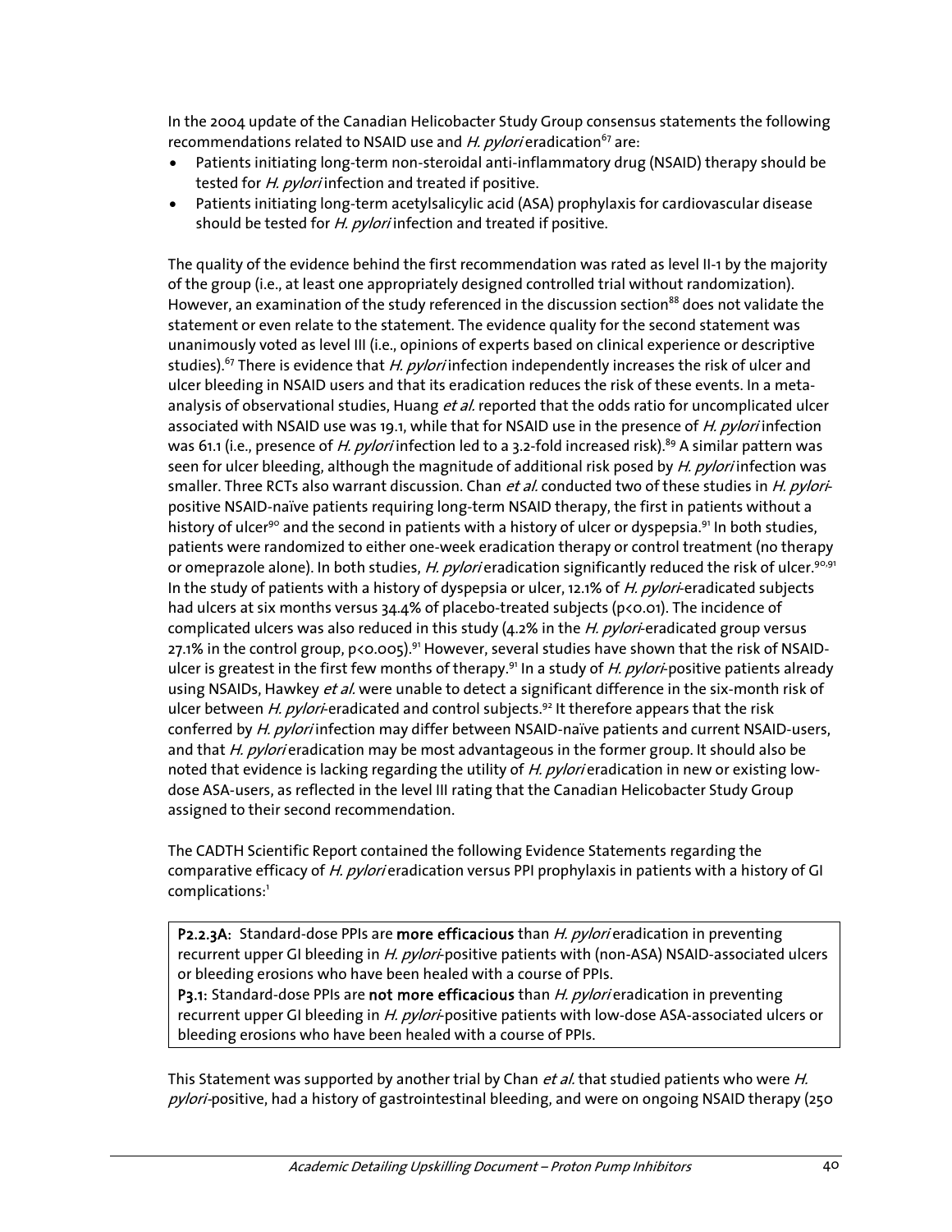In the 2004 update of the Canadian Helicobacter Study Group consensus statements the following recommendations related to NSAID use and *H. pylori* eradication[67] are:

- Patients initiating long-term non-steroidal anti-inflammatory drug (NSAID) therapy should be tested for *H. pylori* infection and treated if positive.
- Patients initiating long-term acetylsalicylic acid (ASA) prophylaxis for cardiovascular disease should be tested for *H. pylori* infection and treated if positive.

The quality of the evidence behind the first recommendation was rated as level II-1 by the majority of the group (i.e., at least one appropriately designed controlled trial without randomization). However, an examination of the study referenced in the discussion section[88] does not validate the statement or even relate to the statement. The evidence quality for the second statement was unanimously voted as level III (i.e., opinions of experts based on clinical experience or descriptive studies).[67] There is evidence that *H. pylori* infection independently increases the risk of ulcer and ulcer bleeding in NSAID users and that its eradication reduces the risk of these events. In a meta-analysis of observational studies, Huang *et al.* reported that the odds ratio for uncomplicated ulcer associated with NSAID use was 19.1, while that for NSAID use in the presence of *H. pylori* infection was 61.1 (i.e., presence of *H. pylori* infection led to a 3.2-fold increased risk).[89] A similar pattern was seen for ulcer bleeding, although the magnitude of additional risk posed by *H. pylori* infection was smaller. Three RCTs also warrant discussion. Chan *et al.* conducted two of these studies in *H. pylori*-positive NSAID-naïve patients requiring long-term NSAID therapy, the first in patients without a history of ulcer[90] and the second in patients with a history of ulcer or dyspepsia.[91] In both studies, patients were randomized to either one-week eradication therapy or control treatment (no therapy or omeprazole alone). In both studies, *H. pylori* eradication significantly reduced the risk of ulcer.[90,91] In the study of patients with a history of dyspepsia or ulcer, 12.1% of *H. pylori*-eradicated subjects had ulcers at six months versus 34.4% of placebo-treated subjects ($p<0.01$). The incidence of complicated ulcers was also reduced in this study (4.2% in the *H. pylori*-eradicated group versus 27.1% in the control group, $p<0.005$).[91] However, several studies have shown that the risk of NSAID-ulcer is greatest in the first few months of therapy.[91] In a study of *H. pylori*-positive patients already using NSAIDs, Hawkey *et al.* were unable to detect a significant difference in the six-month risk of ulcer between *H. pylori*-eradicated and control subjects.[92] It therefore appears that the risk conferred by *H. pylori* infection may differ between NSAID-naïve patients and current NSAID-users, and that *H. pylori* eradication may be most advantageous in the former group. It should also be noted that evidence is lacking regarding the utility of *H. pylori* eradication in new or existing low-dose ASA-users, as reflected in the level III rating that the Canadian Helicobacter Study Group assigned to their second recommendation.

The CADTH Scientific Report contained the following Evidence Statements regarding the comparative efficacy of *H. pylori* eradication versus PPI prophylaxis in patients with a history of GI complications:[1]

> **P2.2.3A:** Standard-dose PPIs are **more efficacious** than *H. pylori* eradication in preventing recurrent upper GI bleeding in *H. pylori*-positive patients with (non-ASA) NSAID-associated ulcers or bleeding erosions who have been healed with a course of PPIs.
>
> **P3.1:** Standard-dose PPIs are **not more efficacious** than *H. pylori* eradication in preventing recurrent upper GI bleeding in *H. pylori*-positive patients with low-dose ASA-associated ulcers or bleeding erosions who have been healed with a course of PPIs.

This Statement was supported by another trial by Chan *et al.* that studied patients who were *H. pylori*-positive, had a history of gastrointestinal bleeding, and were on ongoing NSAID therapy (250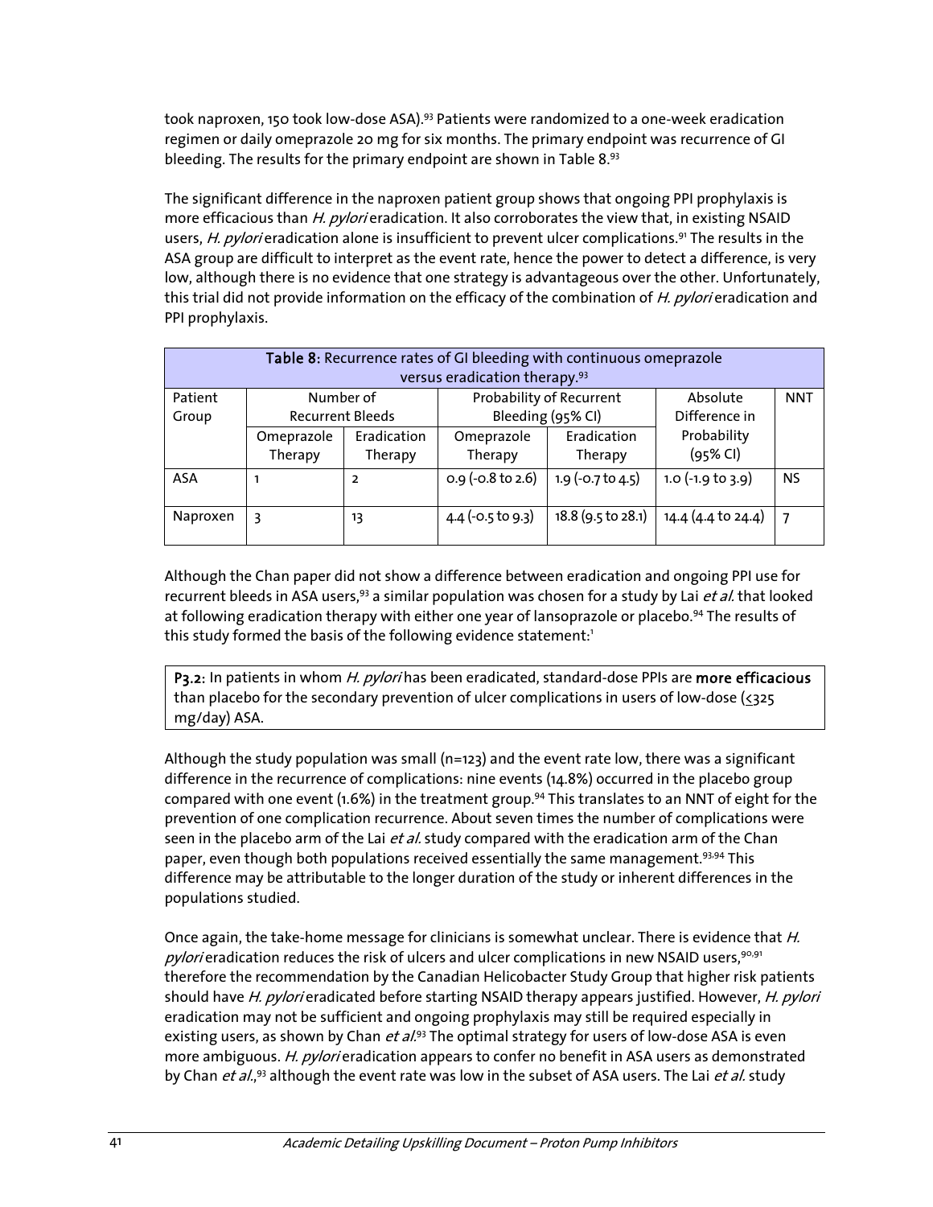took naproxen, 150 took low-dose ASA).[93] Patients were randomized to a one-week eradication regimen or daily omeprazole 20 mg for six months. The primary endpoint was recurrence of GI bleeding. The results for the primary endpoint are shown in Table 8.[93]

The significant difference in the naproxen patient group shows that ongoing PPI prophylaxis is more efficacious than *H. pylori* eradication. It also corroborates the view that, in existing NSAID users, *H. pylori* eradication alone is insufficient to prevent ulcer complications.[91] The results in the ASA group are difficult to interpret as the event rate, hence the power to detect a difference, is very low, although there is no evidence that one strategy is advantageous over the other. Unfortunately, this trial did not provide information on the efficacy of the combination of *H. pylori* eradication and PPI prophylaxis.

**Table 8:** Recurrence rates of GI bleeding with continuous omeprazole versus eradication therapy.[93]

| Patient Group | Number of Recurrent Bleeds | | Probability of Recurrent Bleeding (95% CI) | | Absolute Difference in Probability (95% CI) | NNT |
|---|---|---|---|---|---|---|
| | Omeprazole Therapy | Eradication Therapy | Omeprazole Therapy | Eradication Therapy | | |
| ASA | 1 | 2 | 0.9 (-0.8 to 2.6) | 1.9 (-0.7 to 4.5) | 1.0 (-1.9 to 3.9) | NS |
| Naproxen | 3 | 13 | 4.4 (-0.5 to 9.3) | 18.8 (9.5 to 28.1) | 14.4 (4.4 to 24.4) | 7 |

Although the Chan paper did not show a difference between eradication and ongoing PPI use for recurrent bleeds in ASA users,[93] a similar population was chosen for a study by Lai *et al.* that looked at following eradication therapy with either one year of lansoprazole or placebo.[94] The results of this study formed the basis of the following evidence statement:[1]

> **P3.2:** In patients in whom *H. pylori* has been eradicated, standard-dose PPIs are **more efficacious** than placebo for the secondary prevention of ulcer complications in users of low-dose (≤325 mg/day) ASA.

Although the study population was small (n=123) and the event rate low, there was a significant difference in the recurrence of complications: nine events (14.8%) occurred in the placebo group compared with one event (1.6%) in the treatment group.[94] This translates to an NNT of eight for the prevention of one complication recurrence. About seven times the number of complications were seen in the placebo arm of the Lai *et al.* study compared with the eradication arm of the Chan paper, even though both populations received essentially the same management.[93,94] This difference may be attributable to the longer duration of the study or inherent differences in the populations studied.

Once again, the take-home message for clinicians is somewhat unclear. There is evidence that *H. pylori* eradication reduces the risk of ulcers and ulcer complications in new NSAID users,[90,91] therefore the recommendation by the Canadian Helicobacter Study Group that higher risk patients should have *H. pylori* eradicated before starting NSAID therapy appears justified. However, *H. pylori* eradication may not be sufficient and ongoing prophylaxis may still be required especially in existing users, as shown by Chan *et al.*[93] The optimal strategy for users of low-dose ASA is even more ambiguous. *H. pylori* eradication appears to confer no benefit in ASA users as demonstrated by Chan *et al.*,[93] although the event rate was low in the subset of ASA users. The Lai *et al.* study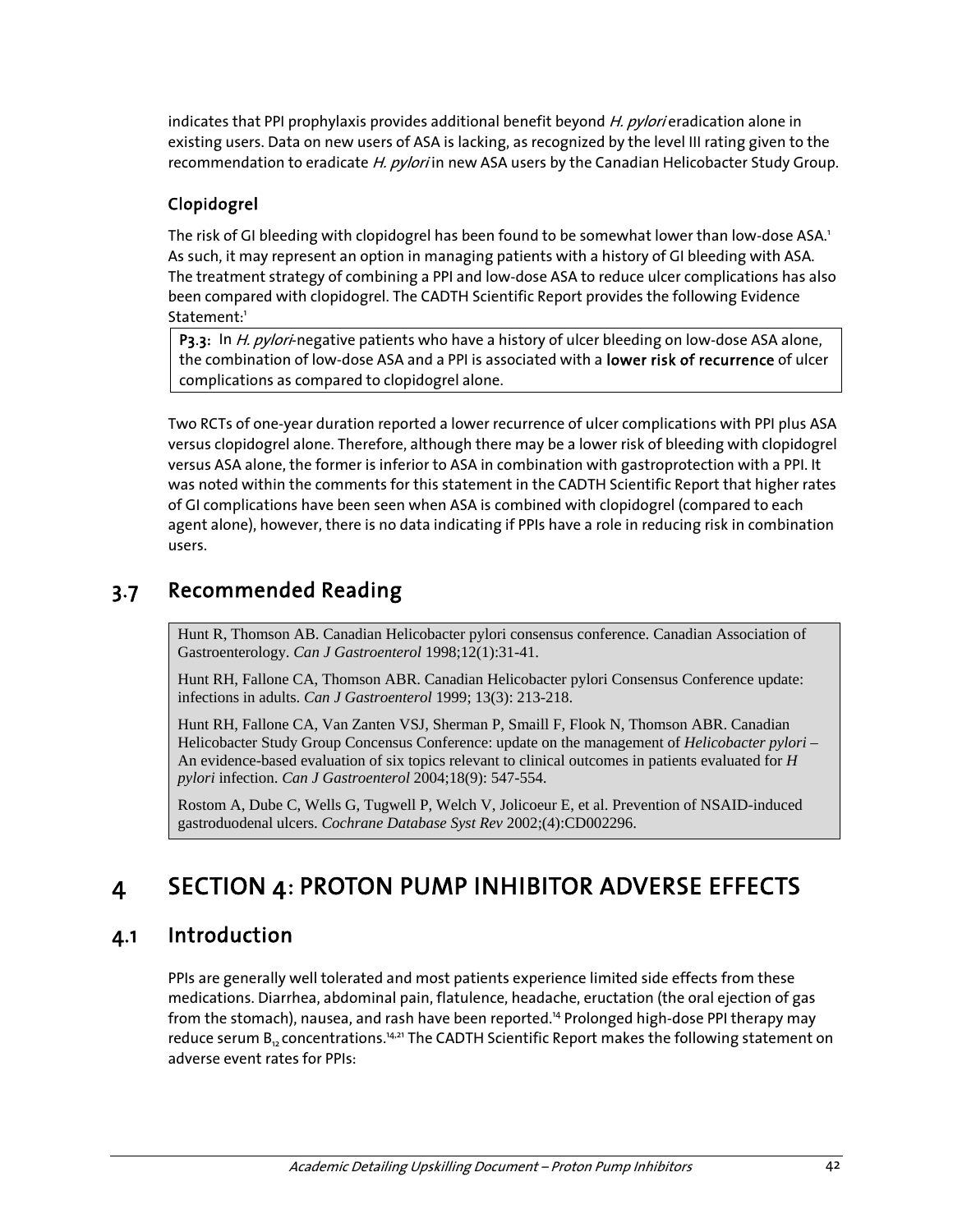indicates that PPI prophylaxis provides additional benefit beyond *H. pylori* eradication alone in existing users. Data on new users of ASA is lacking, as recognized by the level III rating given to the recommendation to eradicate *H. pylori* in new ASA users by the Canadian Helicobacter Study Group.

### Clopidogrel

The risk of GI bleeding with clopidogrel has been found to be somewhat lower than low-dose ASA.[1] As such, it may represent an option in managing patients with a history of GI bleeding with ASA. The treatment strategy of combining a PPI and low-dose ASA to reduce ulcer complications has also been compared with clopidogrel. The CADTH Scientific Report provides the following Evidence Statement:[1]

> **P3.3:** In *H. pylori*-negative patients who have a history of ulcer bleeding on low-dose ASA alone, the combination of low-dose ASA and a PPI is associated with a **lower risk of recurrence** of ulcer complications as compared to clopidogrel alone.

Two RCTs of one-year duration reported a lower recurrence of ulcer complications with PPI plus ASA versus clopidogrel alone. Therefore, although there may be a lower risk of bleeding with clopidogrel versus ASA alone, the former is inferior to ASA in combination with gastroprotection with a PPI. It was noted within the comments for this statement in the CADTH Scientific Report that higher rates of GI complications have been seen when ASA is combined with clopidogrel (compared to each agent alone), however, there is no data indicating if PPIs have a role in reducing risk in combination users.

## 3.7 Recommended Reading

Hunt R, Thomson AB. Canadian Helicobacter pylori consensus conference. Canadian Association of Gastroenterology. *Can J Gastroenterol* 1998;12(1):31-41.

Hunt RH, Fallone CA, Thomson ABR. Canadian Helicobacter pylori Consensus Conference update: infections in adults. *Can J Gastroenterol* 1999; 13(3): 213-218.

Hunt RH, Fallone CA, Van Zanten VSJ, Sherman P, Smaill F, Flook N, Thomson ABR. Canadian Helicobacter Study Group Concensus Conference: update on the management of *Helicobacter pylori* – An evidence-based evaluation of six topics relevant to clinical outcomes in patients evaluated for *H pylori* infection. *Can J Gastroenterol* 2004;18(9): 547-554.

Rostom A, Dube C, Wells G, Tugwell P, Welch V, Jolicoeur E, et al. Prevention of NSAID-induced gastroduodenal ulcers. *Cochrane Database Syst Rev* 2002;(4):CD002296.

# 4 SECTION 4: PROTON PUMP INHIBITOR ADVERSE EFFECTS

## 4.1 Introduction

PPIs are generally well tolerated and most patients experience limited side effects from these medications. Diarrhea, abdominal pain, flatulence, headache, eructation (the oral ejection of gas from the stomach), nausea, and rash have been reported.[14] Prolonged high-dose PPI therapy may reduce serum $B_{12}$ concentrations.[14,21] The CADTH Scientific Report makes the following statement on adverse event rates for PPIs: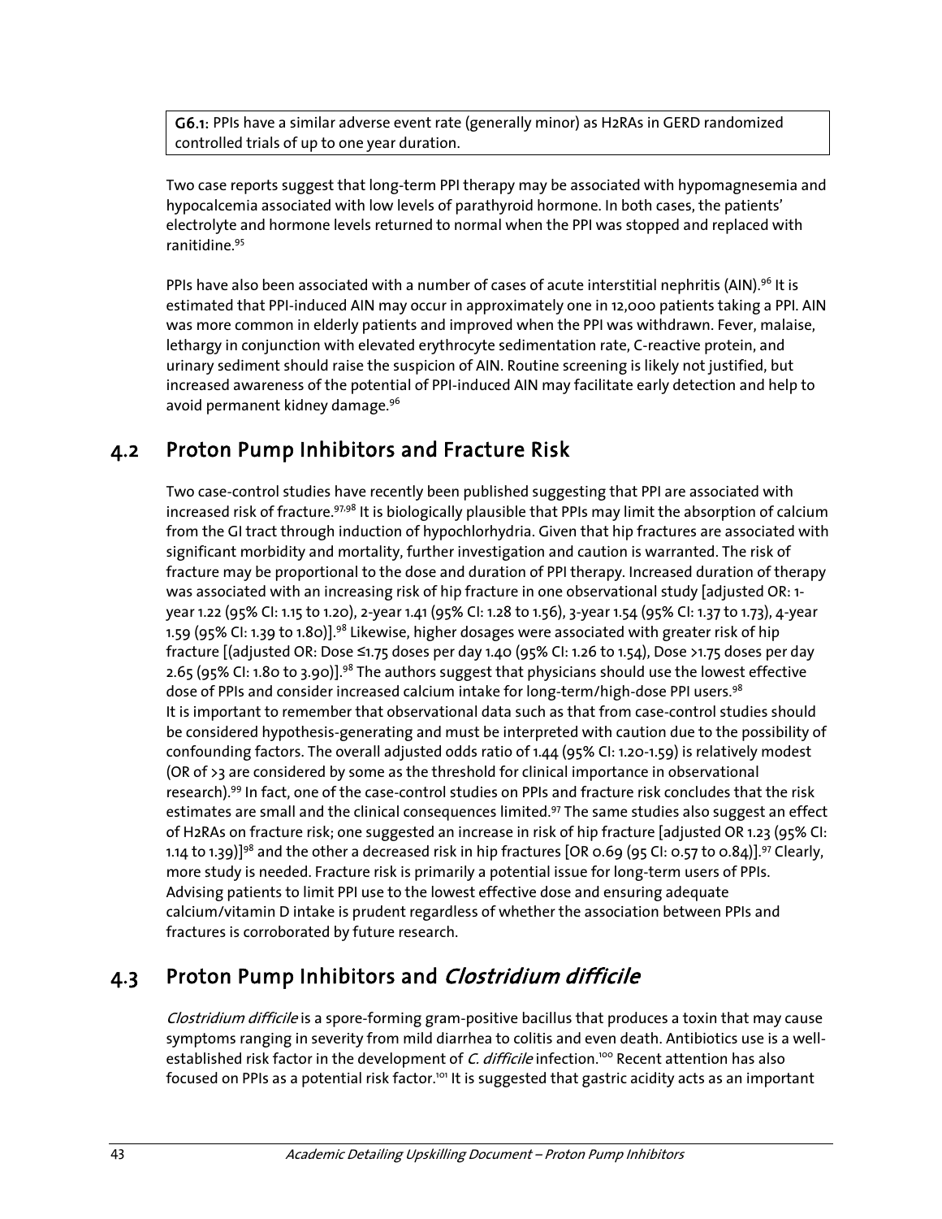**G6.1:** PPIs have a similar adverse event rate (generally minor) as H2RAs in GERD randomized controlled trials of up to one year duration.

Two case reports suggest that long-term PPI therapy may be associated with hypomagnesemia and hypocalcemia associated with low levels of parathyroid hormone. In both cases, the patients' electrolyte and hormone levels returned to normal when the PPI was stopped and replaced with ranitidine.[95]

PPIs have also been associated with a number of cases of acute interstitial nephritis (AIN).[96] It is estimated that PPI-induced AIN may occur in approximately one in 12,000 patients taking a PPI. AIN was more common in elderly patients and improved when the PPI was withdrawn. Fever, malaise, lethargy in conjunction with elevated erythrocyte sedimentation rate, C-reactive protein, and urinary sediment should raise the suspicion of AIN. Routine screening is likely not justified, but increased awareness of the potential of PPI-induced AIN may facilitate early detection and help to avoid permanent kidney damage.[96]

## 4.2 Proton Pump Inhibitors and Fracture Risk

Two case-control studies have recently been published suggesting that PPI are associated with increased risk of fracture.[97,98] It is biologically plausible that PPIs may limit the absorption of calcium from the GI tract through induction of hypochlorhydria. Given that hip fractures are associated with significant morbidity and mortality, further investigation and caution is warranted. The risk of fracture may be proportional to the dose and duration of PPI therapy. Increased duration of therapy was associated with an increasing risk of hip fracture in one observational study [adjusted OR: 1-year 1.22 (95% CI: 1.15 to 1.20), 2-year 1.41 (95% CI: 1.28 to 1.56), 3-year 1.54 (95% CI: 1.37 to 1.73), 4-year 1.59 (95% CI: 1.39 to 1.80)].[98] Likewise, higher dosages were associated with greater risk of hip fracture [(adjusted OR: Dose ≤1.75 doses per day 1.40 (95% CI: 1.26 to 1.54), Dose >1.75 doses per day 2.65 (95% CI: 1.80 to 3.90)].[98] The authors suggest that physicians should use the lowest effective dose of PPIs and consider increased calcium intake for long-term/high-dose PPI users.[98]
It is important to remember that observational data such as that from case-control studies should be considered hypothesis-generating and must be interpreted with caution due to the possibility of confounding factors. The overall adjusted odds ratio of 1.44 (95% CI: 1.20-1.59) is relatively modest (OR of >3 are considered by some as the threshold for clinical importance in observational research).[99] In fact, one of the case-control studies on PPIs and fracture risk concludes that the risk estimates are small and the clinical consequences limited.[97] The same studies also suggest an effect of H2RAs on fracture risk; one suggested an increase in risk of hip fracture [adjusted OR 1.23 (95% CI: 1.14 to 1.39)][98] and the other a decreased risk in hip fractures [OR 0.69 (95 CI: 0.57 to 0.84)].[97] Clearly, more study is needed. Fracture risk is primarily a potential issue for long-term users of PPIs. Advising patients to limit PPI use to the lowest effective dose and ensuring adequate calcium/vitamin D intake is prudent regardless of whether the association between PPIs and fractures is corroborated by future research.

## 4.3 Proton Pump Inhibitors and *Clostridium difficile*

*Clostridium difficile* is a spore-forming gram-positive bacillus that produces a toxin that may cause symptoms ranging in severity from mild diarrhea to colitis and even death. Antibiotics use is a well-established risk factor in the development of *C. difficile* infection.[100] Recent attention has also focused on PPIs as a potential risk factor.[101] It is suggested that gastric acidity acts as an important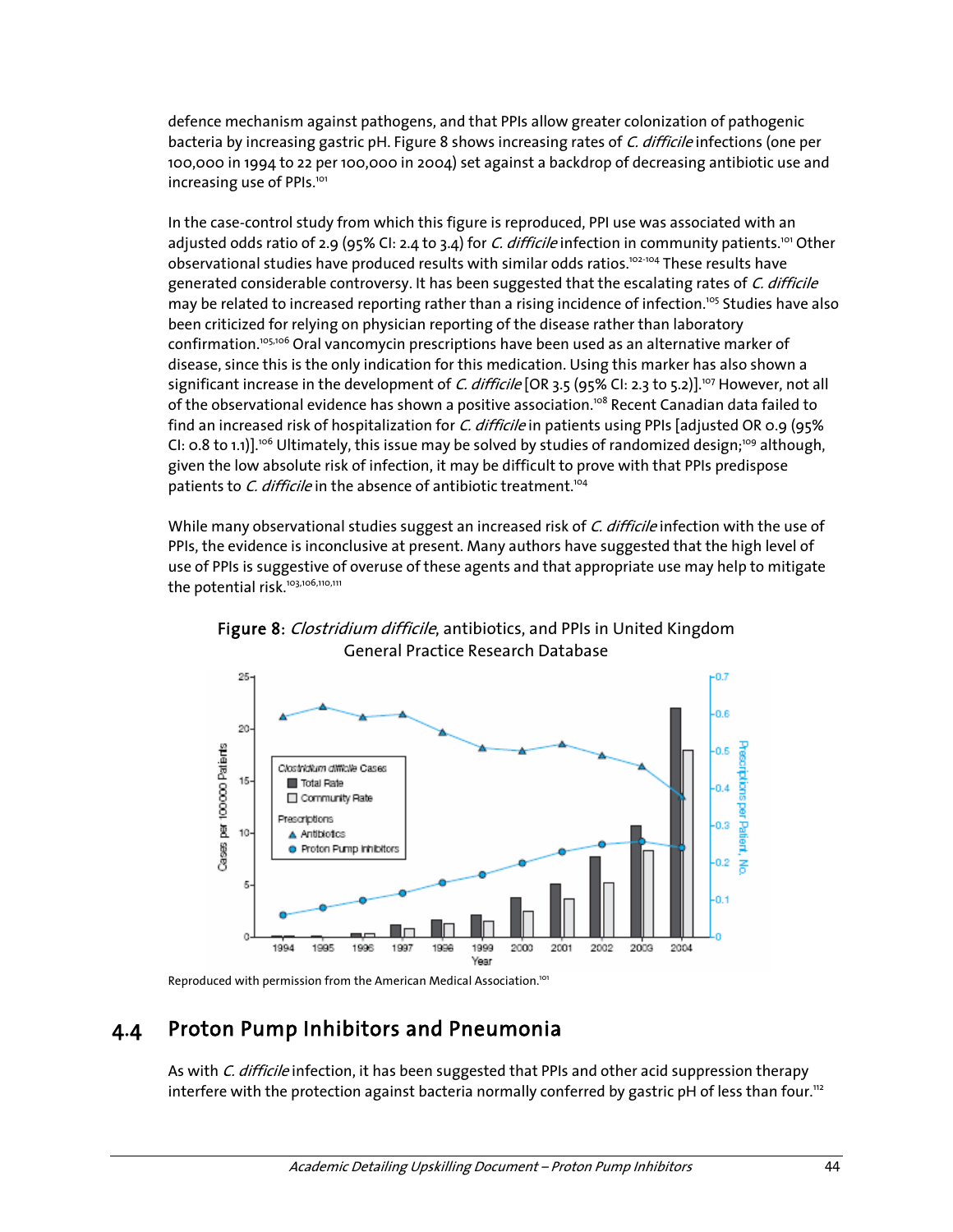defence mechanism against pathogens, and that PPIs allow greater colonization of pathogenic bacteria by increasing gastric pH. Figure 8 shows increasing rates of *C. difficile* infections (one per 100,000 in 1994 to 22 per 100,000 in 2004) set against a backdrop of decreasing antibiotic use and increasing use of PPIs.[101]

In the case-control study from which this figure is reproduced, PPI use was associated with an adjusted odds ratio of 2.9 (95% CI: 2.4 to 3.4) for *C. difficile* infection in community patients.[101] Other observational studies have produced results with similar odds ratios.[102-104] These results have generated considerable controversy. It has been suggested that the escalating rates of *C. difficile* may be related to increased reporting rather than a rising incidence of infection.[105] Studies have also been criticized for relying on physician reporting of the disease rather than laboratory confirmation.[105,106] Oral vancomycin prescriptions have been used as an alternative marker of disease, since this is the only indication for this medication. Using this marker has also shown a significant increase in the development of *C. difficile* [OR 3.5 (95% CI: 2.3 to 5.2)].[107] However, not all of the observational evidence has shown a positive association.[108] Recent Canadian data failed to find an increased risk of hospitalization for *C. difficile* in patients using PPIs [adjusted OR 0.9 (95% CI: 0.8 to 1.1)].[106] Ultimately, this issue may be solved by studies of randomized design;[109] although, given the low absolute risk of infection, it may be difficult to prove with that PPIs predispose patients to *C. difficile* in the absence of antibiotic treatment.[104]

While many observational studies suggest an increased risk of *C. difficile* infection with the use of PPIs, the evidence is inconclusive at present. Many authors have suggested that the high level of use of PPIs is suggestive of overuse of these agents and that appropriate use may help to mitigate the potential risk.[103,106,110,111]

**Figure 8**: *Clostridium difficile*, antibiotics, and PPIs in United Kingdom General Practice Research Database

Reproduced with permission from the American Medical Association.[101]

## 4.4 Proton Pump Inhibitors and Pneumonia

As with *C. difficile* infection, it has been suggested that PPIs and other acid suppression therapy interfere with the protection against bacteria normally conferred by gastric pH of less than four.[112]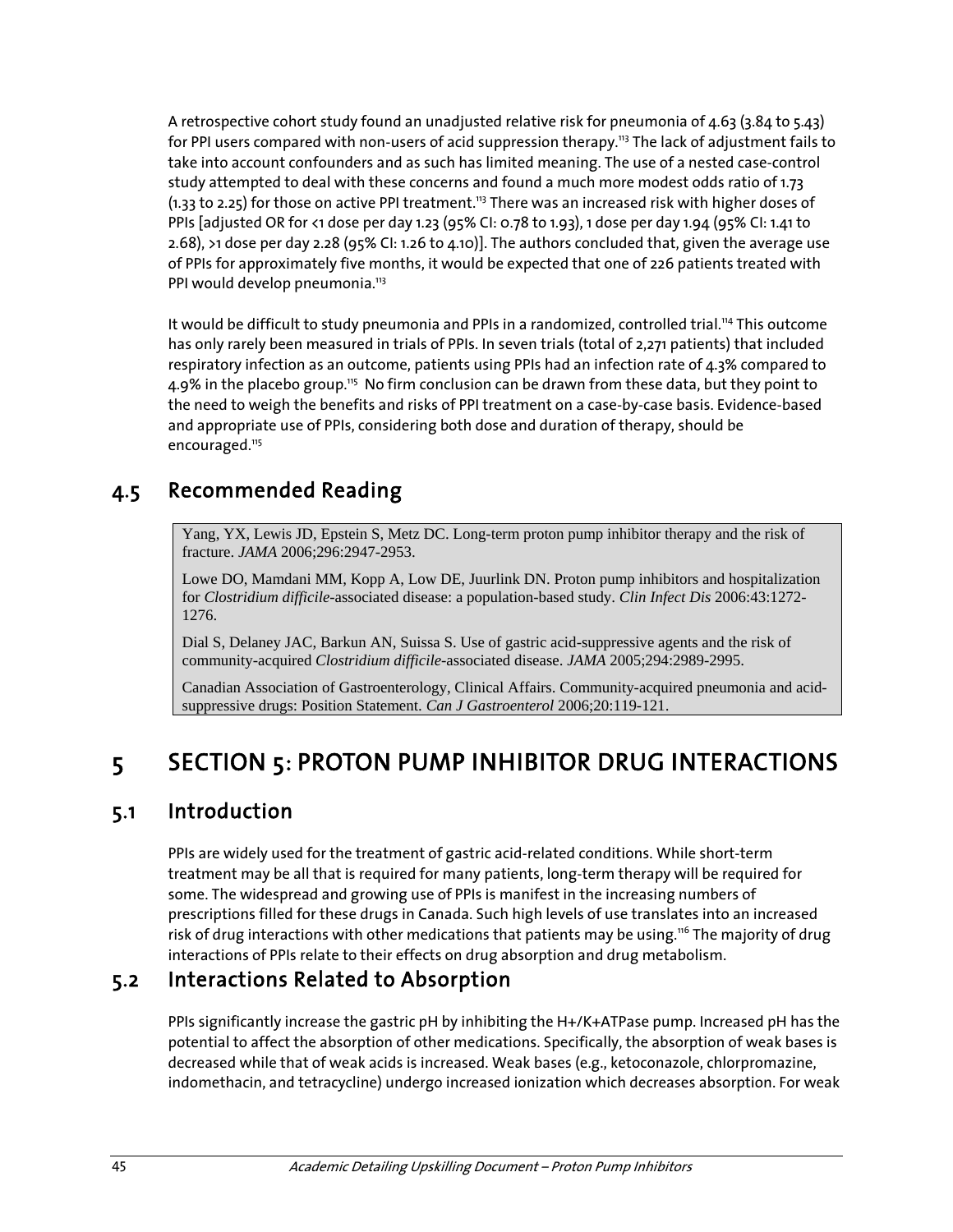A retrospective cohort study found an unadjusted relative risk for pneumonia of 4.63 (3.84 to 5.43) for PPI users compared with non-users of acid suppression therapy.[113] The lack of adjustment fails to take into account confounders and as such has limited meaning. The use of a nested case-control study attempted to deal with these concerns and found a much more modest odds ratio of 1.73 (1.33 to 2.25) for those on active PPI treatment.[113] There was an increased risk with higher doses of PPIs [adjusted OR for <1 dose per day 1.23 (95% CI: 0.78 to 1.93), 1 dose per day 1.94 (95% CI: 1.41 to 2.68), >1 dose per day 2.28 (95% CI: 1.26 to 4.10)]. The authors concluded that, given the average use of PPIs for approximately five months, it would be expected that one of 226 patients treated with PPI would develop pneumonia.[113]

It would be difficult to study pneumonia and PPIs in a randomized, controlled trial.[114] This outcome has only rarely been measured in trials of PPIs. In seven trials (total of 2,271 patients) that included respiratory infection as an outcome, patients using PPIs had an infection rate of 4.3% compared to 4.9% in the placebo group.[115] No firm conclusion can be drawn from these data, but they point to the need to weigh the benefits and risks of PPI treatment on a case-by-case basis. Evidence-based and appropriate use of PPIs, considering both dose and duration of therapy, should be encouraged.[115]

## 4.5 Recommended Reading

Yang, YX, Lewis JD, Epstein S, Metz DC. Long-term proton pump inhibitor therapy and the risk of fracture. *JAMA* 2006;296:2947-2953.

Lowe DO, Mamdani MM, Kopp A, Low DE, Juurlink DN. Proton pump inhibitors and hospitalization for *Clostridium difficile*-associated disease: a population-based study. *Clin Infect Dis* 2006:43:1272-1276.

Dial S, Delaney JAC, Barkun AN, Suissa S. Use of gastric acid-suppressive agents and the risk of community-acquired *Clostridium difficile*-associated disease. *JAMA* 2005;294:2989-2995.

Canadian Association of Gastroenterology, Clinical Affairs. Community-acquired pneumonia and acid-suppressive drugs: Position Statement. *Can J Gastroenterol* 2006;20:119-121.

# 5 SECTION 5: PROTON PUMP INHIBITOR DRUG INTERACTIONS

## 5.1 Introduction

PPIs are widely used for the treatment of gastric acid-related conditions. While short-term treatment may be all that is required for many patients, long-term therapy will be required for some. The widespread and growing use of PPIs is manifest in the increasing numbers of prescriptions filled for these drugs in Canada. Such high levels of use translates into an increased risk of drug interactions with other medications that patients may be using.[116] The majority of drug interactions of PPIs relate to their effects on drug absorption and drug metabolism.

## 5.2 Interactions Related to Absorption

PPIs significantly increase the gastric pH by inhibiting the $H^+/K^+$ATPase pump. Increased pH has the potential to affect the absorption of other medications. Specifically, the absorption of weak bases is decreased while that of weak acids is increased. Weak bases (e.g., ketoconazole, chlorpromazine, indomethacin, and tetracycline) undergo increased ionization which decreases absorption. For weak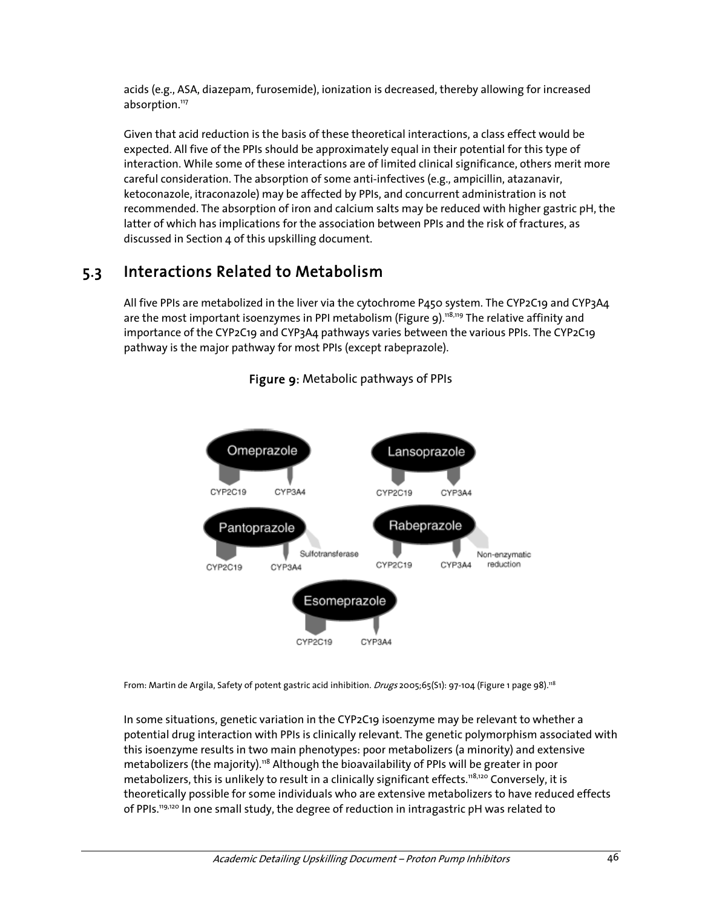acids (e.g., ASA, diazepam, furosemide), ionization is decreased, thereby allowing for increased absorption.[117]

Given that acid reduction is the basis of these theoretical interactions, a class effect would be expected. All five of the PPIs should be approximately equal in their potential for this type of interaction. While some of these interactions are of limited clinical significance, others merit more careful consideration. The absorption of some anti-infectives (e.g., ampicillin, atazanavir, ketoconazole, itraconazole) may be affected by PPIs, and concurrent administration is not recommended. The absorption of iron and calcium salts may be reduced with higher gastric pH, the latter of which has implications for the association between PPIs and the risk of fractures, as discussed in Section 4 of this upskilling document.

## 5.3 Interactions Related to Metabolism

All five PPIs are metabolized in the liver via the cytochrome P450 system. The CYP2C19 and CYP3A4 are the most important isoenzymes in PPI metabolism (Figure 9).[118,119] The relative affinity and importance of the CYP2C19 and CYP3A4 pathways varies between the various PPIs. The CYP2C19 pathway is the major pathway for most PPIs (except rabeprazole).

**Figure 9**: Metabolic pathways of PPIs

From: Martin de Argila, Safety of potent gastric acid inhibition. *Drugs* 2005;65(S1): 97-104 (Figure 1 page 98).[118]

In some situations, genetic variation in the CYP2C19 isoenzyme may be relevant to whether a potential drug interaction with PPIs is clinically relevant. The genetic polymorphism associated with this isoenzyme results in two main phenotypes: poor metabolizers (a minority) and extensive metabolizers (the majority).[118] Although the bioavailability of PPIs will be greater in poor metabolizers, this is unlikely to result in a clinically significant effects.[118,120] Conversely, it is theoretically possible for some individuals who are extensive metabolizers to have reduced effects of PPIs.[119,120] In one small study, the degree of reduction in intragastric pH was related to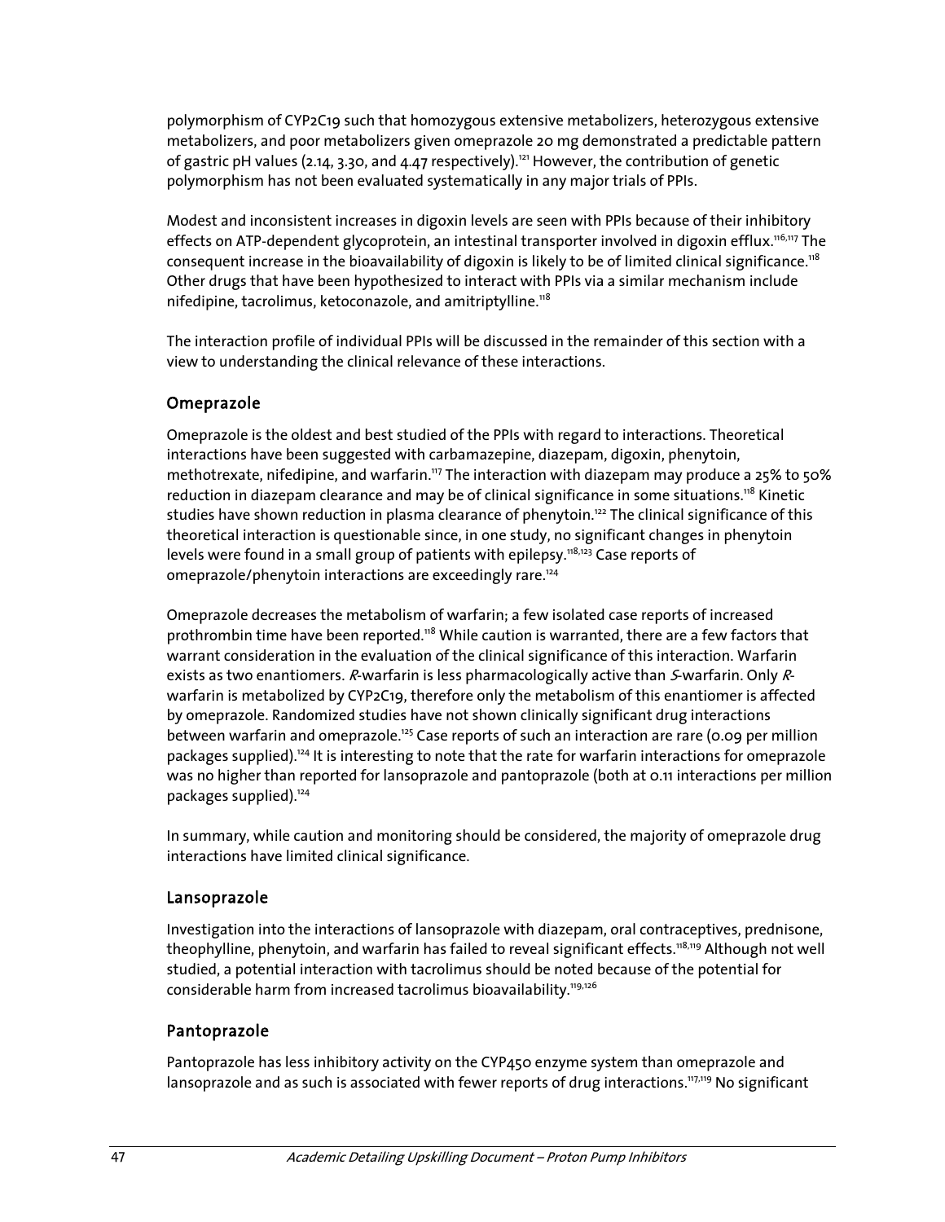polymorphism of CYP2C19 such that homozygous extensive metabolizers, heterozygous extensive metabolizers, and poor metabolizers given omeprazole 20 mg demonstrated a predictable pattern of gastric pH values (2.14, 3.30, and 4.47 respectively).[121] However, the contribution of genetic polymorphism has not been evaluated systematically in any major trials of PPIs.

Modest and inconsistent increases in digoxin levels are seen with PPIs because of their inhibitory effects on ATP-dependent glycoprotein, an intestinal transporter involved in digoxin efflux.[116,117] The consequent increase in the bioavailability of digoxin is likely to be of limited clinical significance.[118] Other drugs that have been hypothesized to interact with PPIs via a similar mechanism include nifedipine, tacrolimus, ketoconazole, and amitriptylline.[118]

The interaction profile of individual PPIs will be discussed in the remainder of this section with a view to understanding the clinical relevance of these interactions.

### Omeprazole

Omeprazole is the oldest and best studied of the PPIs with regard to interactions. Theoretical interactions have been suggested with carbamazepine, diazepam, digoxin, phenytoin, methotrexate, nifedipine, and warfarin.[117] The interaction with diazepam may produce a 25% to 50% reduction in diazepam clearance and may be of clinical significance in some situations.[118] Kinetic studies have shown reduction in plasma clearance of phenytoin.[122] The clinical significance of this theoretical interaction is questionable since, in one study, no significant changes in phenytoin levels were found in a small group of patients with epilepsy.[118,123] Case reports of omeprazole/phenytoin interactions are exceedingly rare.[124]

Omeprazole decreases the metabolism of warfarin; a few isolated case reports of increased prothrombin time have been reported.[118] While caution is warranted, there are a few factors that warrant consideration in the evaluation of the clinical significance of this interaction. Warfarin exists as two enantiomers. *R*-warfarin is less pharmacologically active than *S*-warfarin. Only *R*-warfarin is metabolized by CYP2C19, therefore only the metabolism of this enantiomer is affected by omeprazole. Randomized studies have not shown clinically significant drug interactions between warfarin and omeprazole.[125] Case reports of such an interaction are rare (0.09 per million packages supplied).[124] It is interesting to note that the rate for warfarin interactions for omeprazole was no higher than reported for lansoprazole and pantoprazole (both at 0.11 interactions per million packages supplied).[124]

In summary, while caution and monitoring should be considered, the majority of omeprazole drug interactions have limited clinical significance.

### Lansoprazole

Investigation into the interactions of lansoprazole with diazepam, oral contraceptives, prednisone, theophylline, phenytoin, and warfarin has failed to reveal significant effects.[118,119] Although not well studied, a potential interaction with tacrolimus should be noted because of the potential for considerable harm from increased tacrolimus bioavailability.[119,126]

### Pantoprazole

Pantoprazole has less inhibitory activity on the CYP450 enzyme system than omeprazole and lansoprazole and as such is associated with fewer reports of drug interactions.[117,119] No significant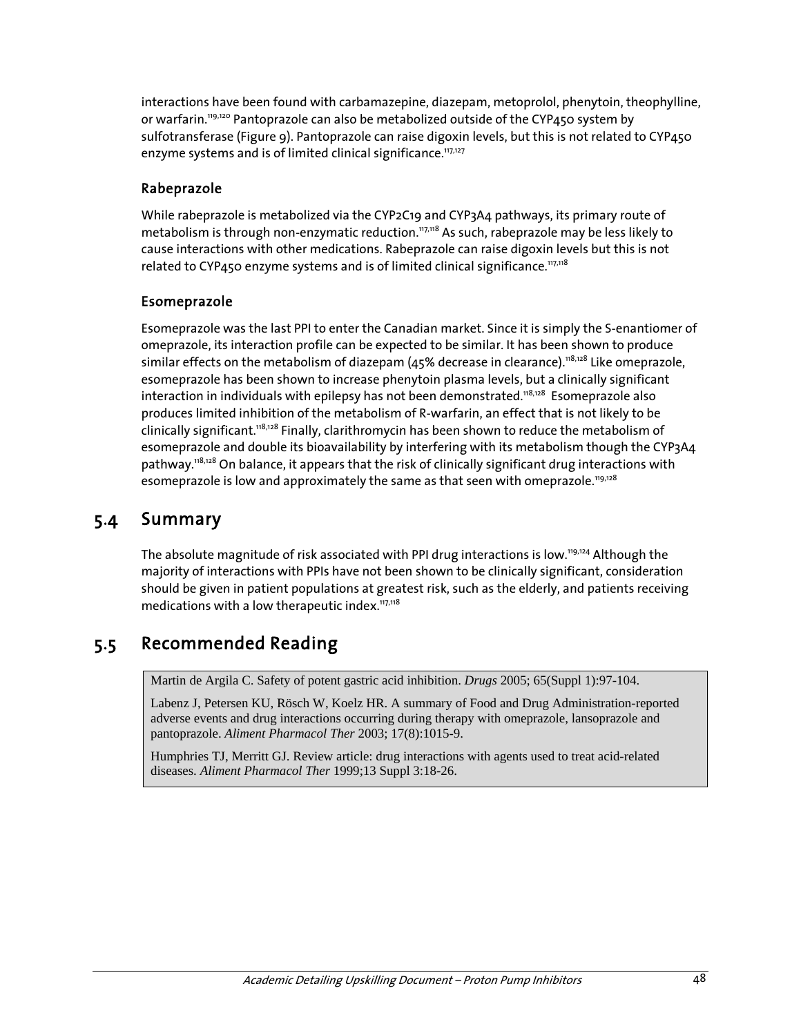interactions have been found with carbamazepine, diazepam, metoprolol, phenytoin, theophylline, or warfarin.[119,120] Pantoprazole can also be metabolized outside of the CYP450 system by sulfotransferase (Figure 9). Pantoprazole can raise digoxin levels, but this is not related to CYP450 enzyme systems and is of limited clinical significance.[117,127]

### Rabeprazole

While rabeprazole is metabolized via the CYP2C19 and CYP3A4 pathways, its primary route of metabolism is through non-enzymatic reduction.[117,118] As such, rabeprazole may be less likely to cause interactions with other medications. Rabeprazole can raise digoxin levels but this is not related to CYP450 enzyme systems and is of limited clinical significance.[117,118]

### Esomeprazole

Esomeprazole was the last PPI to enter the Canadian market. Since it is simply the S-enantiomer of omeprazole, its interaction profile can be expected to be similar. It has been shown to produce similar effects on the metabolism of diazepam (45% decrease in clearance).[118,128] Like omeprazole, esomeprazole has been shown to increase phenytoin plasma levels, but a clinically significant interaction in individuals with epilepsy has not been demonstrated.[118,128] Esomeprazole also produces limited inhibition of the metabolism of R-warfarin, an effect that is not likely to be clinically significant.[118,128] Finally, clarithromycin has been shown to reduce the metabolism of esomeprazole and double its bioavailability by interfering with its metabolism though the CYP3A4 pathway.[118,128] On balance, it appears that the risk of clinically significant drug interactions with esomeprazole is low and approximately the same as that seen with omeprazole.[119,128]

## 5.4 Summary

The absolute magnitude of risk associated with PPI drug interactions is low.[119,124] Although the majority of interactions with PPIs have not been shown to be clinically significant, consideration should be given in patient populations at greatest risk, such as the elderly, and patients receiving medications with a low therapeutic index.[117,118]

## 5.5 Recommended Reading

Martin de Argila C. Safety of potent gastric acid inhibition. *Drugs* 2005; 65(Suppl 1):97-104.

Labenz J, Petersen KU, Rösch W, Koelz HR. A summary of Food and Drug Administration-reported adverse events and drug interactions occurring during therapy with omeprazole, lansoprazole and pantoprazole. *Aliment Pharmacol Ther* 2003; 17(8):1015-9.

Humphries TJ, Merritt GJ. Review article: drug interactions with agents used to treat acid-related diseases. *Aliment Pharmacol Ther* 1999;13 Suppl 3:18-26.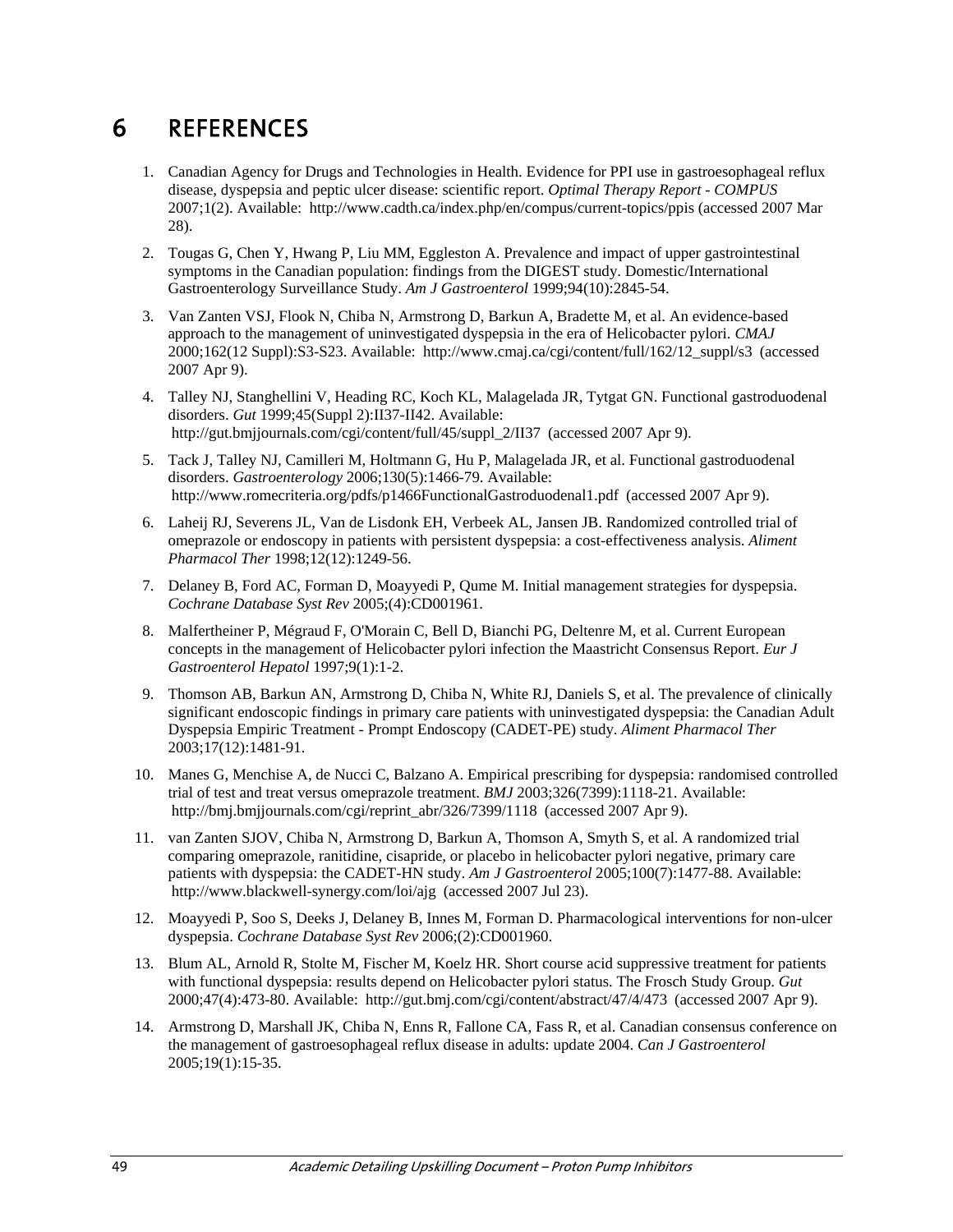# 6 REFERENCES

1. Canadian Agency for Drugs and Technologies in Health. Evidence for PPI use in gastroesophageal reflux disease, dyspepsia and peptic ulcer disease: scientific report. *Optimal Therapy Report - COMPUS* 2007;1(2). Available: http://www.cadth.ca/index.php/en/compus/current-topics/ppis (accessed 2007 Mar 28).

2. Tougas G, Chen Y, Hwang P, Liu MM, Eggleston A. Prevalence and impact of upper gastrointestinal symptoms in the Canadian population: findings from the DIGEST study. Domestic/International Gastroenterology Surveillance Study. *Am J Gastroenterol* 1999;94(10):2845-54.

3. Van Zanten VSJ, Flook N, Chiba N, Armstrong D, Barkun A, Bradette M, et al. An evidence-based approach to the management of uninvestigated dyspepsia in the era of Helicobacter pylori. *CMAJ* 2000;162(12 Suppl):S3-S23. Available: http://www.cmaj.ca/cgi/content/full/162/12_suppl/s3 (accessed 2007 Apr 9).

4. Talley NJ, Stanghellini V, Heading RC, Koch KL, Malagelada JR, Tytgat GN. Functional gastroduodenal disorders. *Gut* 1999;45(Suppl 2):II37-II42. Available: http://gut.bmjjournals.com/cgi/content/full/45/suppl_2/II37 (accessed 2007 Apr 9).

5. Tack J, Talley NJ, Camilleri M, Holtmann G, Hu P, Malagelada JR, et al. Functional gastroduodenal disorders. *Gastroenterology* 2006;130(5):1466-79. Available: http://www.romecriteria.org/pdfs/p1466FunctionalGastroduodenal1.pdf (accessed 2007 Apr 9).

6. Laheij RJ, Severens JL, Van de Lisdonk EH, Verbeek AL, Jansen JB. Randomized controlled trial of omeprazole or endoscopy in patients with persistent dyspepsia: a cost-effectiveness analysis. *Aliment Pharmacol Ther* 1998;12(12):1249-56.

7. Delaney B, Ford AC, Forman D, Moayyedi P, Qume M. Initial management strategies for dyspepsia. *Cochrane Database Syst Rev* 2005;(4):CD001961.

8. Malfertheiner P, Mégraud F, O'Morain C, Bell D, Bianchi PG, Deltenre M, et al. Current European concepts in the management of Helicobacter pylori infection the Maastricht Consensus Report. *Eur J Gastroenterol Hepatol* 1997;9(1):1-2.

9. Thomson AB, Barkun AN, Armstrong D, Chiba N, White RJ, Daniels S, et al. The prevalence of clinically significant endoscopic findings in primary care patients with uninvestigated dyspepsia: the Canadian Adult Dyspepsia Empiric Treatment - Prompt Endoscopy (CADET-PE) study. *Aliment Pharmacol Ther* 2003;17(12):1481-91.

10. Manes G, Menchise A, de Nucci C, Balzano A. Empirical prescribing for dyspepsia: randomised controlled trial of test and treat versus omeprazole treatment. *BMJ* 2003;326(7399):1118-21. Available: http://bmj.bmjjournals.com/cgi/reprint_abr/326/7399/1118 (accessed 2007 Apr 9).

11. van Zanten SJOV, Chiba N, Armstrong D, Barkun A, Thomson A, Smyth S, et al. A randomized trial comparing omeprazole, ranitidine, cisapride, or placebo in helicobacter pylori negative, primary care patients with dyspepsia: the CADET-HN study. *Am J Gastroenterol* 2005;100(7):1477-88. Available: http://www.blackwell-synergy.com/loi/ajg (accessed 2007 Jul 23).

12. Moayyedi P, Soo S, Deeks J, Delaney B, Innes M, Forman D. Pharmacological interventions for non-ulcer dyspepsia. *Cochrane Database Syst Rev* 2006;(2):CD001960.

13. Blum AL, Arnold R, Stolte M, Fischer M, Koelz HR. Short course acid suppressive treatment for patients with functional dyspepsia: results depend on Helicobacter pylori status. The Frosch Study Group. *Gut* 2000;47(4):473-80. Available: http://gut.bmj.com/cgi/content/abstract/47/4/473 (accessed 2007 Apr 9).

14. Armstrong D, Marshall JK, Chiba N, Enns R, Fallone CA, Fass R, et al. Canadian consensus conference on the management of gastroesophageal reflux disease in adults: update 2004. *Can J Gastroenterol* 2005;19(1):15-35.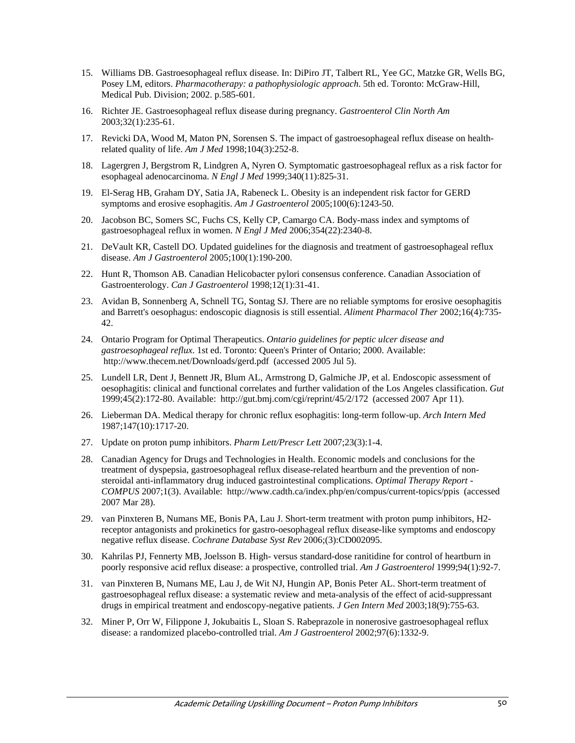15. Williams DB. Gastroesophageal reflux disease. In: DiPiro JT, Talbert RL, Yee GC, Matzke GR, Wells BG, Posey LM, editors. *Pharmacotherapy: a pathophysiologic approach*. 5th ed. Toronto: McGraw-Hill, Medical Pub. Division; 2002. p.585-601.
16. Richter JE. Gastroesophageal reflux disease during pregnancy. *Gastroenterol Clin North Am* 2003;32(1):235-61.
17. Revicki DA, Wood M, Maton PN, Sorensen S. The impact of gastroesophageal reflux disease on health-related quality of life. *Am J Med* 1998;104(3):252-8.
18. Lagergren J, Bergstrom R, Lindgren A, Nyren O. Symptomatic gastroesophageal reflux as a risk factor for esophageal adenocarcinoma. *N Engl J Med* 1999;340(11):825-31.
19. El-Serag HB, Graham DY, Satia JA, Rabeneck L. Obesity is an independent risk factor for GERD symptoms and erosive esophagitis. *Am J Gastroenterol* 2005;100(6):1243-50.
20. Jacobson BC, Somers SC, Fuchs CS, Kelly CP, Camargo CA. Body-mass index and symptoms of gastroesophageal reflux in women. *N Engl J Med* 2006;354(22):2340-8.
21. DeVault KR, Castell DO. Updated guidelines for the diagnosis and treatment of gastroesophageal reflux disease. *Am J Gastroenterol* 2005;100(1):190-200.
22. Hunt R, Thomson AB. Canadian Helicobacter pylori consensus conference. Canadian Association of Gastroenterology. *Can J Gastroenterol* 1998;12(1):31-41.
23. Avidan B, Sonnenberg A, Schnell TG, Sontag SJ. There are no reliable symptoms for erosive oesophagitis and Barrett's oesophagus: endoscopic diagnosis is still essential. *Aliment Pharmacol Ther* 2002;16(4):735-42.
24. Ontario Program for Optimal Therapeutics. *Ontario guidelines for peptic ulcer disease and gastroesophageal reflux*. 1st ed. Toronto: Queen's Printer of Ontario; 2000. Available: http://www.thecem.net/Downloads/gerd.pdf (accessed 2005 Jul 5).
25. Lundell LR, Dent J, Bennett JR, Blum AL, Armstrong D, Galmiche JP, et al. Endoscopic assessment of oesophagitis: clinical and functional correlates and further validation of the Los Angeles classification. *Gut* 1999;45(2):172-80. Available: http://gut.bmj.com/cgi/reprint/45/2/172 (accessed 2007 Apr 11).
26. Lieberman DA. Medical therapy for chronic reflux esophagitis: long-term follow-up. *Arch Intern Med* 1987;147(10):1717-20.
27. Update on proton pump inhibitors. *Pharm Lett/Prescr Lett* 2007;23(3):1-4.
28. Canadian Agency for Drugs and Technologies in Health. Economic models and conclusions for the treatment of dyspepsia, gastroesophageal reflux disease-related heartburn and the prevention of non-steroidal anti-inflammatory drug induced gastrointestinal complications. *Optimal Therapy Report - COMPUS* 2007;1(3). Available: http://www.cadth.ca/index.php/en/compus/current-topics/ppis (accessed 2007 Mar 28).
29. van Pinxteren B, Numans ME, Bonis PA, Lau J. Short-term treatment with proton pump inhibitors, H2-receptor antagonists and prokinetics for gastro-oesophageal reflux disease-like symptoms and endoscopy negative reflux disease. *Cochrane Database Syst Rev* 2006;(3):CD002095.
30. Kahrilas PJ, Fennerty MB, Joelsson B. High- versus standard-dose ranitidine for control of heartburn in poorly responsive acid reflux disease: a prospective, controlled trial. *Am J Gastroenterol* 1999;94(1):92-7.
31. van Pinxteren B, Numans ME, Lau J, de Wit NJ, Hungin AP, Bonis Peter AL. Short-term treatment of gastroesophageal reflux disease: a systematic review and meta-analysis of the effect of acid-suppressant drugs in empirical treatment and endoscopy-negative patients. *J Gen Intern Med* 2003;18(9):755-63.
32. Miner P, Orr W, Filippone J, Jokubaitis L, Sloan S. Rabeprazole in nonerosive gastroesophageal reflux disease: a randomized placebo-controlled trial. *Am J Gastroenterol* 2002;97(6):1332-9.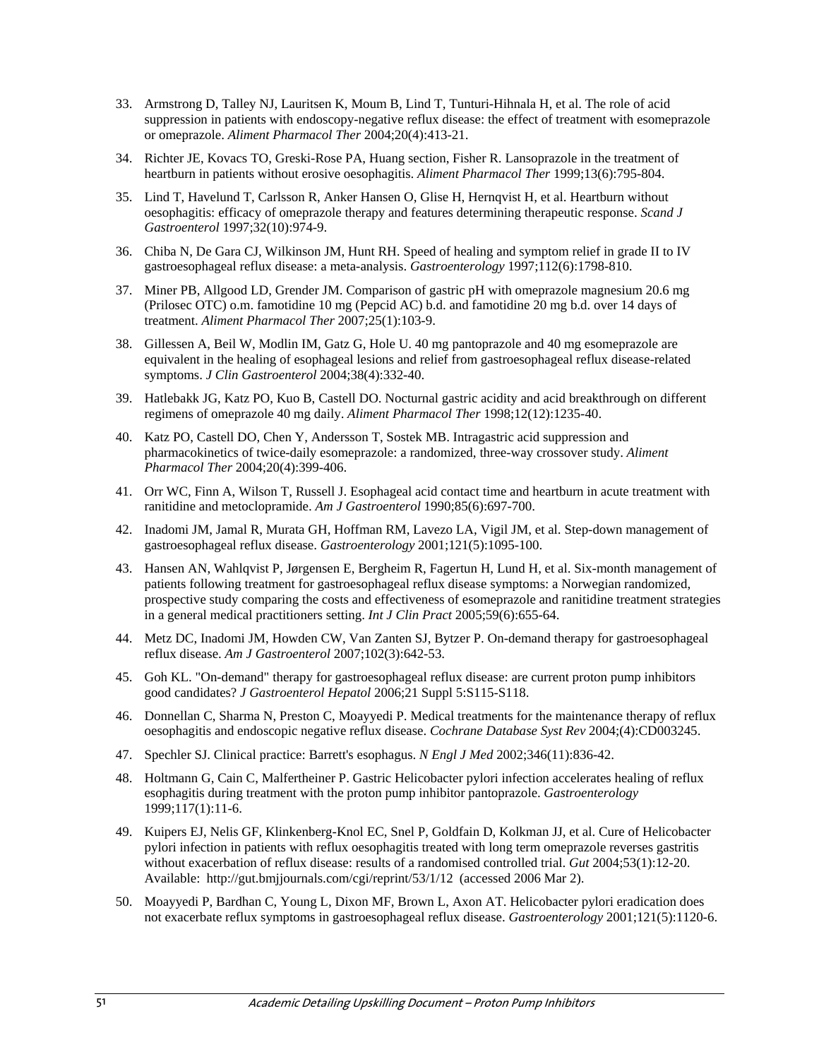33. Armstrong D, Talley NJ, Lauritsen K, Moum B, Lind T, Tunturi-Hihnala H, et al. The role of acid suppression in patients with endoscopy-negative reflux disease: the effect of treatment with esomeprazole or omeprazole. *Aliment Pharmacol Ther* 2004;20(4):413-21.

34. Richter JE, Kovacs TO, Greski-Rose PA, Huang section, Fisher R. Lansoprazole in the treatment of heartburn in patients without erosive oesophagitis. *Aliment Pharmacol Ther* 1999;13(6):795-804.

35. Lind T, Havelund T, Carlsson R, Anker Hansen O, Glise H, Hernqvist H, et al. Heartburn without oesophagitis: efficacy of omeprazole therapy and features determining therapeutic response. *Scand J Gastroenterol* 1997;32(10):974-9.

36. Chiba N, De Gara CJ, Wilkinson JM, Hunt RH. Speed of healing and symptom relief in grade II to IV gastroesophageal reflux disease: a meta-analysis. *Gastroenterology* 1997;112(6):1798-810.

37. Miner PB, Allgood LD, Grender JM. Comparison of gastric pH with omeprazole magnesium 20.6 mg (Prilosec OTC) o.m. famotidine 10 mg (Pepcid AC) b.d. and famotidine 20 mg b.d. over 14 days of treatment. *Aliment Pharmacol Ther* 2007;25(1):103-9.

38. Gillessen A, Beil W, Modlin IM, Gatz G, Hole U. 40 mg pantoprazole and 40 mg esomeprazole are equivalent in the healing of esophageal lesions and relief from gastroesophageal reflux disease-related symptoms. *J Clin Gastroenterol* 2004;38(4):332-40.

39. Hatlebakk JG, Katz PO, Kuo B, Castell DO. Nocturnal gastric acidity and acid breakthrough on different regimens of omeprazole 40 mg daily. *Aliment Pharmacol Ther* 1998;12(12):1235-40.

40. Katz PO, Castell DO, Chen Y, Andersson T, Sostek MB. Intragastric acid suppression and pharmacokinetics of twice-daily esomeprazole: a randomized, three-way crossover study. *Aliment Pharmacol Ther* 2004;20(4):399-406.

41. Orr WC, Finn A, Wilson T, Russell J. Esophageal acid contact time and heartburn in acute treatment with ranitidine and metoclopramide. *Am J Gastroenterol* 1990;85(6):697-700.

42. Inadomi JM, Jamal R, Murata GH, Hoffman RM, Lavezo LA, Vigil JM, et al. Step-down management of gastroesophageal reflux disease. *Gastroenterology* 2001;121(5):1095-100.

43. Hansen AN, Wahlqvist P, Jørgensen E, Bergheim R, Fagertun H, Lund H, et al. Six-month management of patients following treatment for gastroesophageal reflux disease symptoms: a Norwegian randomized, prospective study comparing the costs and effectiveness of esomeprazole and ranitidine treatment strategies in a general medical practitioners setting. *Int J Clin Pract* 2005;59(6):655-64.

44. Metz DC, Inadomi JM, Howden CW, Van Zanten SJ, Bytzer P. On-demand therapy for gastroesophageal reflux disease. *Am J Gastroenterol* 2007;102(3):642-53.

45. Goh KL. "On-demand" therapy for gastroesophageal reflux disease: are current proton pump inhibitors good candidates? *J Gastroenterol Hepatol* 2006;21 Suppl 5:S115-S118.

46. Donnellan C, Sharma N, Preston C, Moayyedi P. Medical treatments for the maintenance therapy of reflux oesophagitis and endoscopic negative reflux disease. *Cochrane Database Syst Rev* 2004;(4):CD003245.

47. Spechler SJ. Clinical practice: Barrett's esophagus. *N Engl J Med* 2002;346(11):836-42.

48. Holtmann G, Cain C, Malfertheiner P. Gastric Helicobacter pylori infection accelerates healing of reflux esophagitis during treatment with the proton pump inhibitor pantoprazole. *Gastroenterology* 1999;117(1):11-6.

49. Kuipers EJ, Nelis GF, Klinkenberg-Knol EC, Snel P, Goldfain D, Kolkman JJ, et al. Cure of Helicobacter pylori infection in patients with reflux oesophagitis treated with long term omeprazole reverses gastritis without exacerbation of reflux disease: results of a randomised controlled trial. *Gut* 2004;53(1):12-20. Available: http://gut.bmjjournals.com/cgi/reprint/53/1/12 (accessed 2006 Mar 2).

50. Moayyedi P, Bardhan C, Young L, Dixon MF, Brown L, Axon AT. Helicobacter pylori eradication does not exacerbate reflux symptoms in gastroesophageal reflux disease. *Gastroenterology* 2001;121(5):1120-6.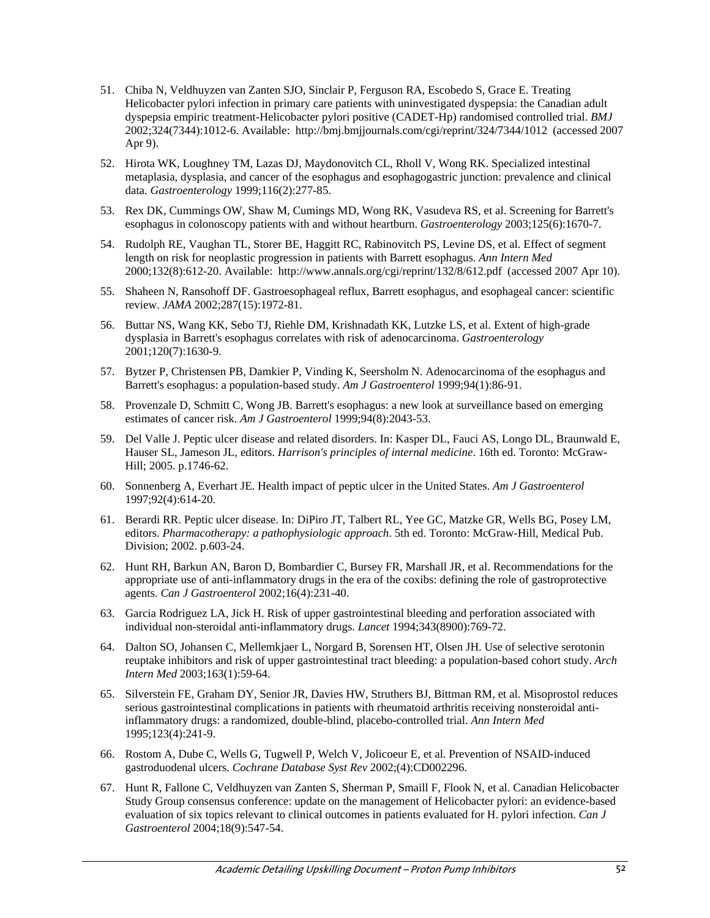51. Chiba N, Veldhuyzen van Zanten SJO, Sinclair P, Ferguson RA, Escobedo S, Grace E. Treating Helicobacter pylori infection in primary care patients with uninvestigated dyspepsia: the Canadian adult dyspepsia empiric treatment-Helicobacter pylori positive (CADET-Hp) randomised controlled trial. *BMJ* 2002;324(7344):1012-6. Available: http://bmj.bmjjournals.com/cgi/reprint/324/7344/1012 (accessed 2007 Apr 9).

52. Hirota WK, Loughney TM, Lazas DJ, Maydonovitch CL, Rholl V, Wong RK. Specialized intestinal metaplasia, dysplasia, and cancer of the esophagus and esophagogastric junction: prevalence and clinical data. *Gastroenterology* 1999;116(2):277-85.

53. Rex DK, Cummings OW, Shaw M, Cumings MD, Wong RK, Vasudeva RS, et al. Screening for Barrett's esophagus in colonoscopy patients with and without heartburn. *Gastroenterology* 2003;125(6):1670-7.

54. Rudolph RE, Vaughan TL, Storer BE, Haggitt RC, Rabinovitch PS, Levine DS, et al. Effect of segment length on risk for neoplastic progression in patients with Barrett esophagus. *Ann Intern Med* 2000;132(8):612-20. Available: http://www.annals.org/cgi/reprint/132/8/612.pdf (accessed 2007 Apr 10).

55. Shaheen N, Ransohoff DF. Gastroesophageal reflux, Barrett esophagus, and esophageal cancer: scientific review. *JAMA* 2002;287(15):1972-81.

56. Buttar NS, Wang KK, Sebo TJ, Riehle DM, Krishnadath KK, Lutzke LS, et al. Extent of high-grade dysplasia in Barrett's esophagus correlates with risk of adenocarcinoma. *Gastroenterology* 2001;120(7):1630-9.

57. Bytzer P, Christensen PB, Damkier P, Vinding K, Seersholm N. Adenocarcinoma of the esophagus and Barrett's esophagus: a population-based study. *Am J Gastroenterol* 1999;94(1):86-91.

58. Provenzale D, Schmitt C, Wong JB. Barrett's esophagus: a new look at surveillance based on emerging estimates of cancer risk. *Am J Gastroenterol* 1999;94(8):2043-53.

59. Del Valle J. Peptic ulcer disease and related disorders. In: Kasper DL, Fauci AS, Longo DL, Braunwald E, Hauser SL, Jameson JL, editors. *Harrison's principles of internal medicine*. 16th ed. Toronto: McGraw-Hill; 2005. p.1746-62.

60. Sonnenberg A, Everhart JE. Health impact of peptic ulcer in the United States. *Am J Gastroenterol* 1997;92(4):614-20.

61. Berardi RR. Peptic ulcer disease. In: DiPiro JT, Talbert RL, Yee GC, Matzke GR, Wells BG, Posey LM, editors. *Pharmacotherapy: a pathophysiologic approach*. 5th ed. Toronto: McGraw-Hill, Medical Pub. Division; 2002. p.603-24.

62. Hunt RH, Barkun AN, Baron D, Bombardier C, Bursey FR, Marshall JR, et al. Recommendations for the appropriate use of anti-inflammatory drugs in the era of the coxibs: defining the role of gastroprotective agents. *Can J Gastroenterol* 2002;16(4):231-40.

63. Garcia Rodriguez LA, Jick H. Risk of upper gastrointestinal bleeding and perforation associated with individual non-steroidal anti-inflammatory drugs. *Lancet* 1994;343(8900):769-72.

64. Dalton SO, Johansen C, Mellemkjaer L, Norgard B, Sorensen HT, Olsen JH. Use of selective serotonin reuptake inhibitors and risk of upper gastrointestinal tract bleeding: a population-based cohort study. *Arch Intern Med* 2003;163(1):59-64.

65. Silverstein FE, Graham DY, Senior JR, Davies HW, Struthers BJ, Bittman RM, et al. Misoprostol reduces serious gastrointestinal complications in patients with rheumatoid arthritis receiving nonsteroidal anti-inflammatory drugs: a randomized, double-blind, placebo-controlled trial. *Ann Intern Med* 1995;123(4):241-9.

66. Rostom A, Dube C, Wells G, Tugwell P, Welch V, Jolicoeur E, et al. Prevention of NSAID-induced gastroduodenal ulcers. *Cochrane Database Syst Rev* 2002;(4):CD002296.

67. Hunt R, Fallone C, Veldhuyzen van Zanten S, Sherman P, Smaill F, Flook N, et al. Canadian Helicobacter Study Group consensus conference: update on the management of Helicobacter pylori: an evidence-based evaluation of six topics relevant to clinical outcomes in patients evaluated for H. pylori infection. *Can J Gastroenterol* 2004;18(9):547-54.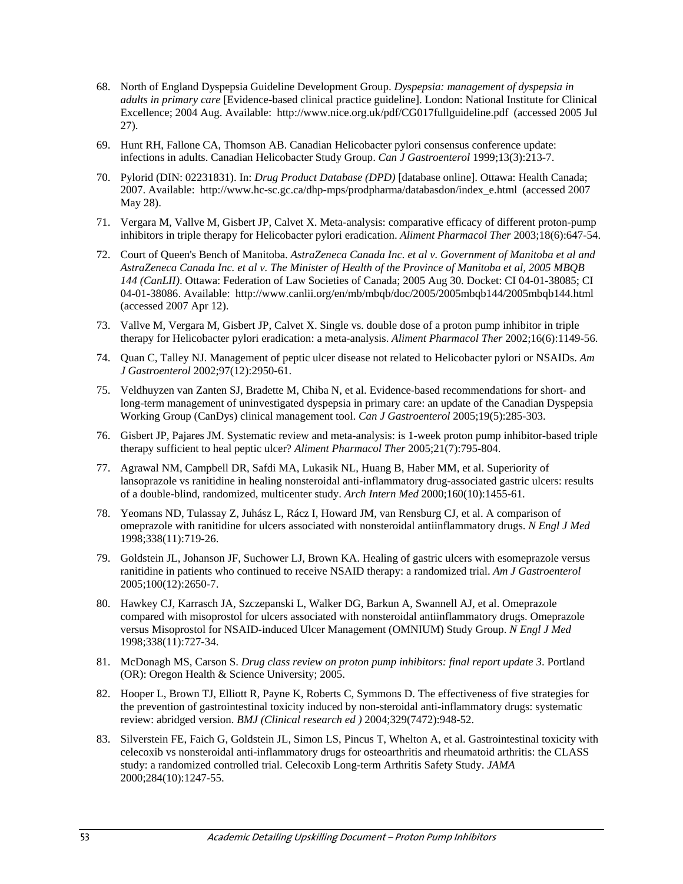68. North of England Dyspepsia Guideline Development Group. *Dyspepsia: management of dyspepsia in adults in primary care* [Evidence-based clinical practice guideline]. London: National Institute for Clinical Excellence; 2004 Aug. Available: http://www.nice.org.uk/pdf/CG017fullguideline.pdf (accessed 2005 Jul 27).

69. Hunt RH, Fallone CA, Thomson AB. Canadian Helicobacter pylori consensus conference update: infections in adults. Canadian Helicobacter Study Group. *Can J Gastroenterol* 1999;13(3):213-7.

70. Pylorid (DIN: 02231831). In: *Drug Product Database (DPD)* [database online]. Ottawa: Health Canada; 2007. Available: http://www.hc-sc.gc.ca/dhp-mps/prodpharma/databasdon/index_e.html (accessed 2007 May 28).

71. Vergara M, Vallve M, Gisbert JP, Calvet X. Meta-analysis: comparative efficacy of different proton-pump inhibitors in triple therapy for Helicobacter pylori eradication. *Aliment Pharmacol Ther* 2003;18(6):647-54.

72. Court of Queen's Bench of Manitoba. *AstraZeneca Canada Inc. et al v. Government of Manitoba et al and AstraZeneca Canada Inc. et al v. The Minister of Health of the Province of Manitoba et al, 2005 MBQB 144 (CanLII)*. Ottawa: Federation of Law Societies of Canada; 2005 Aug 30. Docket: CI 04-01-38085; CI 04-01-38086. Available: http://www.canlii.org/en/mb/mbqb/doc/2005/2005mbqb144/2005mbqb144.html (accessed 2007 Apr 12).

73. Vallve M, Vergara M, Gisbert JP, Calvet X. Single vs. double dose of a proton pump inhibitor in triple therapy for Helicobacter pylori eradication: a meta-analysis. *Aliment Pharmacol Ther* 2002;16(6):1149-56.

74. Quan C, Talley NJ. Management of peptic ulcer disease not related to Helicobacter pylori or NSAIDs. *Am J Gastroenterol* 2002;97(12):2950-61.

75. Veldhuyzen van Zanten SJ, Bradette M, Chiba N, et al. Evidence-based recommendations for short- and long-term management of uninvestigated dyspepsia in primary care: an update of the Canadian Dyspepsia Working Group (CanDys) clinical management tool. *Can J Gastroenterol* 2005;19(5):285-303.

76. Gisbert JP, Pajares JM. Systematic review and meta-analysis: is 1-week proton pump inhibitor-based triple therapy sufficient to heal peptic ulcer? *Aliment Pharmacol Ther* 2005;21(7):795-804.

77. Agrawal NM, Campbell DR, Safdi MA, Lukasik NL, Huang B, Haber MM, et al. Superiority of lansoprazole vs ranitidine in healing nonsteroidal anti-inflammatory drug-associated gastric ulcers: results of a double-blind, randomized, multicenter study. *Arch Intern Med* 2000;160(10):1455-61.

78. Yeomans ND, Tulassay Z, Juhász L, Rácz I, Howard JM, van Rensburg CJ, et al. A comparison of omeprazole with ranitidine for ulcers associated with nonsteroidal antiinflammatory drugs. *N Engl J Med* 1998;338(11):719-26.

79. Goldstein JL, Johanson JF, Suchower LJ, Brown KA. Healing of gastric ulcers with esomeprazole versus ranitidine in patients who continued to receive NSAID therapy: a randomized trial. *Am J Gastroenterol* 2005;100(12):2650-7.

80. Hawkey CJ, Karrasch JA, Szczepanski L, Walker DG, Barkun A, Swannell AJ, et al. Omeprazole compared with misoprostol for ulcers associated with nonsteroidal antiinflammatory drugs. Omeprazole versus Misoprostol for NSAID-induced Ulcer Management (OMNIUM) Study Group. *N Engl J Med* 1998;338(11):727-34.

81. McDonagh MS, Carson S. *Drug class review on proton pump inhibitors: final report update 3*. Portland (OR): Oregon Health & Science University; 2005.

82. Hooper L, Brown TJ, Elliott R, Payne K, Roberts C, Symmons D. The effectiveness of five strategies for the prevention of gastrointestinal toxicity induced by non-steroidal anti-inflammatory drugs: systematic review: abridged version. *BMJ (Clinical research ed )* 2004;329(7472):948-52.

83. Silverstein FE, Faich G, Goldstein JL, Simon LS, Pincus T, Whelton A, et al. Gastrointestinal toxicity with celecoxib vs nonsteroidal anti-inflammatory drugs for osteoarthritis and rheumatoid arthritis: the CLASS study: a randomized controlled trial. Celecoxib Long-term Arthritis Safety Study. *JAMA* 2000;284(10):1247-55.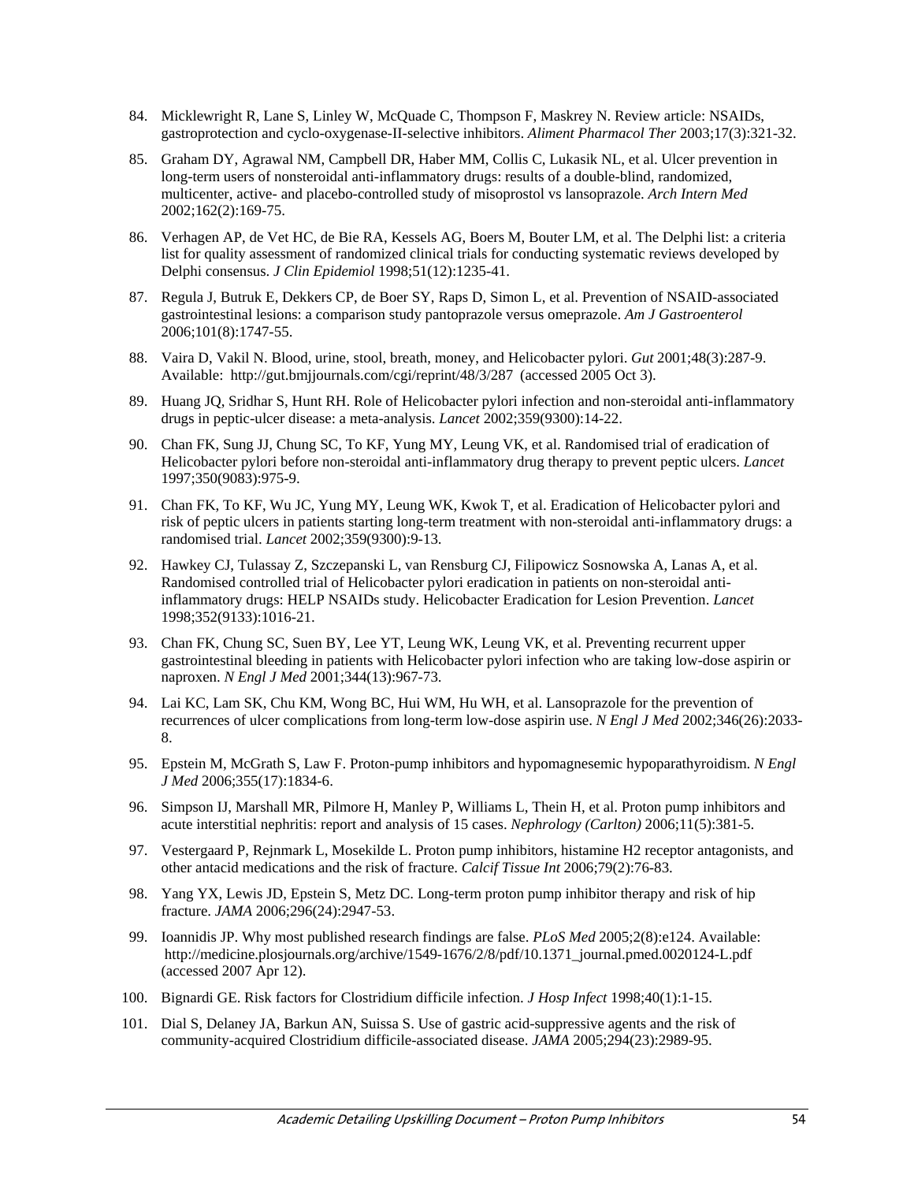84. Micklewright R, Lane S, Linley W, McQuade C, Thompson F, Maskrey N. Review article: NSAIDs, gastroprotection and cyclo-oxygenase-II-selective inhibitors. *Aliment Pharmacol Ther* 2003;17(3):321-32.

85. Graham DY, Agrawal NM, Campbell DR, Haber MM, Collis C, Lukasik NL, et al. Ulcer prevention in long-term users of nonsteroidal anti-inflammatory drugs: results of a double-blind, randomized, multicenter, active- and placebo-controlled study of misoprostol vs lansoprazole. *Arch Intern Med* 2002;162(2):169-75.

86. Verhagen AP, de Vet HC, de Bie RA, Kessels AG, Boers M, Bouter LM, et al. The Delphi list: a criteria list for quality assessment of randomized clinical trials for conducting systematic reviews developed by Delphi consensus. *J Clin Epidemiol* 1998;51(12):1235-41.

87. Regula J, Butruk E, Dekkers CP, de Boer SY, Raps D, Simon L, et al. Prevention of NSAID-associated gastrointestinal lesions: a comparison study pantoprazole versus omeprazole. *Am J Gastroenterol* 2006;101(8):1747-55.

88. Vaira D, Vakil N. Blood, urine, stool, breath, money, and Helicobacter pylori. *Gut* 2001;48(3):287-9. Available: http://gut.bmjjournals.com/cgi/reprint/48/3/287 (accessed 2005 Oct 3).

89. Huang JQ, Sridhar S, Hunt RH. Role of Helicobacter pylori infection and non-steroidal anti-inflammatory drugs in peptic-ulcer disease: a meta-analysis. *Lancet* 2002;359(9300):14-22.

90. Chan FK, Sung JJ, Chung SC, To KF, Yung MY, Leung VK, et al. Randomised trial of eradication of Helicobacter pylori before non-steroidal anti-inflammatory drug therapy to prevent peptic ulcers. *Lancet* 1997;350(9083):975-9.

91. Chan FK, To KF, Wu JC, Yung MY, Leung WK, Kwok T, et al. Eradication of Helicobacter pylori and risk of peptic ulcers in patients starting long-term treatment with non-steroidal anti-inflammatory drugs: a randomised trial. *Lancet* 2002;359(9300):9-13.

92. Hawkey CJ, Tulassay Z, Szczepanski L, van Rensburg CJ, Filipowicz Sosnowska A, Lanas A, et al. Randomised controlled trial of Helicobacter pylori eradication in patients on non-steroidal anti-inflammatory drugs: HELP NSAIDs study. Helicobacter Eradication for Lesion Prevention. *Lancet* 1998;352(9133):1016-21.

93. Chan FK, Chung SC, Suen BY, Lee YT, Leung WK, Leung VK, et al. Preventing recurrent upper gastrointestinal bleeding in patients with Helicobacter pylori infection who are taking low-dose aspirin or naproxen. *N Engl J Med* 2001;344(13):967-73.

94. Lai KC, Lam SK, Chu KM, Wong BC, Hui WM, Hu WH, et al. Lansoprazole for the prevention of recurrences of ulcer complications from long-term low-dose aspirin use. *N Engl J Med* 2002;346(26):2033-8.

95. Epstein M, McGrath S, Law F. Proton-pump inhibitors and hypomagnesemic hypoparathyroidism. *N Engl J Med* 2006;355(17):1834-6.

96. Simpson IJ, Marshall MR, Pilmore H, Manley P, Williams L, Thein H, et al. Proton pump inhibitors and acute interstitial nephritis: report and analysis of 15 cases. *Nephrology (Carlton)* 2006;11(5):381-5.

97. Vestergaard P, Rejnmark L, Mosekilde L. Proton pump inhibitors, histamine H2 receptor antagonists, and other antacid medications and the risk of fracture. *Calcif Tissue Int* 2006;79(2):76-83.

98. Yang YX, Lewis JD, Epstein S, Metz DC. Long-term proton pump inhibitor therapy and risk of hip fracture. *JAMA* 2006;296(24):2947-53.

99. Ioannidis JP. Why most published research findings are false. *PLoS Med* 2005;2(8):e124. Available: http://medicine.plosjournals.org/archive/1549-1676/2/8/pdf/10.1371_journal.pmed.0020124-L.pdf (accessed 2007 Apr 12).

100. Bignardi GE. Risk factors for Clostridium difficile infection. *J Hosp Infect* 1998;40(1):1-15.

101. Dial S, Delaney JA, Barkun AN, Suissa S. Use of gastric acid-suppressive agents and the risk of community-acquired Clostridium difficile-associated disease. *JAMA* 2005;294(23):2989-95.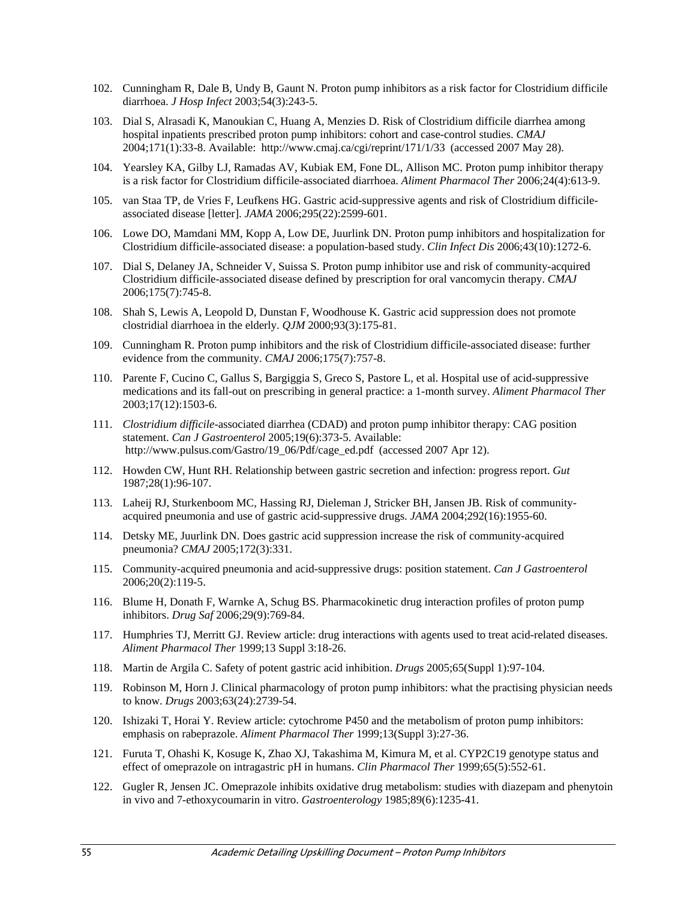102. Cunningham R, Dale B, Undy B, Gaunt N. Proton pump inhibitors as a risk factor for Clostridium difficile diarrhoea. *J Hosp Infect* 2003;54(3):243-5.

103. Dial S, Alrasadi K, Manoukian C, Huang A, Menzies D. Risk of Clostridium difficile diarrhea among hospital inpatients prescribed proton pump inhibitors: cohort and case-control studies. *CMAJ* 2004;171(1):33-8. Available: http://www.cmaj.ca/cgi/reprint/171/1/33 (accessed 2007 May 28).

104. Yearsley KA, Gilby LJ, Ramadas AV, Kubiak EM, Fone DL, Allison MC. Proton pump inhibitor therapy is a risk factor for Clostridium difficile-associated diarrhoea. *Aliment Pharmacol Ther* 2006;24(4):613-9.

105. van Staa TP, de Vries F, Leufkens HG. Gastric acid-suppressive agents and risk of Clostridium difficile-associated disease [letter]. *JAMA* 2006;295(22):2599-601.

106. Lowe DO, Mamdani MM, Kopp A, Low DE, Juurlink DN. Proton pump inhibitors and hospitalization for Clostridium difficile-associated disease: a population-based study. *Clin Infect Dis* 2006;43(10):1272-6.

107. Dial S, Delaney JA, Schneider V, Suissa S. Proton pump inhibitor use and risk of community-acquired Clostridium difficile-associated disease defined by prescription for oral vancomycin therapy. *CMAJ* 2006;175(7):745-8.

108. Shah S, Lewis A, Leopold D, Dunstan F, Woodhouse K. Gastric acid suppression does not promote clostridial diarrhoea in the elderly. *QJM* 2000;93(3):175-81.

109. Cunningham R. Proton pump inhibitors and the risk of Clostridium difficile-associated disease: further evidence from the community. *CMAJ* 2006;175(7):757-8.

110. Parente F, Cucino C, Gallus S, Bargiggia S, Greco S, Pastore L, et al. Hospital use of acid-suppressive medications and its fall-out on prescribing in general practice: a 1-month survey. *Aliment Pharmacol Ther* 2003;17(12):1503-6.

111. *Clostridium difficile*-associated diarrhea (CDAD) and proton pump inhibitor therapy: CAG position statement. *Can J Gastroenterol* 2005;19(6):373-5. Available: http://www.pulsus.com/Gastro/19_06/Pdf/cage_ed.pdf (accessed 2007 Apr 12).

112. Howden CW, Hunt RH. Relationship between gastric secretion and infection: progress report. *Gut* 1987;28(1):96-107.

113. Laheij RJ, Sturkenboom MC, Hassing RJ, Dieleman J, Stricker BH, Jansen JB. Risk of community-acquired pneumonia and use of gastric acid-suppressive drugs. *JAMA* 2004;292(16):1955-60.

114. Detsky ME, Juurlink DN. Does gastric acid suppression increase the risk of community-acquired pneumonia? *CMAJ* 2005;172(3):331.

115. Community-acquired pneumonia and acid-suppressive drugs: position statement. *Can J Gastroenterol* 2006;20(2):119-5.

116. Blume H, Donath F, Warnke A, Schug BS. Pharmacokinetic drug interaction profiles of proton pump inhibitors. *Drug Saf* 2006;29(9):769-84.

117. Humphries TJ, Merritt GJ. Review article: drug interactions with agents used to treat acid-related diseases. *Aliment Pharmacol Ther* 1999;13 Suppl 3:18-26.

118. Martin de Argila C. Safety of potent gastric acid inhibition. *Drugs* 2005;65(Suppl 1):97-104.

119. Robinson M, Horn J. Clinical pharmacology of proton pump inhibitors: what the practising physician needs to know. *Drugs* 2003;63(24):2739-54.

120. Ishizaki T, Horai Y. Review article: cytochrome P450 and the metabolism of proton pump inhibitors: emphasis on rabeprazole. *Aliment Pharmacol Ther* 1999;13(Suppl 3):27-36.

121. Furuta T, Ohashi K, Kosuge K, Zhao XJ, Takashima M, Kimura M, et al. CYP2C19 genotype status and effect of omeprazole on intragastric pH in humans. *Clin Pharmacol Ther* 1999;65(5):552-61.

122. Gugler R, Jensen JC. Omeprazole inhibits oxidative drug metabolism: studies with diazepam and phenytoin in vivo and 7-ethoxycoumarin in vitro. *Gastroenterology* 1985;89(6):1235-41.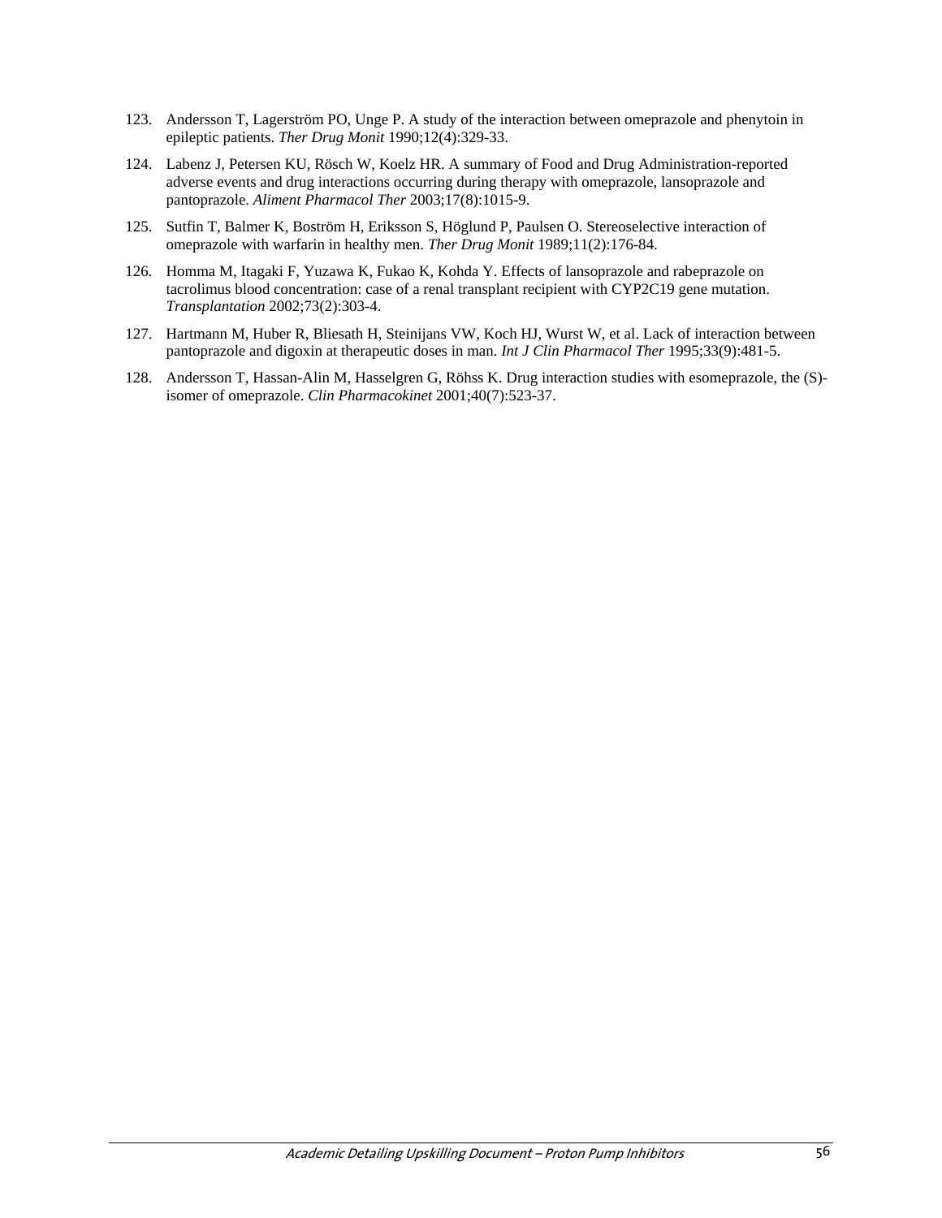123. Andersson T, Lagerström PO, Unge P. A study of the interaction between omeprazole and phenytoin in epileptic patients. *Ther Drug Monit* 1990;12(4):329-33.

124. Labenz J, Petersen KU, Rösch W, Koelz HR. A summary of Food and Drug Administration-reported adverse events and drug interactions occurring during therapy with omeprazole, lansoprazole and pantoprazole. *Aliment Pharmacol Ther* 2003;17(8):1015-9.

125. Sutfin T, Balmer K, Boström H, Eriksson S, Höglund P, Paulsen O. Stereoselective interaction of omeprazole with warfarin in healthy men. *Ther Drug Monit* 1989;11(2):176-84.

126. Homma M, Itagaki F, Yuzawa K, Fukao K, Kohda Y. Effects of lansoprazole and rabeprazole on tacrolimus blood concentration: case of a renal transplant recipient with CYP2C19 gene mutation. *Transplantation* 2002;73(2):303-4.

127. Hartmann M, Huber R, Bliesath H, Steinijans VW, Koch HJ, Wurst W, et al. Lack of interaction between pantoprazole and digoxin at therapeutic doses in man. *Int J Clin Pharmacol Ther* 1995;33(9):481-5.

128. Andersson T, Hassan-Alin M, Hasselgren G, Röhss K. Drug interaction studies with esomeprazole, the (S)-isomer of omeprazole. *Clin Pharmacokinet* 2001;40(7):523-37.